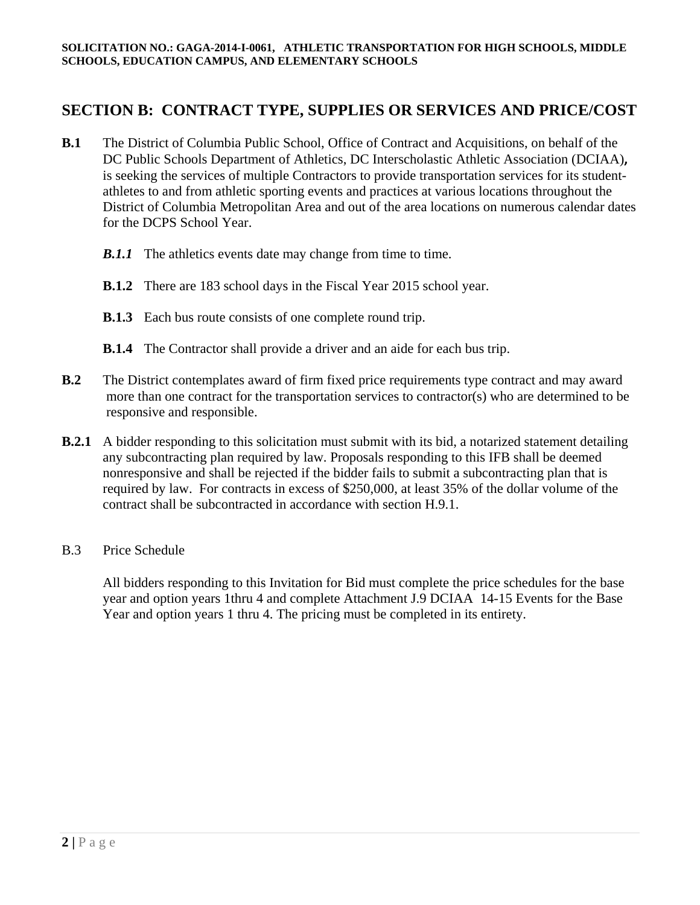## SECTION B: CONTRACT TYPE, SUPPLIES OR SERVICES AND PRICE/COST

**B.1** The District of Columbia Public School, Office of Contract and Acquisitions, on behalf of the DC Public Schools Department of Athletics, DC Interscholastic Athletic Association (DCIAA)**,** is seeking the services of multiple Contractors to provide transportation services for its student-athletes to and from athletic sporting events and practices at various locations throughout the District of Columbia Metropolitan Area and out of the area locations on numerous calendar dates for the DCPS School Year.

***B.1.1*** The athletics events date may change from time to time.

**B.1.2** There are 183 school days in the Fiscal Year 2015 school year.

**B.1.3** Each bus route consists of one complete round trip.

**B.1.4** The Contractor shall provide a driver and an aide for each bus trip.

**B.2** The District contemplates award of firm fixed price requirements type contract and may award more than one contract for the transportation services to contractor(s) who are determined to be responsive and responsible.

**B.2.1** A bidder responding to this solicitation must submit with its bid, a notarized statement detailing any subcontracting plan required by law. Proposals responding to this IFB shall be deemed nonresponsive and shall be rejected if the bidder fails to submit a subcontracting plan that is required by law. For contracts in excess of $250,000, at least 35% of the dollar volume of the contract shall be subcontracted in accordance with section H.9.1.

B.3 Price Schedule

All bidders responding to this Invitation for Bid must complete the price schedules for the base year and option years 1thru 4 and complete Attachment J.9 DCIAA 14-15 Events for the Base Year and option years 1 thru 4. The pricing must be completed in its entirety.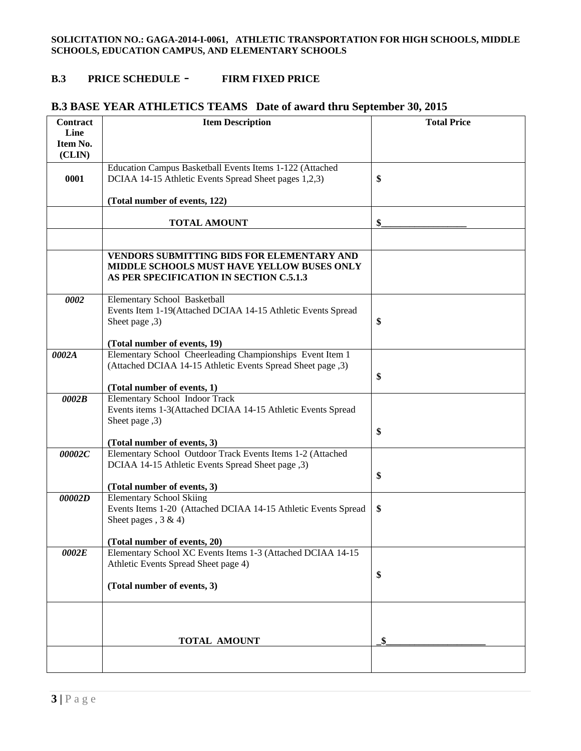**SOLICITATION NO.: GAGA-2014-I-0061, ATHLETIC TRANSPORTATION FOR HIGH SCHOOLS, MIDDLE SCHOOLS, EDUCATION CAMPUS, AND ELEMENTARY SCHOOLS**

## B.3 PRICE SCHEDULE - FIRM FIXED PRICE

## B.3 BASE YEAR ATHLETICS TEAMS Date of award thru September 30, 2015

| Contract Line Item No. (CLIN) | Item Description | Total Price |
|---|---|---|
| **0001** | Education Campus Basketball Events Items 1-122 (Attached DCIAA 14-15 Athletic Events Spread Sheet pages 1,2,3)<br><br>**(Total number of events, 122)** | **$** |
| | **TOTAL AMOUNT** | **$__________________** |
| | | |
| | **VENDORS SUBMITTING BIDS FOR ELEMENTARY AND MIDDLE SCHOOLS MUST HAVE YELLOW BUSES ONLY AS PER SPECIFICATION IN SECTION C.5.1.3** | |
| ***0002*** | Elementary School Basketball Events Item 1-19(Attached DCIAA 14-15 Athletic Events Spread Sheet page ,3)<br><br>**(Total number of events, 19)** | **$** |
| ***0002A*** | Elementary School Cheerleading Championships Event Item 1 (Attached DCIAA 14-15 Athletic Events Spread Sheet page ,3)<br><br>**(Total number of events, 1)** | **$** |
| ***0002B*** | Elementary School Indoor Track Events items 1-3(Attached DCIAA 14-15 Athletic Events Spread Sheet page ,3)<br><br>**(Total number of events, 3)** | **$** |
| ***00002C*** | Elementary School Outdoor Track Events Items 1-2 (Attached DCIAA 14-15 Athletic Events Spread Sheet page ,3)<br><br>**(Total number of events, 3)** | **$** |
| ***00002D*** | Elementary School Skiing Events Items 1-20 (Attached DCIAA 14-15 Athletic Events Spread Sheet pages , 3 & 4)<br><br>**(Total number of events, 20)** | **$** |
| ***0002E*** | Elementary School XC Events Items 1-3 (Attached DCIAA 14-15 Athletic Events Spread Sheet page 4)<br><br>**(Total number of events, 3)** | **$** |
| | **TOTAL AMOUNT** | **_$_____________________** |
| | | |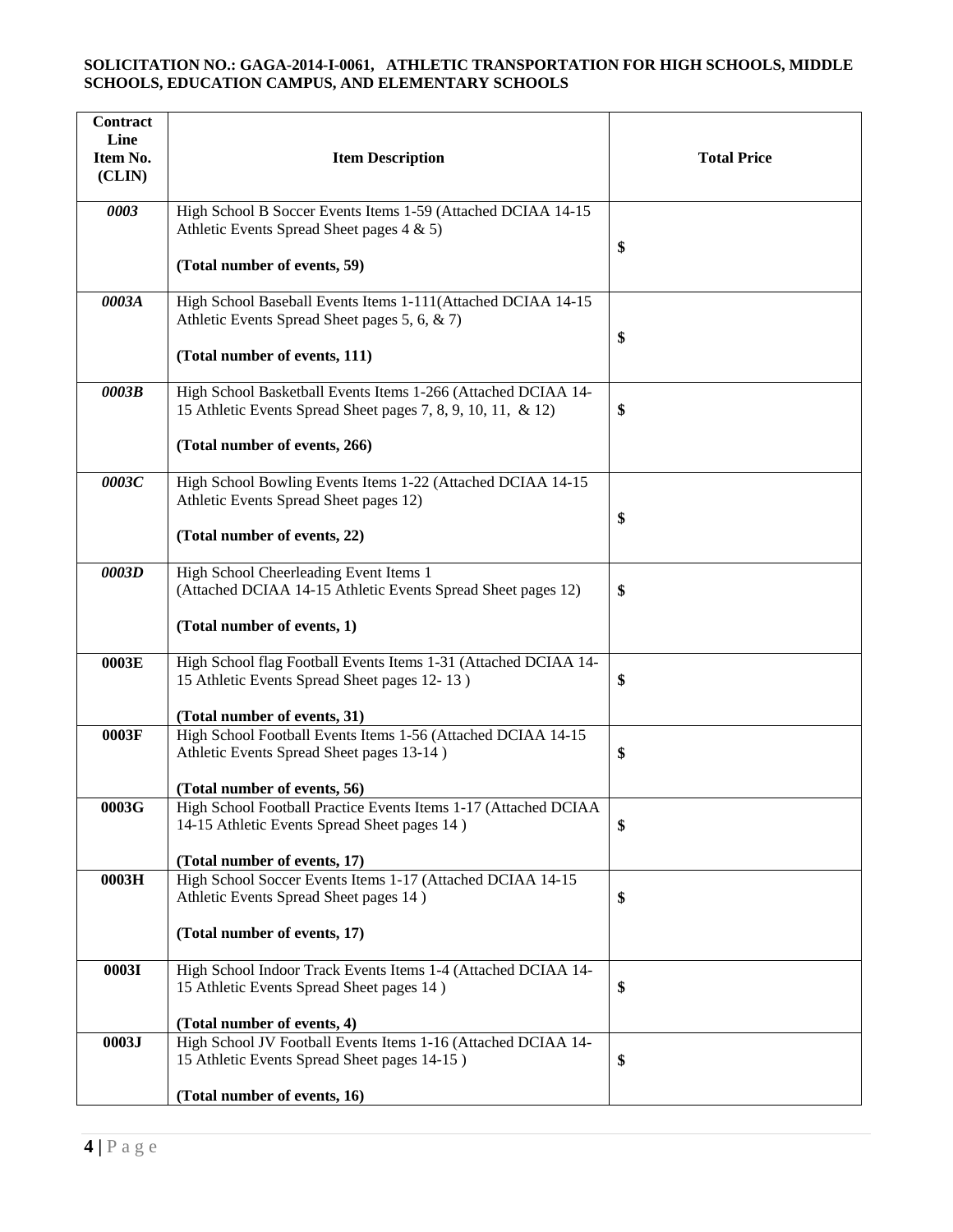**SOLICITATION NO.: GAGA-2014-I-0061, ATHLETIC TRANSPORTATION FOR HIGH SCHOOLS, MIDDLE SCHOOLS, EDUCATION CAMPUS, AND ELEMENTARY SCHOOLS**

| Contract Line Item No. (CLIN) | Item Description | Total Price |
|---|---|---|
| *0003* | High School B Soccer Events Items 1-59 (Attached DCIAA 14-15 Athletic Events Spread Sheet pages 4 & 5)<br><br>**(Total number of events, 59)** | **$** |
| *0003A* | High School Baseball Events Items 1-111(Attached DCIAA 14-15 Athletic Events Spread Sheet pages 5, 6, & 7)<br><br>**(Total number of events, 111)** | **$** |
| *0003B* | High School Basketball Events Items 1-266 (Attached DCIAA 14-15 Athletic Events Spread Sheet pages 7, 8, 9, 10, 11, & 12)<br><br>**(Total number of events, 266)** | **$** |
| *0003C* | High School Bowling Events Items 1-22 (Attached DCIAA 14-15 Athletic Events Spread Sheet pages 12)<br><br>**(Total number of events, 22)** | **$** |
| *0003D* | High School Cheerleading Event Items 1<br>(Attached DCIAA 14-15 Athletic Events Spread Sheet pages 12)<br><br>**(Total number of events, 1)** | **$** |
| **0003E** | High School flag Football Events Items 1-31 (Attached DCIAA 14-15 Athletic Events Spread Sheet pages 12- 13 )<br><br>**(Total number of events, 31)** | **$** |
| **0003F** | High School Football Events Items 1-56 (Attached DCIAA 14-15 Athletic Events Spread Sheet pages 13-14 )<br><br>**(Total number of events, 56)** | **$** |
| **0003G** | High School Football Practice Events Items 1-17 (Attached DCIAA 14-15 Athletic Events Spread Sheet pages 14 )<br><br>**(Total number of events, 17)** | **$** |
| **0003H** | High School Soccer Events Items 1-17 (Attached DCIAA 14-15 Athletic Events Spread Sheet pages 14 )<br><br>**(Total number of events, 17)** | **$** |
| **0003I** | High School Indoor Track Events Items 1-4 (Attached DCIAA 14-15 Athletic Events Spread Sheet pages 14 )<br><br>**(Total number of events, 4)** | **$** |
| **0003J** | High School JV Football Events Items 1-16 (Attached DCIAA 14-15 Athletic Events Spread Sheet pages 14-15 )<br><br>**(Total number of events, 16)** | **$** |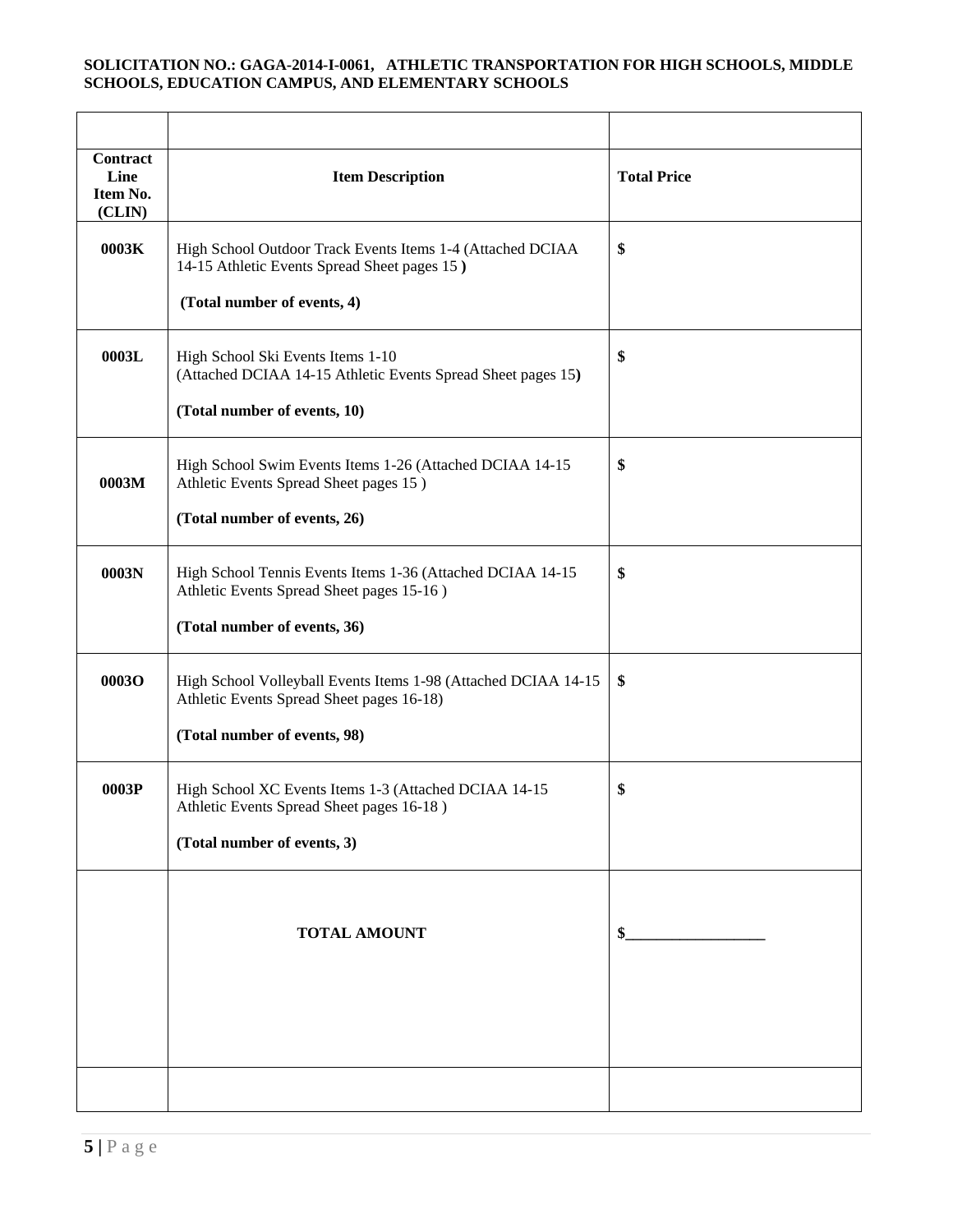**SOLICITATION NO.: GAGA-2014-I-0061, ATHLETIC TRANSPORTATION FOR HIGH SCHOOLS, MIDDLE SCHOOLS, EDUCATION CAMPUS, AND ELEMENTARY SCHOOLS**

| | | |
|---|---|---|
| **Contract Line Item No. (CLIN)** | **Item Description** | **Total Price** |
| **0003K** | High School Outdoor Track Events Items 1-4 (Attached DCIAA 14-15 Athletic Events Spread Sheet pages 15 )<br><br>**(Total number of events, 4)** | **$** |
| **0003L** | High School Ski Events Items 1-10<br>(Attached DCIAA 14-15 Athletic Events Spread Sheet pages 15)<br><br>**(Total number of events, 10)** | **$** |
| **0003M** | High School Swim Events Items 1-26 (Attached DCIAA 14-15 Athletic Events Spread Sheet pages 15 )<br><br>**(Total number of events, 26)** | **$** |
| **0003N** | High School Tennis Events Items 1-36 (Attached DCIAA 14-15 Athletic Events Spread Sheet pages 15-16 )<br><br>**(Total number of events, 36)** | **$** |
| **0003O** | High School Volleyball Events Items 1-98 (Attached DCIAA 14-15 Athletic Events Spread Sheet pages 16-18)<br><br>**(Total number of events, 98)** | **$** |
| **0003P** | High School XC Events Items 1-3 (Attached DCIAA 14-15 Athletic Events Spread Sheet pages 16-18 )<br><br>**(Total number of events, 3)** | **$** |
| | **TOTAL AMOUNT** | **$__________________** |
| | | |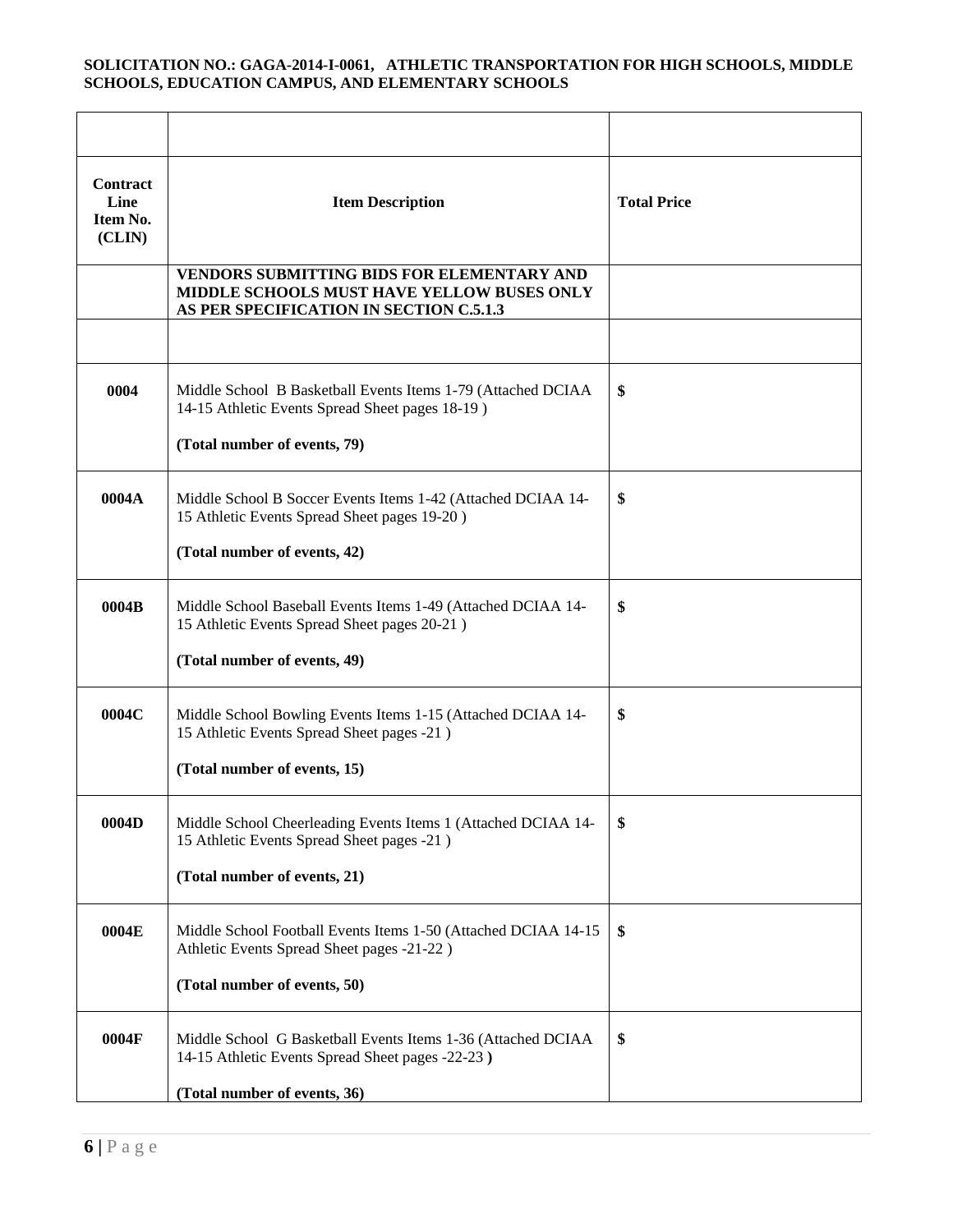**SOLICITATION NO.: GAGA-2014-I-0061, ATHLETIC TRANSPORTATION FOR HIGH SCHOOLS, MIDDLE SCHOOLS, EDUCATION CAMPUS, AND ELEMENTARY SCHOOLS**

| | | |
|---|---|---|
| **Contract Line Item No. (CLIN)** | **Item Description** | **Total Price** |
| | **VENDORS SUBMITTING BIDS FOR ELEMENTARY AND MIDDLE SCHOOLS MUST HAVE YELLOW BUSES ONLY AS PER SPECIFICATION IN SECTION C.5.1.3** | |
| | | |
| **0004** | Middle School B Basketball Events Items 1-79 (Attached DCIAA 14-15 Athletic Events Spread Sheet pages 18-19 )<br><br>**(Total number of events, 79)** | **$** |
| **0004A** | Middle School B Soccer Events Items 1-42 (Attached DCIAA 14-15 Athletic Events Spread Sheet pages 19-20 )<br><br>**(Total number of events, 42)** | **$** |
| **0004B** | Middle School Baseball Events Items 1-49 (Attached DCIAA 14-15 Athletic Events Spread Sheet pages 20-21 )<br><br>**(Total number of events, 49)** | **$** |
| **0004C** | Middle School Bowling Events Items 1-15 (Attached DCIAA 14-15 Athletic Events Spread Sheet pages -21 )<br><br>**(Total number of events, 15)** | **$** |
| **0004D** | Middle School Cheerleading Events Items 1 (Attached DCIAA 14-15 Athletic Events Spread Sheet pages -21 )<br><br>**(Total number of events, 21)** | **$** |
| **0004E** | Middle School Football Events Items 1-50 (Attached DCIAA 14-15 Athletic Events Spread Sheet pages -21-22 )<br><br>**(Total number of events, 50)** | **$** |
| **0004F** | Middle School G Basketball Events Items 1-36 (Attached DCIAA 14-15 Athletic Events Spread Sheet pages -22-23 **)**<br><br>**(Total number of events, 36)** | **$** |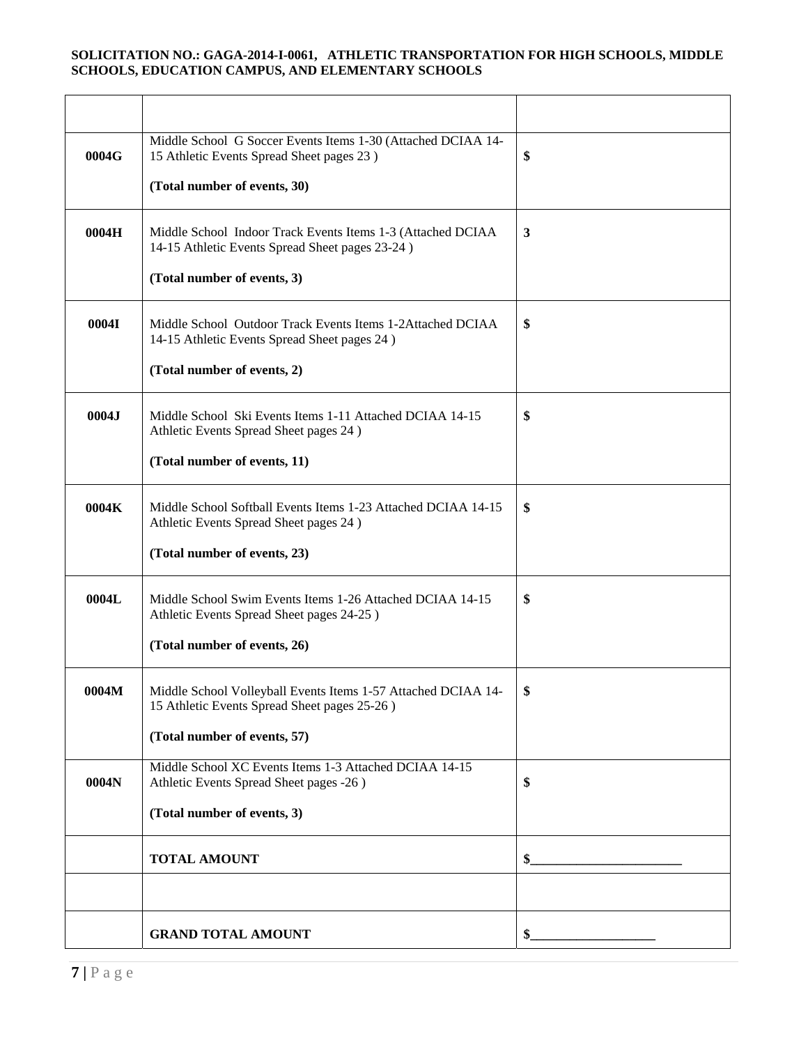| | | |
|---|---|---|
| 0004G | Middle School G Soccer Events Items 1-30 (Attached DCIAA 14-15 Athletic Events Spread Sheet pages 23 )<br><br>**(Total number of events, 30)** | **$** |
| 0004H | Middle School Indoor Track Events Items 1-3 (Attached DCIAA 14-15 Athletic Events Spread Sheet pages 23-24 )<br><br>**(Total number of events, 3)** | **3** |
| 0004I | Middle School Outdoor Track Events Items 1-2Attached DCIAA 14-15 Athletic Events Spread Sheet pages 24 )<br><br>**(Total number of events, 2)** | **$** |
| 0004J | Middle School Ski Events Items 1-11 Attached DCIAA 14-15 Athletic Events Spread Sheet pages 24 )<br><br>**(Total number of events, 11)** | **$** |
| 0004K | Middle School Softball Events Items 1-23 Attached DCIAA 14-15 Athletic Events Spread Sheet pages 24 )<br><br>**(Total number of events, 23)** | **$** |
| 0004L | Middle School Swim Events Items 1-26 Attached DCIAA 14-15 Athletic Events Spread Sheet pages 24-25 )<br><br>**(Total number of events, 26)** | **$** |
| 0004M | Middle School Volleyball Events Items 1-57 Attached DCIAA 14-15 Athletic Events Spread Sheet pages 25-26 )<br><br>**(Total number of events, 57)** | **$** |
| 0004N | Middle School XC Events Items 1-3 Attached DCIAA 14-15 Athletic Events Spread Sheet pages -26 )<br><br>**(Total number of events, 3)** | **$** |
| | **TOTAL AMOUNT** | **$_______________________** |
| | | |
| | **GRAND TOTAL AMOUNT** | **$___________________** |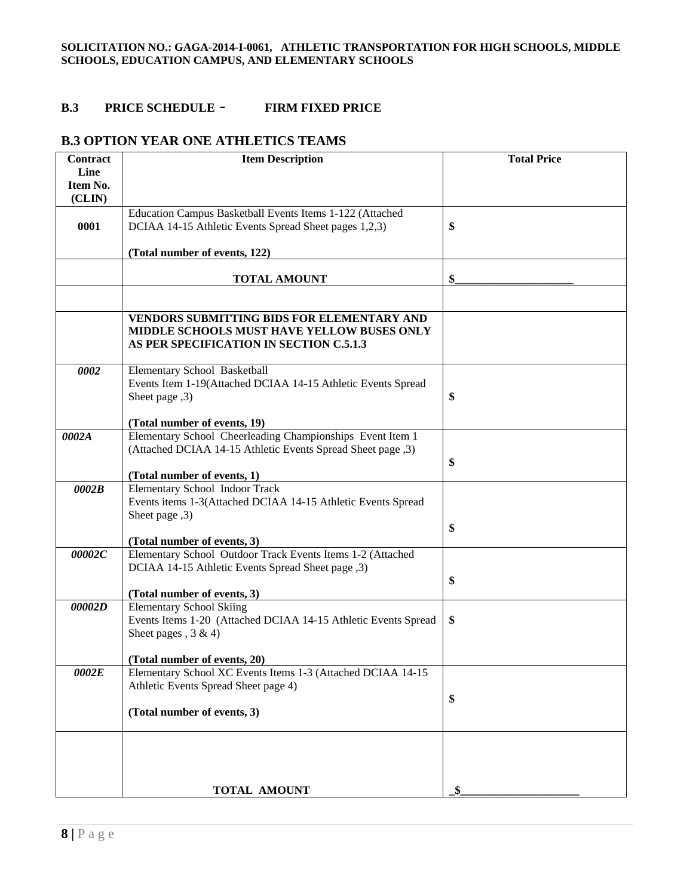**SOLICITATION NO.: GAGA-2014-I-0061, ATHLETIC TRANSPORTATION FOR HIGH SCHOOLS, MIDDLE SCHOOLS, EDUCATION CAMPUS, AND ELEMENTARY SCHOOLS**

## B.3 PRICE SCHEDULE - FIRM FIXED PRICE

## B.3 OPTION YEAR ONE ATHLETICS TEAMS

| Contract Line Item No. (CLIN) | Item Description | Total Price |
|---|---|---|
| **0001** | Education Campus Basketball Events Items 1-122 (Attached DCIAA 14-15 Athletic Events Spread Sheet pages 1,2,3)<br><br>**(Total number of events, 122)** | **$** |
| | **TOTAL AMOUNT** | **$_____________________** |
| | | |
| | **VENDORS SUBMITTING BIDS FOR ELEMENTARY AND MIDDLE SCHOOLS MUST HAVE YELLOW BUSES ONLY AS PER SPECIFICATION IN SECTION C.5.1.3** | |
| ***0002*** | Elementary School Basketball Events Item 1-19(Attached DCIAA 14-15 Athletic Events Spread Sheet page ,3)<br><br>**(Total number of events, 19)** | **$** |
| ***0002A*** | Elementary School Cheerleading Championships Event Item 1 (Attached DCIAA 14-15 Athletic Events Spread Sheet page ,3)<br><br>**(Total number of events, 1)** | **$** |
| ***0002B*** | Elementary School Indoor Track Events items 1-3(Attached DCIAA 14-15 Athletic Events Spread Sheet page ,3)<br><br>**(Total number of events, 3)** | **$** |
| ***00002C*** | Elementary School Outdoor Track Events Items 1-2 (Attached DCIAA 14-15 Athletic Events Spread Sheet page ,3)<br><br>**(Total number of events, 3)** | **$** |
| ***00002D*** | Elementary School Skiing Events Items 1-20 (Attached DCIAA 14-15 Athletic Events Spread Sheet pages , 3 & 4)<br><br>**(Total number of events, 20)** | **$** |
| ***0002E*** | Elementary School XC Events Items 1-3 (Attached DCIAA 14-15 Athletic Events Spread Sheet page 4)<br><br>**(Total number of events, 3)** | **$** |
| | **TOTAL AMOUNT** | **_$_____________________** |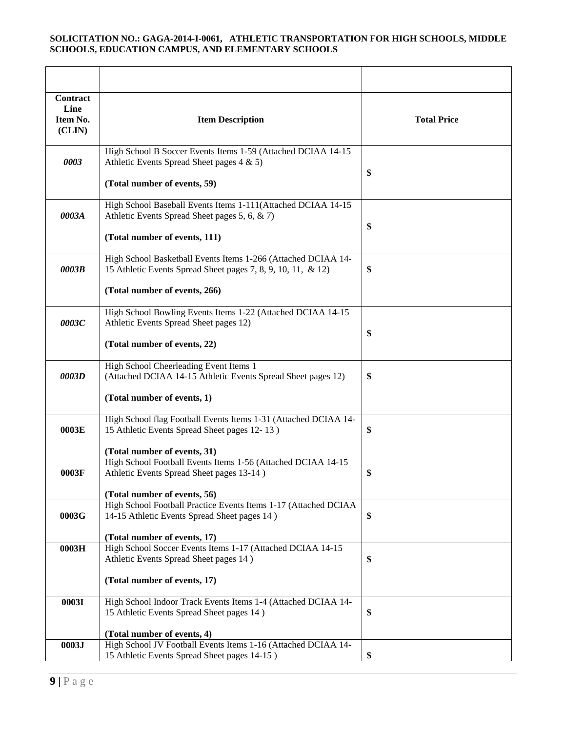**SOLICITATION NO.: GAGA-2014-I-0061, ATHLETIC TRANSPORTATION FOR HIGH SCHOOLS, MIDDLE SCHOOLS, EDUCATION CAMPUS, AND ELEMENTARY SCHOOLS**

| | | |
|---|---|---|
| **Contract Line Item No. (CLIN)** | **Item Description** | **Total Price** |
| *0003* | High School B Soccer Events Items 1-59 (Attached DCIAA 14-15 Athletic Events Spread Sheet pages 4 & 5)<br><br>**(Total number of events, 59)** | $ |
| *0003A* | High School Baseball Events Items 1-111(Attached DCIAA 14-15 Athletic Events Spread Sheet pages 5, 6, & 7)<br><br>**(Total number of events, 111)** | $ |
| *0003B* | High School Basketball Events Items 1-266 (Attached DCIAA 14-15 Athletic Events Spread Sheet pages 7, 8, 9, 10, 11, & 12)<br><br>**(Total number of events, 266)** | $ |
| *0003C* | High School Bowling Events Items 1-22 (Attached DCIAA 14-15 Athletic Events Spread Sheet pages 12)<br><br>**(Total number of events, 22)** | $ |
| *0003D* | High School Cheerleading Event Items 1 (Attached DCIAA 14-15 Athletic Events Spread Sheet pages 12)<br><br>**(Total number of events, 1)** | $ |
| **0003E** | High School flag Football Events Items 1-31 (Attached DCIAA 14-15 Athletic Events Spread Sheet pages 12- 13 )<br><br>**(Total number of events, 31)** | $ |
| **0003F** | High School Football Events Items 1-56 (Attached DCIAA 14-15 Athletic Events Spread Sheet pages 13-14 )<br><br>**(Total number of events, 56)** | $ |
| **0003G** | High School Football Practice Events Items 1-17 (Attached DCIAA 14-15 Athletic Events Spread Sheet pages 14 )<br><br>**(Total number of events, 17)** | $ |
| **0003H** | High School Soccer Events Items 1-17 (Attached DCIAA 14-15 Athletic Events Spread Sheet pages 14 )<br><br>**(Total number of events, 17)** | $ |
| **0003I** | High School Indoor Track Events Items 1-4 (Attached DCIAA 14-15 Athletic Events Spread Sheet pages 14 )<br><br>**(Total number of events, 4)** | $ |
| **0003J** | High School JV Football Events Items 1-16 (Attached DCIAA 14-15 Athletic Events Spread Sheet pages 14-15 ) | $ |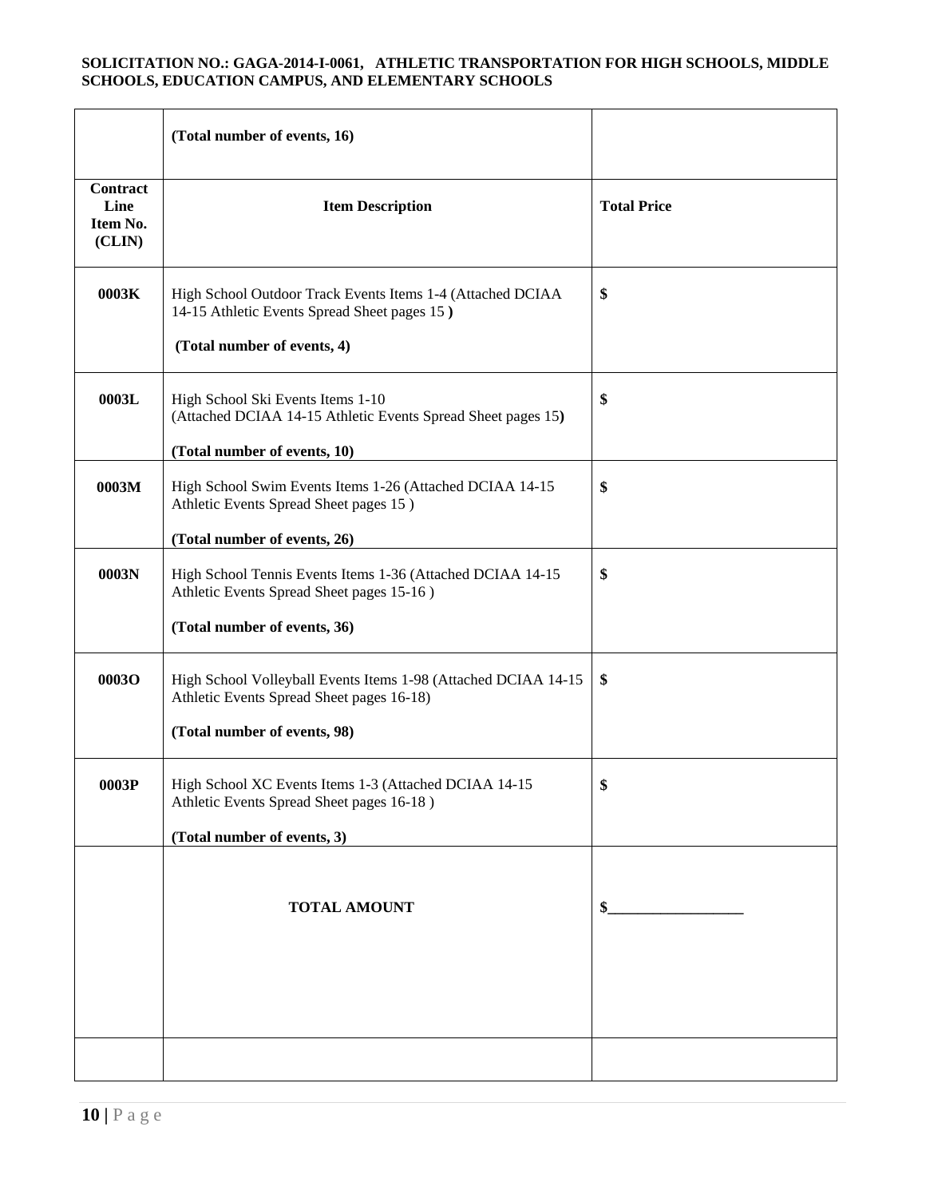| | (Total number of events, 16) | |
|---|---|---|
| **Contract Line Item No. (CLIN)** | **Item Description** | **Total Price** |
| **0003K** | High School Outdoor Track Events Items 1-4 (Attached DCIAA 14-15 Athletic Events Spread Sheet pages 15 ) **(Total number of events, 4)** | **$** |
| **0003L** | High School Ski Events Items 1-10 (Attached DCIAA 14-15 Athletic Events Spread Sheet pages 15) **(Total number of events, 10)** | **$** |
| **0003M** | High School Swim Events Items 1-26 (Attached DCIAA 14-15 Athletic Events Spread Sheet pages 15 ) **(Total number of events, 26)** | **$** |
| **0003N** | High School Tennis Events Items 1-36 (Attached DCIAA 14-15 Athletic Events Spread Sheet pages 15-16 ) **(Total number of events, 36)** | **$** |
| **0003O** | High School Volleyball Events Items 1-98 (Attached DCIAA 14-15 Athletic Events Spread Sheet pages 16-18) **(Total number of events, 98)** | **$** |
| **0003P** | High School XC Events Items 1-3 (Attached DCIAA 14-15 Athletic Events Spread Sheet pages 16-18 ) **(Total number of events, 3)** | **$** |
| | **TOTAL AMOUNT** | **$__________________** |
| | | |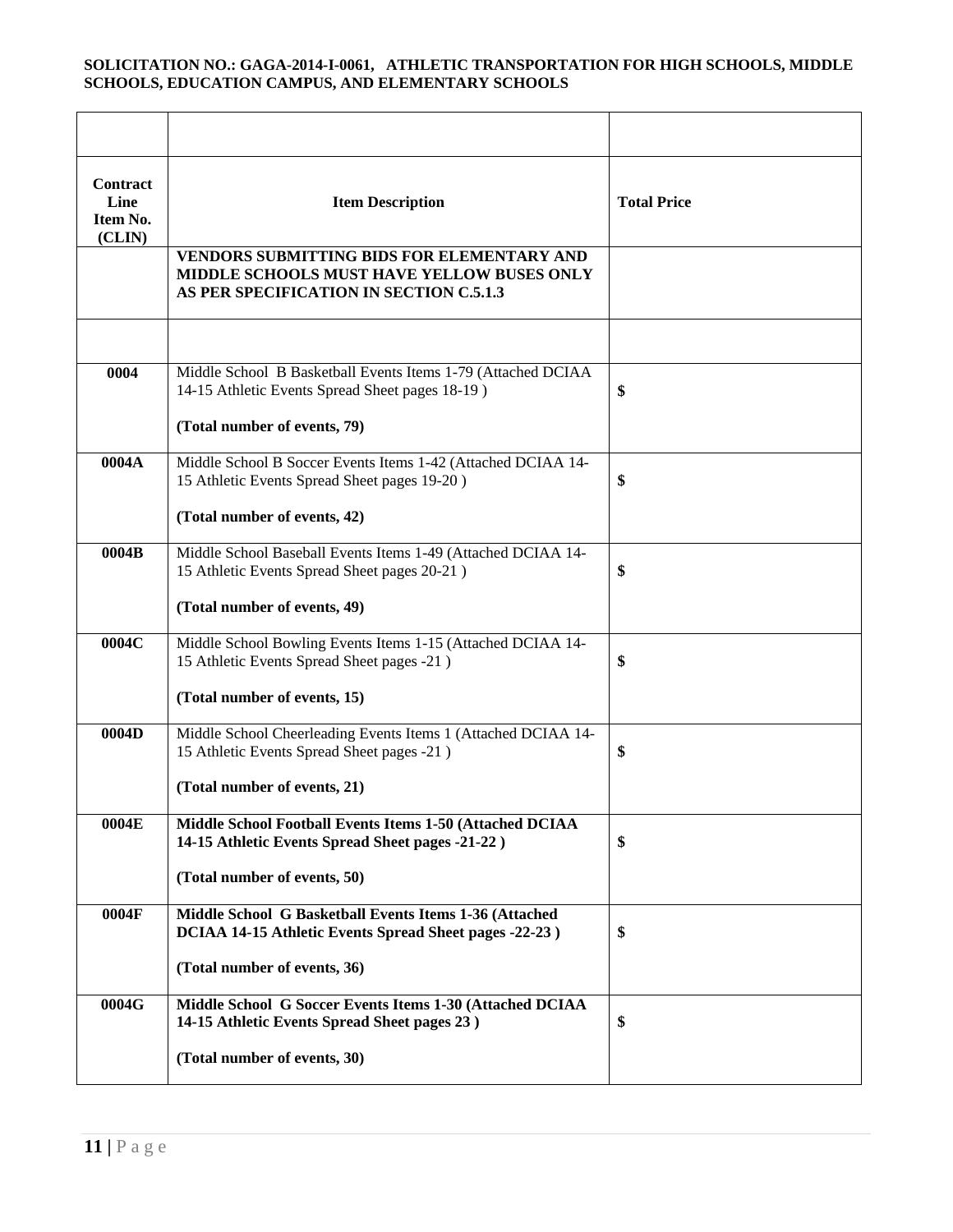| | | |
|---|---|---|
| **Contract Line Item No. (CLIN)** | **Item Description** | **Total Price** |
| | **VENDORS SUBMITTING BIDS FOR ELEMENTARY AND MIDDLE SCHOOLS MUST HAVE YELLOW BUSES ONLY AS PER SPECIFICATION IN SECTION C.5.1.3** | |
| | | |
| **0004** | Middle School B Basketball Events Items 1-79 (Attached DCIAA 14-15 Athletic Events Spread Sheet pages 18-19 )<br><br>**(Total number of events, 79)** | **$** |
| **0004A** | Middle School B Soccer Events Items 1-42 (Attached DCIAA 14-15 Athletic Events Spread Sheet pages 19-20 )<br><br>**(Total number of events, 42)** | **$** |
| **0004B** | Middle School Baseball Events Items 1-49 (Attached DCIAA 14-15 Athletic Events Spread Sheet pages 20-21 )<br><br>**(Total number of events, 49)** | **$** |
| **0004C** | Middle School Bowling Events Items 1-15 (Attached DCIAA 14-15 Athletic Events Spread Sheet pages -21 )<br><br>**(Total number of events, 15)** | **$** |
| **0004D** | Middle School Cheerleading Events Items 1 (Attached DCIAA 14-15 Athletic Events Spread Sheet pages -21 )<br><br>**(Total number of events, 21)** | **$** |
| **0004E** | **Middle School Football Events Items 1-50 (Attached DCIAA 14-15 Athletic Events Spread Sheet pages -21-22 )**<br><br>**(Total number of events, 50)** | **$** |
| **0004F** | **Middle School G Basketball Events Items 1-36 (Attached DCIAA 14-15 Athletic Events Spread Sheet pages -22-23 )**<br><br>**(Total number of events, 36)** | **$** |
| **0004G** | **Middle School G Soccer Events Items 1-30 (Attached DCIAA 14-15 Athletic Events Spread Sheet pages 23 )**<br><br>**(Total number of events, 30)** | **$** |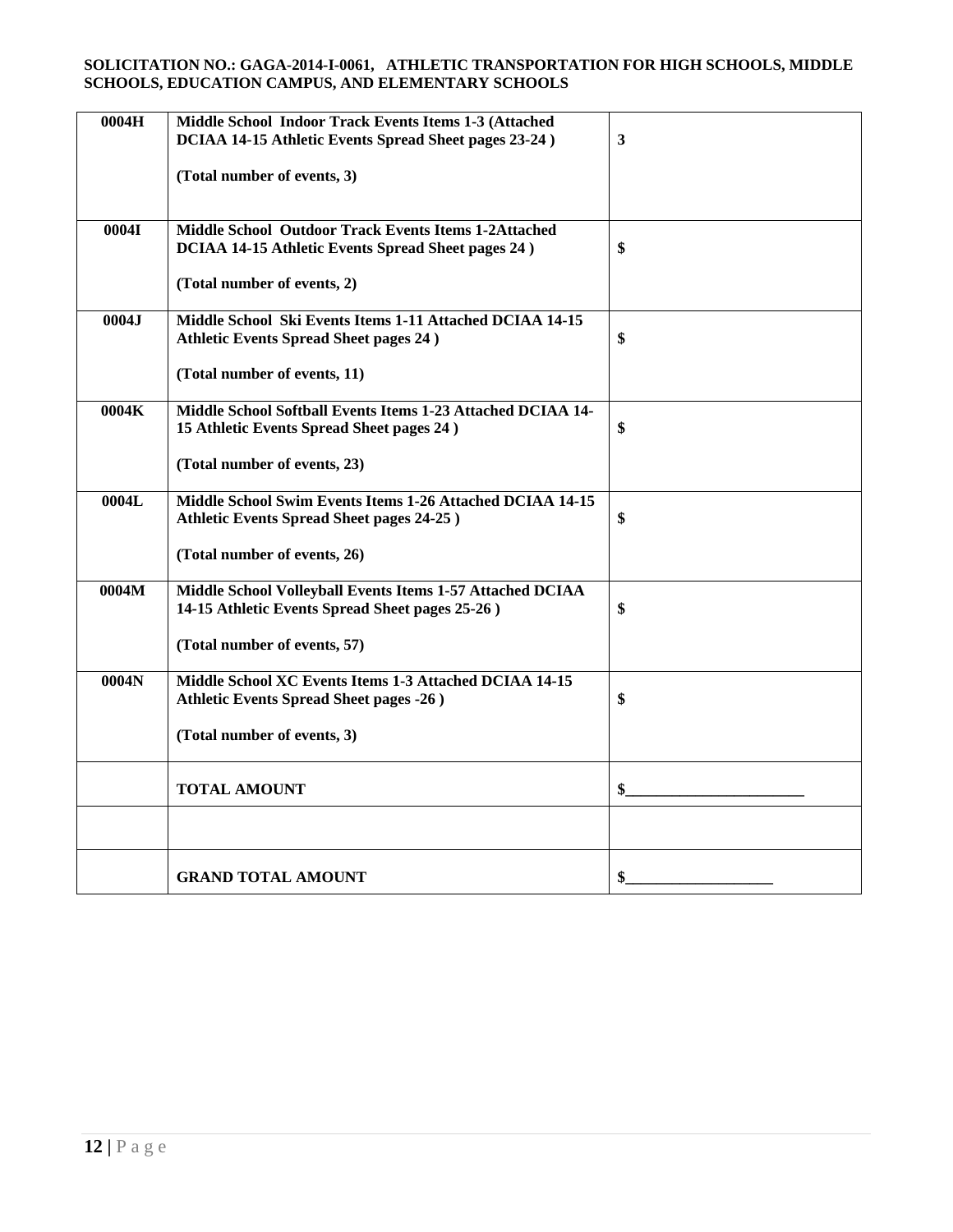**SOLICITATION NO.: GAGA-2014-I-0061, ATHLETIC TRANSPORTATION FOR HIGH SCHOOLS, MIDDLE SCHOOLS, EDUCATION CAMPUS, AND ELEMENTARY SCHOOLS**

| | | |
|---|---|---|
| **0004H** | **Middle School Indoor Track Events Items 1-3 (Attached DCIAA 14-15 Athletic Events Spread Sheet pages 23-24 )**<br><br>**(Total number of events, 3)** | **3** |
| **0004I** | **Middle School Outdoor Track Events Items 1-2Attached DCIAA 14-15 Athletic Events Spread Sheet pages 24 )**<br><br>**(Total number of events, 2)** | **$** |
| **0004J** | **Middle School Ski Events Items 1-11 Attached DCIAA 14-15 Athletic Events Spread Sheet pages 24 )**<br><br>**(Total number of events, 11)** | **$** |
| **0004K** | **Middle School Softball Events Items 1-23 Attached DCIAA 14-15 Athletic Events Spread Sheet pages 24 )**<br><br>**(Total number of events, 23)** | **$** |
| **0004L** | **Middle School Swim Events Items 1-26 Attached DCIAA 14-15 Athletic Events Spread Sheet pages 24-25 )**<br><br>**(Total number of events, 26)** | **$** |
| **0004M** | **Middle School Volleyball Events Items 1-57 Attached DCIAA 14-15 Athletic Events Spread Sheet pages 25-26 )**<br><br>**(Total number of events, 57)** | **$** |
| **0004N** | **Middle School XC Events Items 1-3 Attached DCIAA 14-15 Athletic Events Spread Sheet pages -26 )**<br><br>**(Total number of events, 3)** | **$** |
| | **TOTAL AMOUNT** | **$______________________** |
| | | |
| | **GRAND TOTAL AMOUNT** | **$__________________** |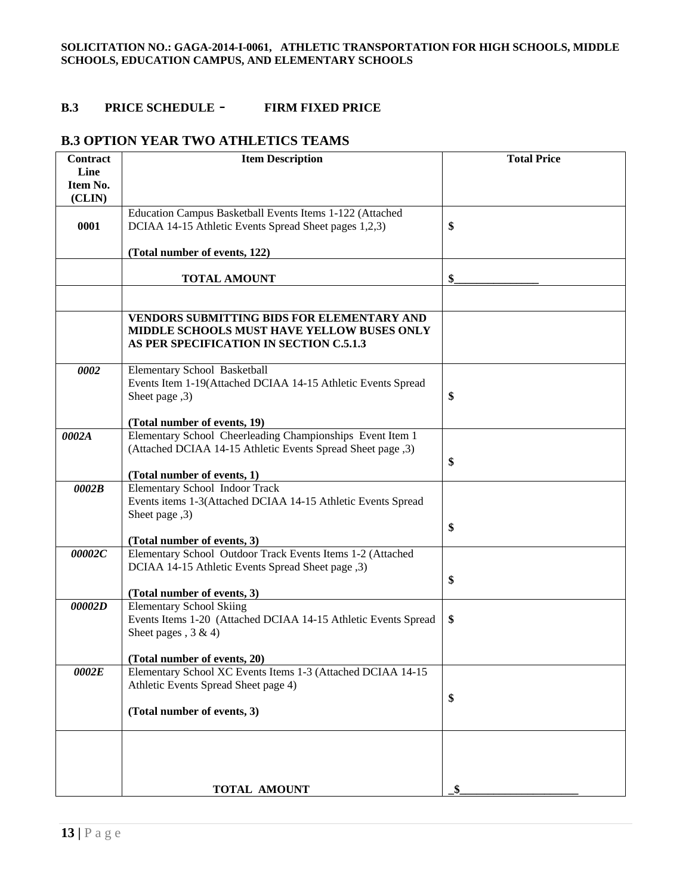**SOLICITATION NO.: GAGA-2014-I-0061, ATHLETIC TRANSPORTATION FOR HIGH SCHOOLS, MIDDLE SCHOOLS, EDUCATION CAMPUS, AND ELEMENTARY SCHOOLS**

## B.3 PRICE SCHEDULE - FIRM FIXED PRICE

## B.3 OPTION YEAR TWO ATHLETICS TEAMS

| Contract Line Item No. (CLIN) | Item Description | Total Price |
|---|---|---|
| **0001** | Education Campus Basketball Events Items 1-122 (Attached DCIAA 14-15 Athletic Events Spread Sheet pages 1,2,3)<br><br>**(Total number of events, 122)** | **$** |
| | **TOTAL AMOUNT** | **$_______________** |
| | | |
| | **VENDORS SUBMITTING BIDS FOR ELEMENTARY AND MIDDLE SCHOOLS MUST HAVE YELLOW BUSES ONLY AS PER SPECIFICATION IN SECTION C.5.1.3** | |
| ***0002*** | Elementary School Basketball Events Item 1-19(Attached DCIAA 14-15 Athletic Events Spread Sheet page ,3)<br><br>**(Total number of events, 19)** | **$** |
| ***0002A*** | Elementary School Cheerleading Championships Event Item 1 (Attached DCIAA 14-15 Athletic Events Spread Sheet page ,3)<br><br>**(Total number of events, 1)** | **$** |
| ***0002B*** | Elementary School Indoor Track Events items 1-3(Attached DCIAA 14-15 Athletic Events Spread Sheet page ,3)<br><br>**(Total number of events, 3)** | **$** |
| ***00002C*** | Elementary School Outdoor Track Events Items 1-2 (Attached DCIAA 14-15 Athletic Events Spread Sheet page ,3)<br><br>**(Total number of events, 3)** | **$** |
| ***00002D*** | Elementary School Skiing Events Items 1-20 (Attached DCIAA 14-15 Athletic Events Spread Sheet pages , 3 & 4)<br><br>**(Total number of events, 20)** | **$** |
| ***0002E*** | Elementary School XC Events Items 1-3 (Attached DCIAA 14-15 Athletic Events Spread Sheet page 4)<br><br>**(Total number of events, 3)** | **$** |
| | **TOTAL AMOUNT** | **_$_____________________** |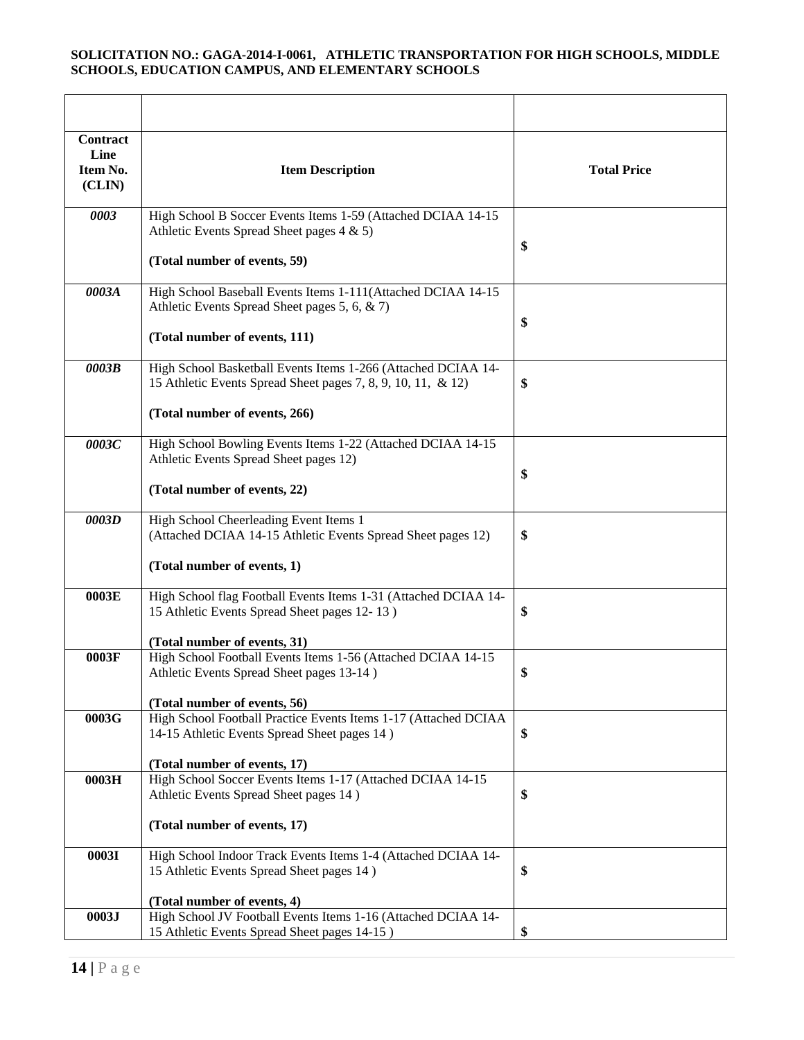| | | |
|---|---|---|
| **Contract Line Item No. (CLIN)** | **Item Description** | **Total Price** |
| ***0003*** | High School B Soccer Events Items 1-59 (Attached DCIAA 14-15 Athletic Events Spread Sheet pages 4 & 5)<br><br>**(Total number of events, 59)** | **$** |
| ***0003A*** | High School Baseball Events Items 1-111(Attached DCIAA 14-15 Athletic Events Spread Sheet pages 5, 6, & 7)<br><br>**(Total number of events, 111)** | **$** |
| ***0003B*** | High School Basketball Events Items 1-266 (Attached DCIAA 14-15 Athletic Events Spread Sheet pages 7, 8, 9, 10, 11, & 12)<br><br>**(Total number of events, 266)** | **$** |
| ***0003C*** | High School Bowling Events Items 1-22 (Attached DCIAA 14-15 Athletic Events Spread Sheet pages 12)<br><br>**(Total number of events, 22)** | **$** |
| ***0003D*** | High School Cheerleading Event Items 1 (Attached DCIAA 14-15 Athletic Events Spread Sheet pages 12)<br><br>**(Total number of events, 1)** | **$** |
| **0003E** | High School flag Football Events Items 1-31 (Attached DCIAA 14-15 Athletic Events Spread Sheet pages 12- 13 )<br><br>**(Total number of events, 31)** | **$** |
| **0003F** | High School Football Events Items 1-56 (Attached DCIAA 14-15 Athletic Events Spread Sheet pages 13-14 )<br><br>**(Total number of events, 56)** | **$** |
| **0003G** | High School Football Practice Events Items 1-17 (Attached DCIAA 14-15 Athletic Events Spread Sheet pages 14 )<br><br>**(Total number of events, 17)** | **$** |
| **0003H** | High School Soccer Events Items 1-17 (Attached DCIAA 14-15 Athletic Events Spread Sheet pages 14 )<br><br>**(Total number of events, 17)** | **$** |
| **0003I** | High School Indoor Track Events Items 1-4 (Attached DCIAA 14-15 Athletic Events Spread Sheet pages 14 )<br><br>**(Total number of events, 4)** | **$** |
| **0003J** | High School JV Football Events Items 1-16 (Attached DCIAA 14-15 Athletic Events Spread Sheet pages 14-15 ) | **$** |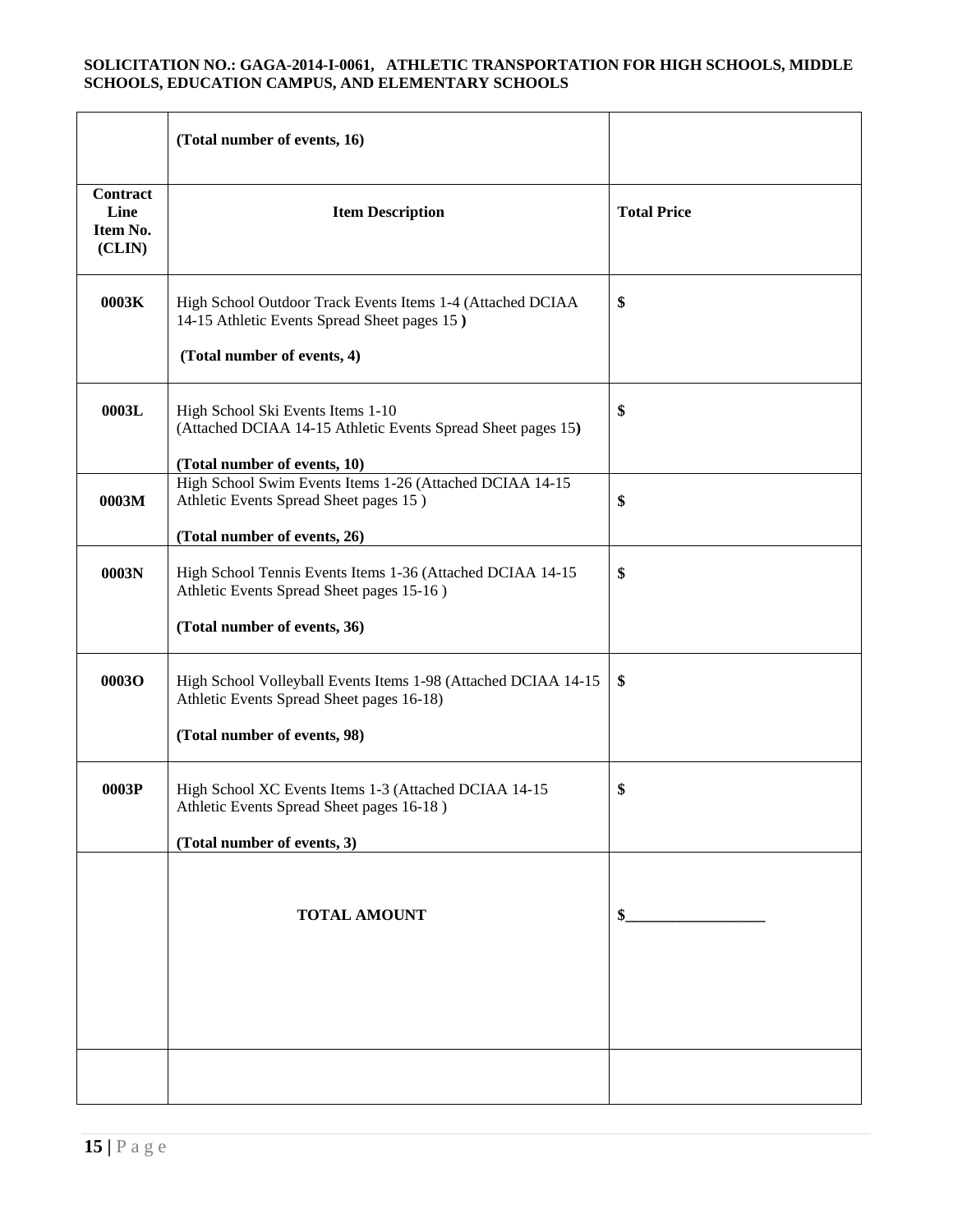| | (Total number of events, 16) | |
|---|---|---|
| **Contract Line Item No. (CLIN)** | **Item Description** | **Total Price** |
| **0003K** | High School Outdoor Track Events Items 1-4 (Attached DCIAA 14-15 Athletic Events Spread Sheet pages 15 **)**<br><br>**(Total number of events, 4)** | **$** |
| **0003L** | High School Ski Events Items 1-10 (Attached DCIAA 14-15 Athletic Events Spread Sheet pages 15**)**<br><br>**(Total number of events, 10)** | **$** |
| **0003M** | High School Swim Events Items 1-26 (Attached DCIAA 14-15 Athletic Events Spread Sheet pages 15 )<br><br>**(Total number of events, 26)** | **$** |
| **0003N** | High School Tennis Events Items 1-36 (Attached DCIAA 14-15 Athletic Events Spread Sheet pages 15-16 )<br><br>**(Total number of events, 36)** | **$** |
| **0003O** | High School Volleyball Events Items 1-98 (Attached DCIAA 14-15 Athletic Events Spread Sheet pages 16-18)<br><br>**(Total number of events, 98)** | **$** |
| **0003P** | High School XC Events Items 1-3 (Attached DCIAA 14-15 Athletic Events Spread Sheet pages 16-18 )<br><br>**(Total number of events, 3)** | **$** |
| | **TOTAL AMOUNT** | **$__________________** |
| | | |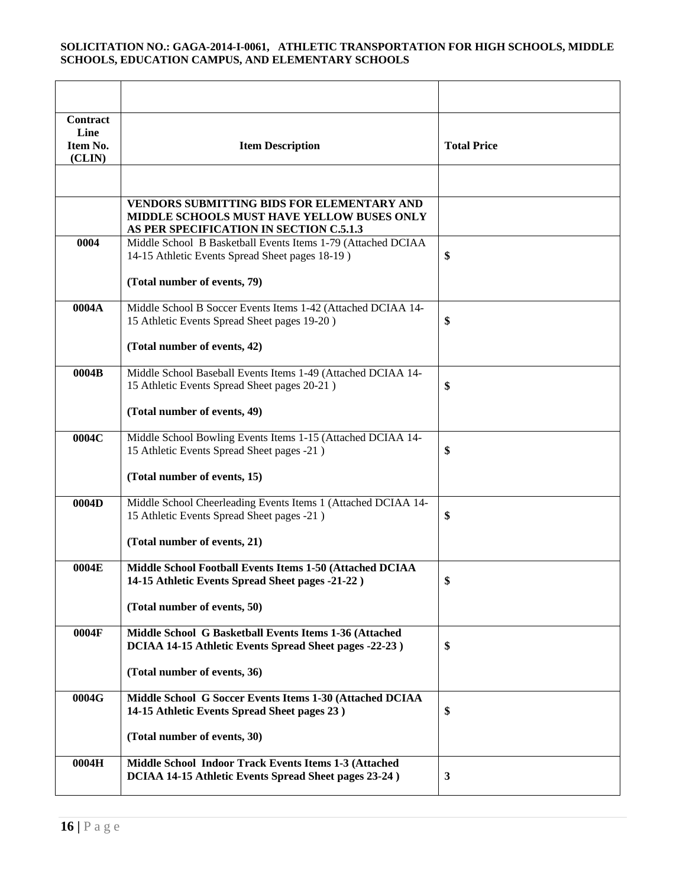**SOLICITATION NO.: GAGA-2014-I-0061, ATHLETIC TRANSPORTATION FOR HIGH SCHOOLS, MIDDLE SCHOOLS, EDUCATION CAMPUS, AND ELEMENTARY SCHOOLS**

| | | |
|---|---|---|
| **Contract Line Item No. (CLIN)** | **Item Description** | **Total Price** |
| | | |
| | **VENDORS SUBMITTING BIDS FOR ELEMENTARY AND MIDDLE SCHOOLS MUST HAVE YELLOW BUSES ONLY AS PER SPECIFICATION IN SECTION C.5.1.3** | |
| **0004** | Middle School B Basketball Events Items 1-79 (Attached DCIAA 14-15 Athletic Events Spread Sheet pages 18-19 )<br><br>**(Total number of events, 79)** | **$** |
| **0004A** | Middle School B Soccer Events Items 1-42 (Attached DCIAA 14-15 Athletic Events Spread Sheet pages 19-20 )<br><br>**(Total number of events, 42)** | **$** |
| **0004B** | Middle School Baseball Events Items 1-49 (Attached DCIAA 14-15 Athletic Events Spread Sheet pages 20-21 )<br><br>**(Total number of events, 49)** | **$** |
| **0004C** | Middle School Bowling Events Items 1-15 (Attached DCIAA 14-15 Athletic Events Spread Sheet pages -21 )<br><br>**(Total number of events, 15)** | **$** |
| **0004D** | Middle School Cheerleading Events Items 1 (Attached DCIAA 14-15 Athletic Events Spread Sheet pages -21 )<br><br>**(Total number of events, 21)** | **$** |
| **0004E** | **Middle School Football Events Items 1-50 (Attached DCIAA 14-15 Athletic Events Spread Sheet pages -21-22 )**<br><br>**(Total number of events, 50)** | **$** |
| **0004F** | **Middle School G Basketball Events Items 1-36 (Attached DCIAA 14-15 Athletic Events Spread Sheet pages -22-23 )**<br><br>**(Total number of events, 36)** | **$** |
| **0004G** | **Middle School G Soccer Events Items 1-30 (Attached DCIAA 14-15 Athletic Events Spread Sheet pages 23 )**<br><br>**(Total number of events, 30)** | **$** |
| **0004H** | **Middle School Indoor Track Events Items 1-3 (Attached DCIAA 14-15 Athletic Events Spread Sheet pages 23-24 )** | **3** |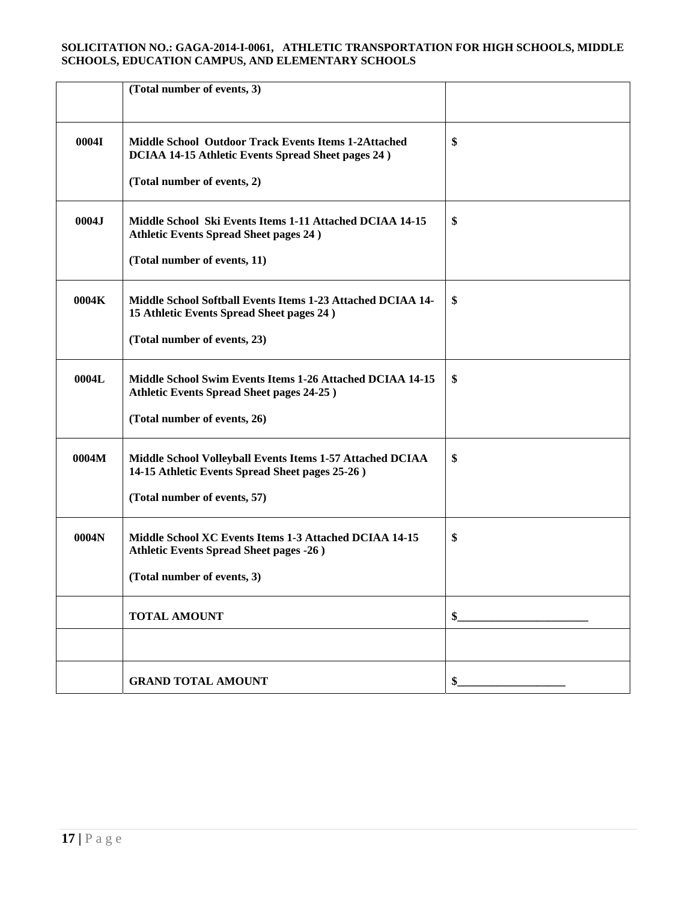| | | |
|---|---|---|
| | **(Total number of events, 3)** | |
| **0004I** | **Middle School Outdoor Track Events Items 1-2Attached DCIAA 14-15 Athletic Events Spread Sheet pages 24 )**<br><br>**(Total number of events, 2)** | **$** |
| **0004J** | **Middle School Ski Events Items 1-11 Attached DCIAA 14-15 Athletic Events Spread Sheet pages 24 )**<br><br>**(Total number of events, 11)** | **$** |
| **0004K** | **Middle School Softball Events Items 1-23 Attached DCIAA 14-15 Athletic Events Spread Sheet pages 24 )**<br><br>**(Total number of events, 23)** | **$** |
| **0004L** | **Middle School Swim Events Items 1-26 Attached DCIAA 14-15 Athletic Events Spread Sheet pages 24-25 )**<br><br>**(Total number of events, 26)** | **$** |
| **0004M** | **Middle School Volleyball Events Items 1-57 Attached DCIAA 14-15 Athletic Events Spread Sheet pages 25-26 )**<br><br>**(Total number of events, 57)** | **$** |
| **0004N** | **Middle School XC Events Items 1-3 Attached DCIAA 14-15 Athletic Events Spread Sheet pages -26 )**<br><br>**(Total number of events, 3)** | **$** |
| | **TOTAL AMOUNT** | **$_______________________** |
| | | |
| | **GRAND TOTAL AMOUNT** | **$___________________** |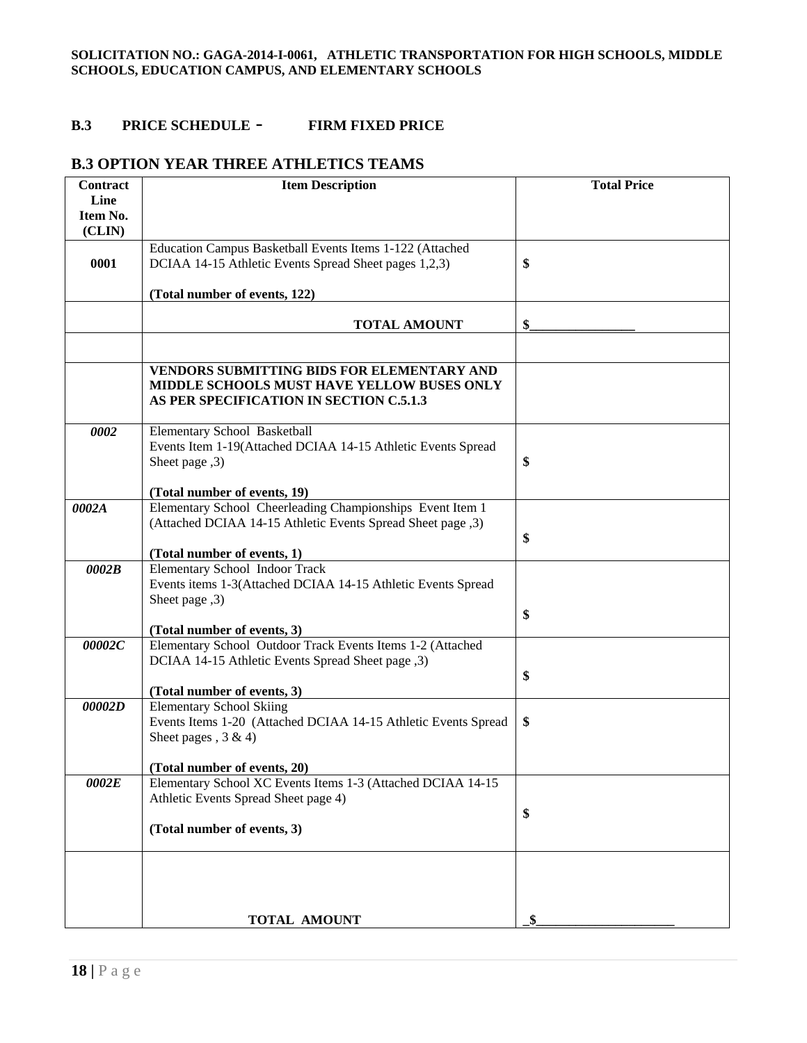**SOLICITATION NO.: GAGA-2014-I-0061, ATHLETIC TRANSPORTATION FOR HIGH SCHOOLS, MIDDLE SCHOOLS, EDUCATION CAMPUS, AND ELEMENTARY SCHOOLS**

### B.3 PRICE SCHEDULE - FIRM FIXED PRICE

### B.3 OPTION YEAR THREE ATHLETICS TEAMS

| Contract Line Item No. (CLIN) | Item Description | Total Price |
|---|---|---|
| **0001** | Education Campus Basketball Events Items 1-122 (Attached DCIAA 14-15 Athletic Events Spread Sheet pages 1,2,3)<br><br>**(Total number of events, 122)** | **$** |
| | **TOTAL AMOUNT** | **$________________** |
| | | |
| | **VENDORS SUBMITTING BIDS FOR ELEMENTARY AND MIDDLE SCHOOLS MUST HAVE YELLOW BUSES ONLY AS PER SPECIFICATION IN SECTION C.5.1.3** | |
| ***0002*** | Elementary School Basketball<br>Events Item 1-19(Attached DCIAA 14-15 Athletic Events Spread Sheet page ,3)<br><br>**(Total number of events, 19)** | **$** |
| ***0002A*** | Elementary School Cheerleading Championships Event Item 1 (Attached DCIAA 14-15 Athletic Events Spread Sheet page ,3)<br><br>**(Total number of events, 1)** | **$** |
| ***0002B*** | Elementary School Indoor Track<br>Events items 1-3(Attached DCIAA 14-15 Athletic Events Spread Sheet page ,3)<br><br>**(Total number of events, 3)** | **$** |
| ***00002C*** | Elementary School Outdoor Track Events Items 1-2 (Attached DCIAA 14-15 Athletic Events Spread Sheet page ,3)<br><br>**(Total number of events, 3)** | **$** |
| ***00002D*** | Elementary School Skiing<br>Events Items 1-20 (Attached DCIAA 14-15 Athletic Events Spread Sheet pages , 3 & 4)<br><br>**(Total number of events, 20)** | **$** |
| ***0002E*** | Elementary School XC Events Items 1-3 (Attached DCIAA 14-15 Athletic Events Spread Sheet page 4)<br><br>**(Total number of events, 3)** | **$** |
| | **TOTAL AMOUNT** | **_$_____________________** |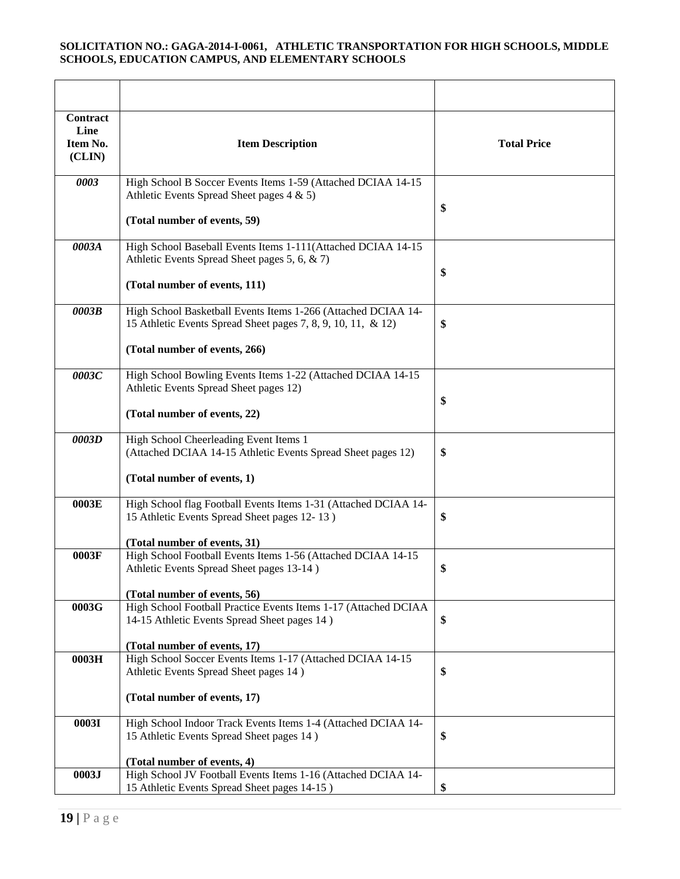**SOLICITATION NO.: GAGA-2014-I-0061, ATHLETIC TRANSPORTATION FOR HIGH SCHOOLS, MIDDLE SCHOOLS, EDUCATION CAMPUS, AND ELEMENTARY SCHOOLS**

| | | |
|---|---|---|
| **Contract Line Item No. (CLIN)** | **Item Description** | **Total Price** |
| *0003* | High School B Soccer Events Items 1-59 (Attached DCIAA 14-15 Athletic Events Spread Sheet pages 4 & 5)<br><br>**(Total number of events, 59)** | **$** |
| *0003A* | High School Baseball Events Items 1-111(Attached DCIAA 14-15 Athletic Events Spread Sheet pages 5, 6, & 7)<br><br>**(Total number of events, 111)** | **$** |
| *0003B* | High School Basketball Events Items 1-266 (Attached DCIAA 14-15 Athletic Events Spread Sheet pages 7, 8, 9, 10, 11, & 12)<br><br>**(Total number of events, 266)** | **$** |
| *0003C* | High School Bowling Events Items 1-22 (Attached DCIAA 14-15 Athletic Events Spread Sheet pages 12)<br><br>**(Total number of events, 22)** | **$** |
| *0003D* | High School Cheerleading Event Items 1 (Attached DCIAA 14-15 Athletic Events Spread Sheet pages 12)<br><br>**(Total number of events, 1)** | **$** |
| **0003E** | High School flag Football Events Items 1-31 (Attached DCIAA 14-15 Athletic Events Spread Sheet pages 12- 13 )<br><br>**(Total number of events, 31)** | **$** |
| **0003F** | High School Football Events Items 1-56 (Attached DCIAA 14-15 Athletic Events Spread Sheet pages 13-14 )<br><br>**(Total number of events, 56)** | **$** |
| **0003G** | High School Football Practice Events Items 1-17 (Attached DCIAA 14-15 Athletic Events Spread Sheet pages 14 )<br><br>**(Total number of events, 17)** | **$** |
| **0003H** | High School Soccer Events Items 1-17 (Attached DCIAA 14-15 Athletic Events Spread Sheet pages 14 )<br><br>**(Total number of events, 17)** | **$** |
| **0003I** | High School Indoor Track Events Items 1-4 (Attached DCIAA 14-15 Athletic Events Spread Sheet pages 14 )<br><br>**(Total number of events, 4)** | **$** |
| **0003J** | High School JV Football Events Items 1-16 (Attached DCIAA 14-15 Athletic Events Spread Sheet pages 14-15 ) | **$** |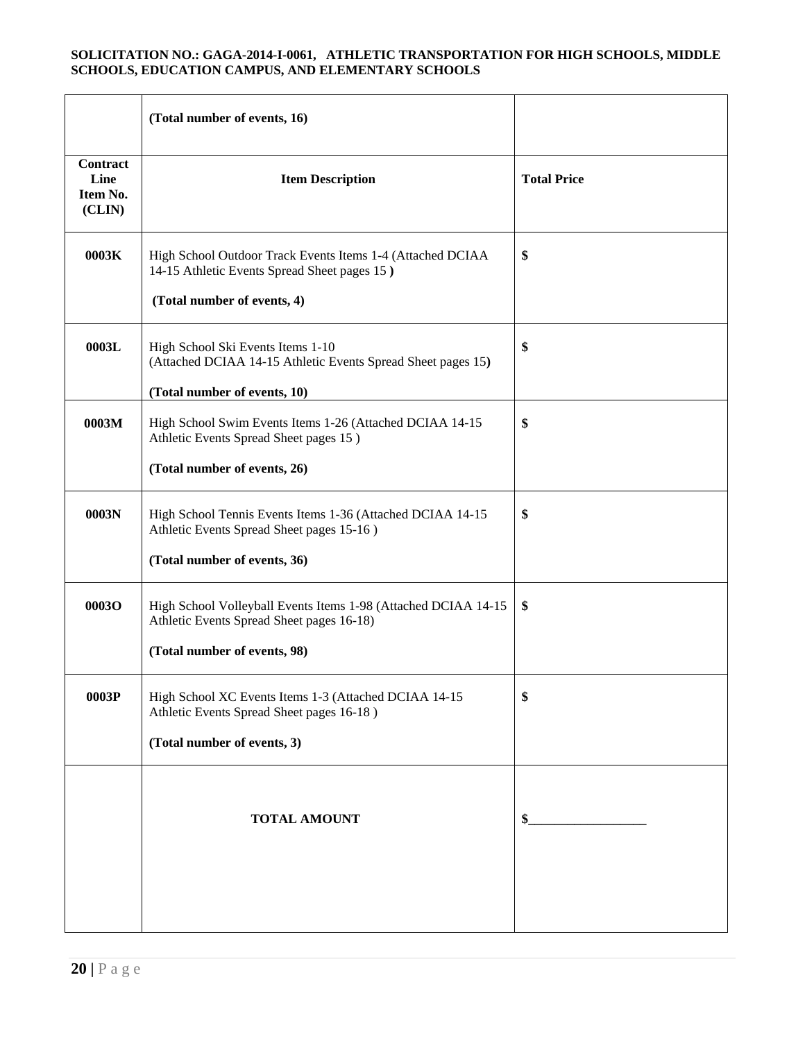| | (Total number of events, 16) | |
|---|---|---|
| **Contract Line Item No. (CLIN)** | **Item Description** | **Total Price** |
| **0003K** | High School Outdoor Track Events Items 1-4 (Attached DCIAA 14-15 Athletic Events Spread Sheet pages 15 ) **(Total number of events, 4)** | **$** |
| **0003L** | High School Ski Events Items 1-10 (Attached DCIAA 14-15 Athletic Events Spread Sheet pages 15) **(Total number of events, 10)** | **$** |
| **0003M** | High School Swim Events Items 1-26 (Attached DCIAA 14-15 Athletic Events Spread Sheet pages 15 ) **(Total number of events, 26)** | **$** |
| **0003N** | High School Tennis Events Items 1-36 (Attached DCIAA 14-15 Athletic Events Spread Sheet pages 15-16 ) **(Total number of events, 36)** | **$** |
| **0003O** | High School Volleyball Events Items 1-98 (Attached DCIAA 14-15 Athletic Events Spread Sheet pages 16-18) **(Total number of events, 98)** | **$** |
| **0003P** | High School XC Events Items 1-3 (Attached DCIAA 14-15 Athletic Events Spread Sheet pages 16-18 ) **(Total number of events, 3)** | **$** |
| | **TOTAL AMOUNT** | **$__________________** |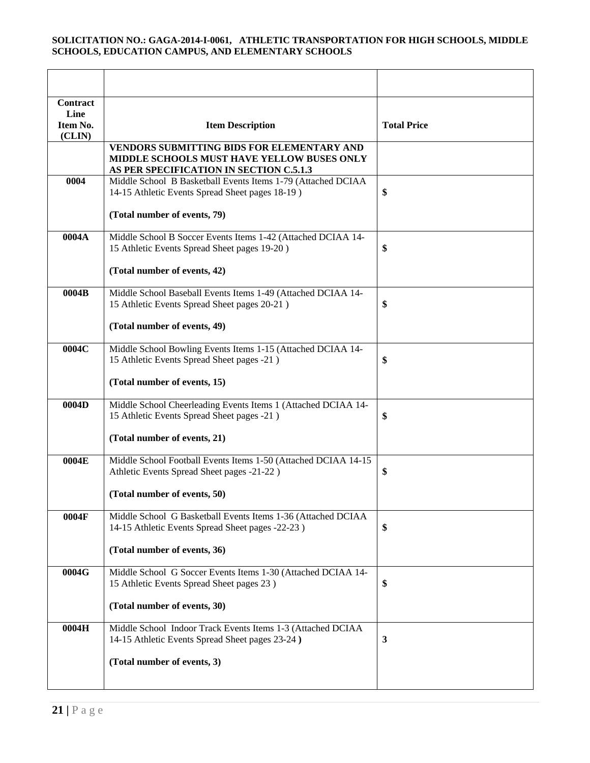**SOLICITATION NO.: GAGA-2014-I-0061, ATHLETIC TRANSPORTATION FOR HIGH SCHOOLS, MIDDLE SCHOOLS, EDUCATION CAMPUS, AND ELEMENTARY SCHOOLS**

| | | |
|---|---|---|
| **Contract Line Item No. (CLIN)** | **Item Description** | **Total Price** |
| | **VENDORS SUBMITTING BIDS FOR ELEMENTARY AND MIDDLE SCHOOLS MUST HAVE YELLOW BUSES ONLY AS PER SPECIFICATION IN SECTION C.5.1.3** | |
| **0004** | Middle School B Basketball Events Items 1-79 (Attached DCIAA 14-15 Athletic Events Spread Sheet pages 18-19 )<br><br>**(Total number of events, 79)** | **$** |
| **0004A** | Middle School B Soccer Events Items 1-42 (Attached DCIAA 14-15 Athletic Events Spread Sheet pages 19-20 )<br><br>**(Total number of events, 42)** | **$** |
| **0004B** | Middle School Baseball Events Items 1-49 (Attached DCIAA 14-15 Athletic Events Spread Sheet pages 20-21 )<br><br>**(Total number of events, 49)** | **$** |
| **0004C** | Middle School Bowling Events Items 1-15 (Attached DCIAA 14-15 Athletic Events Spread Sheet pages -21 )<br><br>**(Total number of events, 15)** | **$** |
| **0004D** | Middle School Cheerleading Events Items 1 (Attached DCIAA 14-15 Athletic Events Spread Sheet pages -21 )<br><br>**(Total number of events, 21)** | **$** |
| **0004E** | Middle School Football Events Items 1-50 (Attached DCIAA 14-15 Athletic Events Spread Sheet pages -21-22 )<br><br>**(Total number of events, 50)** | **$** |
| **0004F** | Middle School G Basketball Events Items 1-36 (Attached DCIAA 14-15 Athletic Events Spread Sheet pages -22-23 )<br><br>**(Total number of events, 36)** | **$** |
| **0004G** | Middle School G Soccer Events Items 1-30 (Attached DCIAA 14-15 Athletic Events Spread Sheet pages 23 )<br><br>**(Total number of events, 30)** | **$** |
| **0004H** | Middle School Indoor Track Events Items 1-3 (Attached DCIAA 14-15 Athletic Events Spread Sheet pages 23-24 **)**<br><br>**(Total number of events, 3)** | **3** |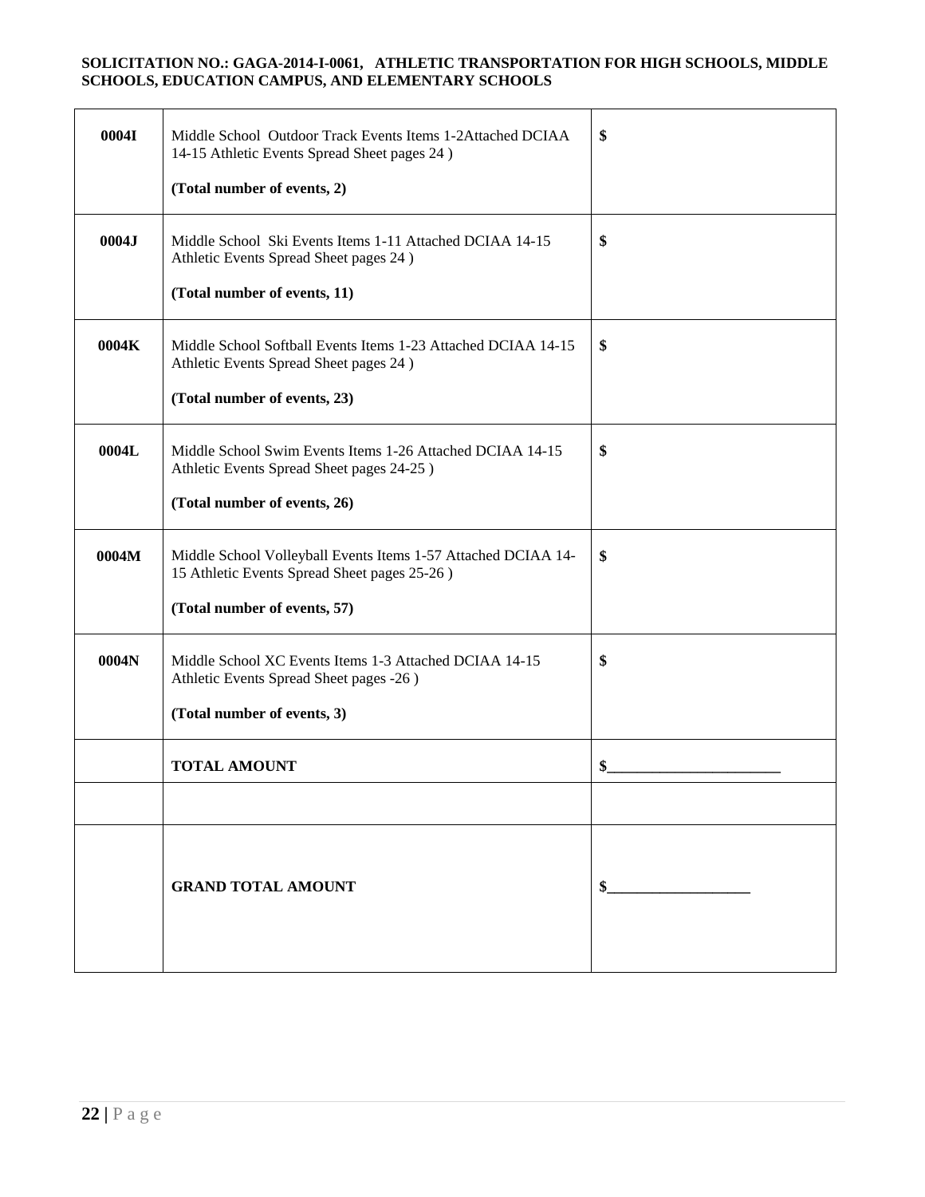| | | |
|---|---|---|
| **0004I** | Middle School Outdoor Track Events Items 1-2Attached DCIAA 14-15 Athletic Events Spread Sheet pages 24 )<br><br>**(Total number of events, 2)** | **$** |
| **0004J** | Middle School Ski Events Items 1-11 Attached DCIAA 14-15 Athletic Events Spread Sheet pages 24 )<br><br>**(Total number of events, 11)** | **$** |
| **0004K** | Middle School Softball Events Items 1-23 Attached DCIAA 14-15 Athletic Events Spread Sheet pages 24 )<br><br>**(Total number of events, 23)** | **$** |
| **0004L** | Middle School Swim Events Items 1-26 Attached DCIAA 14-15 Athletic Events Spread Sheet pages 24-25 )<br><br>**(Total number of events, 26)** | **$** |
| **0004M** | Middle School Volleyball Events Items 1-57 Attached DCIAA 14-15 Athletic Events Spread Sheet pages 25-26 )<br><br>**(Total number of events, 57)** | **$** |
| **0004N** | Middle School XC Events Items 1-3 Attached DCIAA 14-15 Athletic Events Spread Sheet pages -26 )<br><br>**(Total number of events, 3)** | **$** |
| | **TOTAL AMOUNT** | **$_______________________** |
| | | |
| | **GRAND TOTAL AMOUNT** | **$___________________** |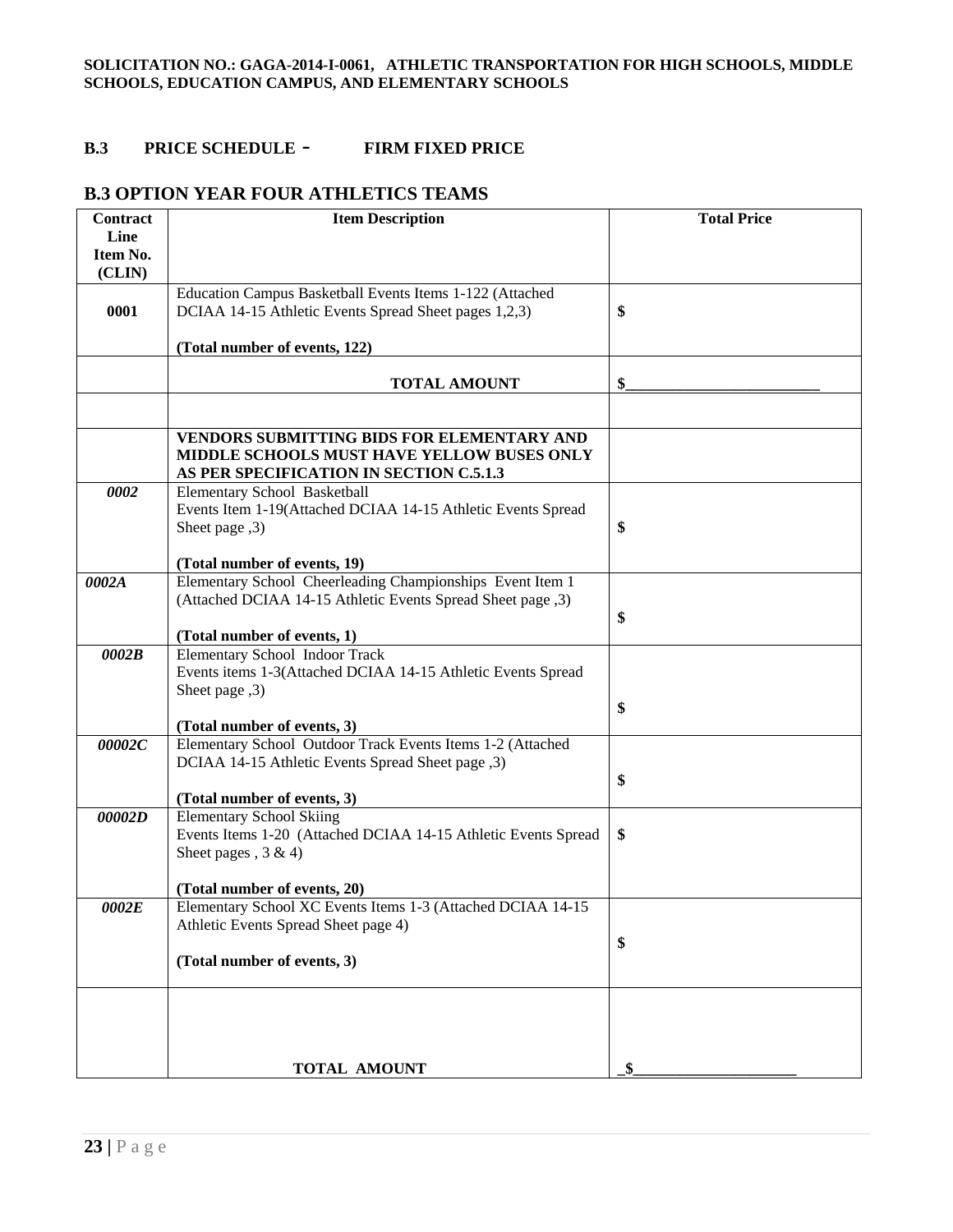**SOLICITATION NO.: GAGA-2014-I-0061, ATHLETIC TRANSPORTATION FOR HIGH SCHOOLS, MIDDLE SCHOOLS, EDUCATION CAMPUS, AND ELEMENTARY SCHOOLS**

**B.3 PRICE SCHEDULE - FIRM FIXED PRICE**

## B.3 OPTION YEAR FOUR ATHLETICS TEAMS

| Contract Line Item No. (CLIN) | Item Description | Total Price |
|---|---|---|
| 0001 | Education Campus Basketball Events Items 1-122 (Attached DCIAA 14-15 Athletic Events Spread Sheet pages 1,2,3)<br><br>**(Total number of events, 122)** | $ |
| | **TOTAL AMOUNT** | $_________________________ |
| | | |
| | **VENDORS SUBMITTING BIDS FOR ELEMENTARY AND MIDDLE SCHOOLS MUST HAVE YELLOW BUSES ONLY AS PER SPECIFICATION IN SECTION C.5.1.3** | |
| ***0002*** | Elementary School Basketball Events Item 1-19(Attached DCIAA 14-15 Athletic Events Spread Sheet page ,3)<br><br>**(Total number of events, 19)** | $ |
| ***0002A*** | Elementary School Cheerleading Championships Event Item 1 (Attached DCIAA 14-15 Athletic Events Spread Sheet page ,3)<br><br>**(Total number of events, 1)** | $ |
| ***0002B*** | Elementary School Indoor Track Events items 1-3(Attached DCIAA 14-15 Athletic Events Spread Sheet page ,3)<br><br>**(Total number of events, 3)** | $ |
| ***00002C*** | Elementary School Outdoor Track Events Items 1-2 (Attached DCIAA 14-15 Athletic Events Spread Sheet page ,3)<br><br>**(Total number of events, 3)** | $ |
| ***00002D*** | Elementary School Skiing Events Items 1-20 (Attached DCIAA 14-15 Athletic Events Spread Sheet pages , 3 & 4)<br><br>**(Total number of events, 20)** | $ |
| ***0002E*** | Elementary School XC Events Items 1-3 (Attached DCIAA 14-15 Athletic Events Spread Sheet page 4)<br><br>**(Total number of events, 3)** | $ |
| | **TOTAL AMOUNT** | _$_____________________ |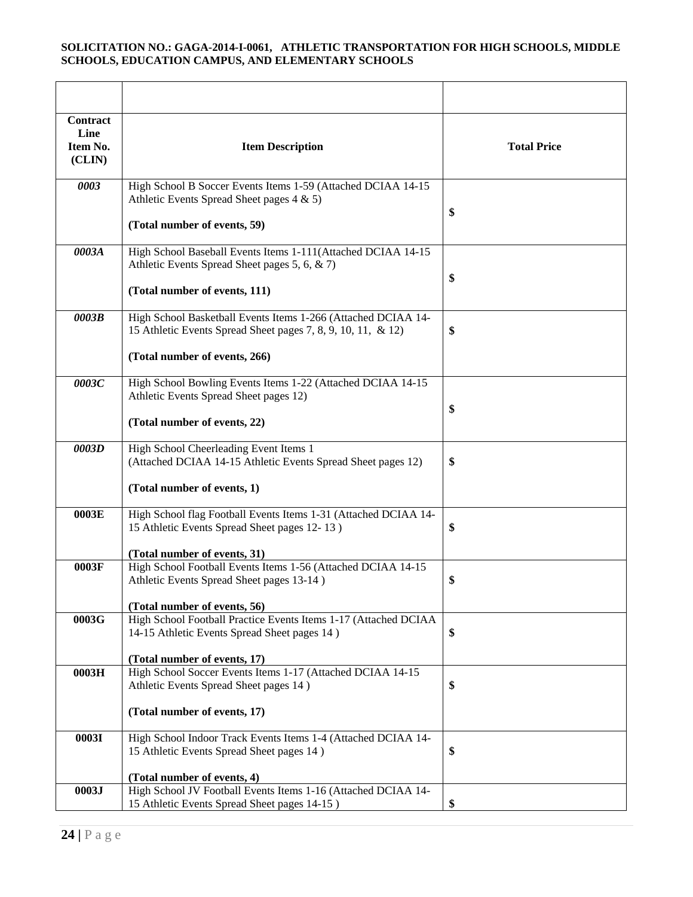**SOLICITATION NO.: GAGA-2014-I-0061, ATHLETIC TRANSPORTATION FOR HIGH SCHOOLS, MIDDLE SCHOOLS, EDUCATION CAMPUS, AND ELEMENTARY SCHOOLS**

| | | |
|---|---|---|
| **Contract Line Item No. (CLIN)** | **Item Description** | **Total Price** |
| *0003* | High School B Soccer Events Items 1-59 (Attached DCIAA 14-15 Athletic Events Spread Sheet pages 4 & 5)<br><br>**(Total number of events, 59)** | **$** |
| *0003A* | High School Baseball Events Items 1-111(Attached DCIAA 14-15 Athletic Events Spread Sheet pages 5, 6, & 7)<br><br>**(Total number of events, 111)** | **$** |
| *0003B* | High School Basketball Events Items 1-266 (Attached DCIAA 14-15 Athletic Events Spread Sheet pages 7, 8, 9, 10, 11, & 12)<br><br>**(Total number of events, 266)** | **$** |
| *0003C* | High School Bowling Events Items 1-22 (Attached DCIAA 14-15 Athletic Events Spread Sheet pages 12)<br><br>**(Total number of events, 22)** | **$** |
| *0003D* | High School Cheerleading Event Items 1 (Attached DCIAA 14-15 Athletic Events Spread Sheet pages 12)<br><br>**(Total number of events, 1)** | **$** |
| **0003E** | High School flag Football Events Items 1-31 (Attached DCIAA 14-15 Athletic Events Spread Sheet pages 12- 13 )<br><br>**(Total number of events, 31)** | **$** |
| **0003F** | High School Football Events Items 1-56 (Attached DCIAA 14-15 Athletic Events Spread Sheet pages 13-14 )<br><br>**(Total number of events, 56)** | **$** |
| **0003G** | High School Football Practice Events Items 1-17 (Attached DCIAA 14-15 Athletic Events Spread Sheet pages 14 )<br><br>**(Total number of events, 17)** | **$** |
| **0003H** | High School Soccer Events Items 1-17 (Attached DCIAA 14-15 Athletic Events Spread Sheet pages 14 )<br><br>**(Total number of events, 17)** | **$** |
| **0003I** | High School Indoor Track Events Items 1-4 (Attached DCIAA 14-15 Athletic Events Spread Sheet pages 14 )<br><br>**(Total number of events, 4)** | **$** |
| **0003J** | High School JV Football Events Items 1-16 (Attached DCIAA 14-15 Athletic Events Spread Sheet pages 14-15 ) | **$** |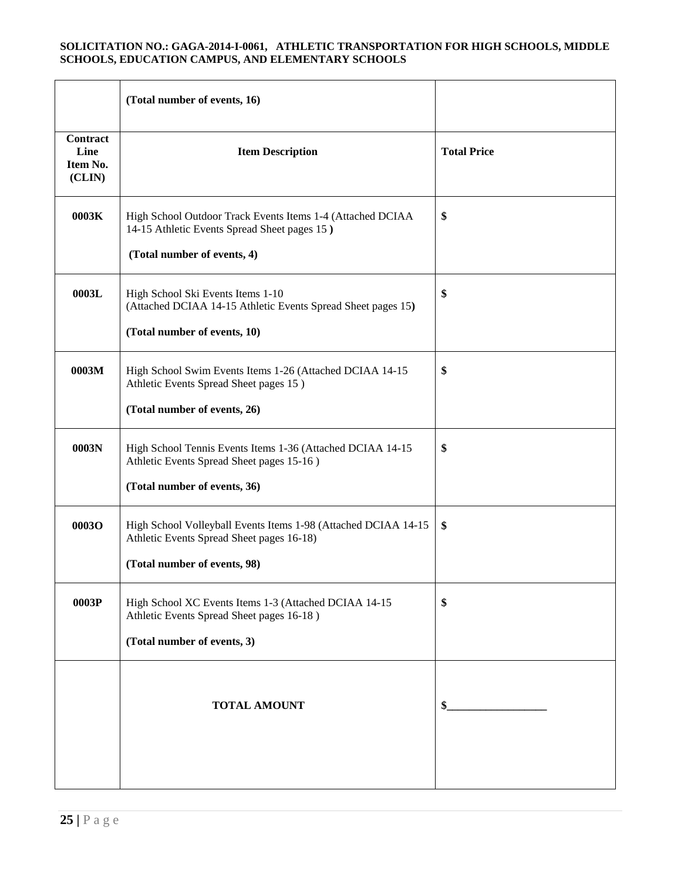| | (Total number of events, 16) | |
|---|---|---|
| **Contract Line Item No. (CLIN)** | **Item Description** | **Total Price** |
| **0003K** | High School Outdoor Track Events Items 1-4 (Attached DCIAA 14-15 Athletic Events Spread Sheet pages 15 ) **(Total number of events, 4)** | **$** |
| **0003L** | High School Ski Events Items 1-10 (Attached DCIAA 14-15 Athletic Events Spread Sheet pages 15) **(Total number of events, 10)** | **$** |
| **0003M** | High School Swim Events Items 1-26 (Attached DCIAA 14-15 Athletic Events Spread Sheet pages 15 ) **(Total number of events, 26)** | **$** |
| **0003N** | High School Tennis Events Items 1-36 (Attached DCIAA 14-15 Athletic Events Spread Sheet pages 15-16 ) **(Total number of events, 36)** | **$** |
| **0003O** | High School Volleyball Events Items 1-98 (Attached DCIAA 14-15 Athletic Events Spread Sheet pages 16-18) **(Total number of events, 98)** | **$** |
| **0003P** | High School XC Events Items 1-3 (Attached DCIAA 14-15 Athletic Events Spread Sheet pages 16-18 ) **(Total number of events, 3)** | **$** |
| | **TOTAL AMOUNT** | **$__________________** |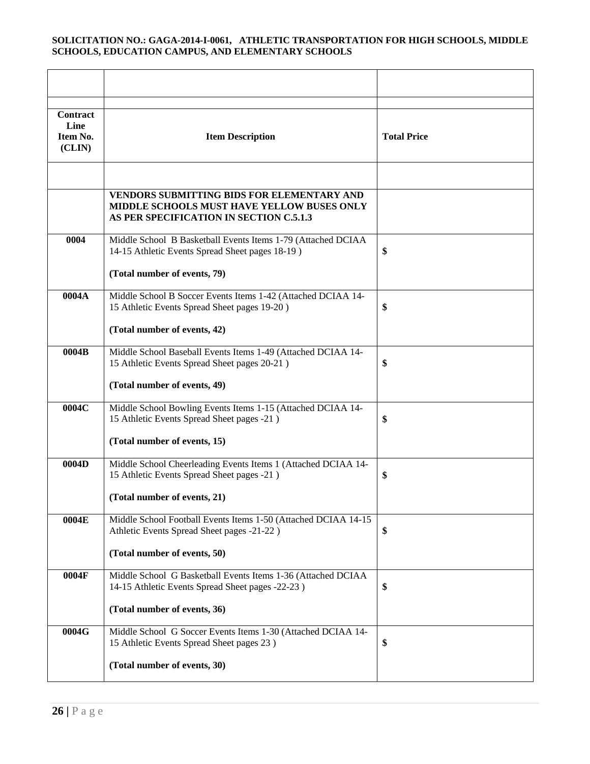**SOLICITATION NO.: GAGA-2014-I-0061, ATHLETIC TRANSPORTATION FOR HIGH SCHOOLS, MIDDLE SCHOOLS, EDUCATION CAMPUS, AND ELEMENTARY SCHOOLS**

| | | |
|---|---|---|
| | | |
| **Contract Line Item No. (CLIN)** | **Item Description** | **Total Price** |
| | | |
| | **VENDORS SUBMITTING BIDS FOR ELEMENTARY AND MIDDLE SCHOOLS MUST HAVE YELLOW BUSES ONLY AS PER SPECIFICATION IN SECTION C.5.1.3** | |
| **0004** | Middle School B Basketball Events Items 1-79 (Attached DCIAA 14-15 Athletic Events Spread Sheet pages 18-19 )<br><br>**(Total number of events, 79)** | **$** |
| **0004A** | Middle School B Soccer Events Items 1-42 (Attached DCIAA 14-15 Athletic Events Spread Sheet pages 19-20 )<br><br>**(Total number of events, 42)** | **$** |
| **0004B** | Middle School Baseball Events Items 1-49 (Attached DCIAA 14-15 Athletic Events Spread Sheet pages 20-21 )<br><br>**(Total number of events, 49)** | **$** |
| **0004C** | Middle School Bowling Events Items 1-15 (Attached DCIAA 14-15 Athletic Events Spread Sheet pages -21 )<br><br>**(Total number of events, 15)** | **$** |
| **0004D** | Middle School Cheerleading Events Items 1 (Attached DCIAA 14-15 Athletic Events Spread Sheet pages -21 )<br><br>**(Total number of events, 21)** | **$** |
| **0004E** | Middle School Football Events Items 1-50 (Attached DCIAA 14-15 Athletic Events Spread Sheet pages -21-22 )<br><br>**(Total number of events, 50)** | **$** |
| **0004F** | Middle School G Basketball Events Items 1-36 (Attached DCIAA 14-15 Athletic Events Spread Sheet pages -22-23 )<br><br>**(Total number of events, 36)** | **$** |
| **0004G** | Middle School G Soccer Events Items 1-30 (Attached DCIAA 14-15 Athletic Events Spread Sheet pages 23 )<br><br>**(Total number of events, 30)** | **$** |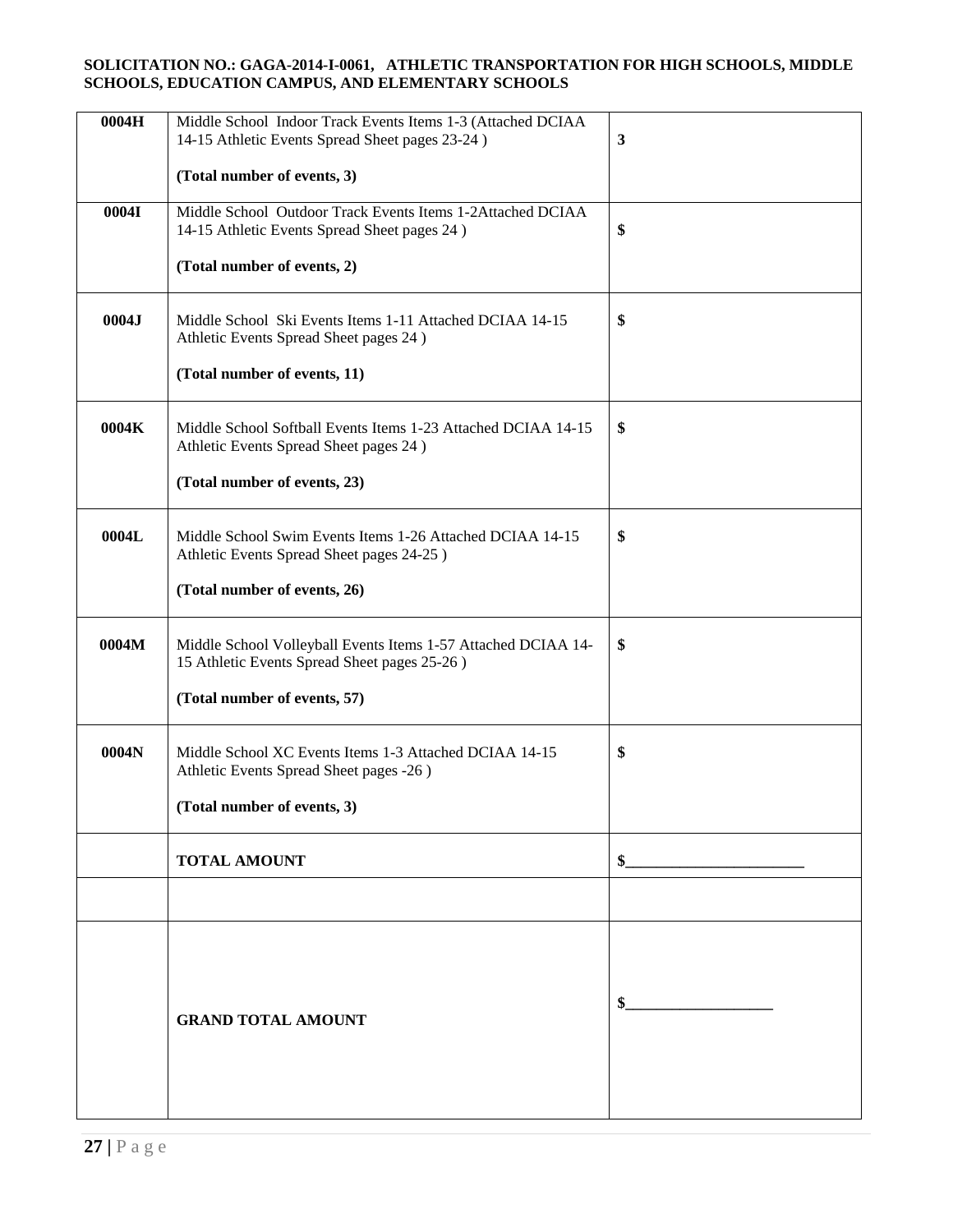| 0004H | Middle School Indoor Track Events Items 1-3 (Attached DCIAA 14-15 Athletic Events Spread Sheet pages 23-24 )<br><br>**(Total number of events, 3)** | **3** |
|---|---|---|
| **0004I** | Middle School Outdoor Track Events Items 1-2Attached DCIAA 14-15 Athletic Events Spread Sheet pages 24 )<br><br>**(Total number of events, 2)** | **$** |
| **0004J** | Middle School Ski Events Items 1-11 Attached DCIAA 14-15 Athletic Events Spread Sheet pages 24 )<br><br>**(Total number of events, 11)** | **$** |
| **0004K** | Middle School Softball Events Items 1-23 Attached DCIAA 14-15 Athletic Events Spread Sheet pages 24 )<br><br>**(Total number of events, 23)** | **$** |
| **0004L** | Middle School Swim Events Items 1-26 Attached DCIAA 14-15 Athletic Events Spread Sheet pages 24-25 )<br><br>**(Total number of events, 26)** | **$** |
| **0004M** | Middle School Volleyball Events Items 1-57 Attached DCIAA 14-15 Athletic Events Spread Sheet pages 25-26 )<br><br>**(Total number of events, 57)** | **$** |
| **0004N** | Middle School XC Events Items 1-3 Attached DCIAA 14-15 Athletic Events Spread Sheet pages -26 )<br><br>**(Total number of events, 3)** | **$** |
| | **TOTAL AMOUNT** | **$_______________________** |
| | | |
| | **GRAND TOTAL AMOUNT** | **$___________________** |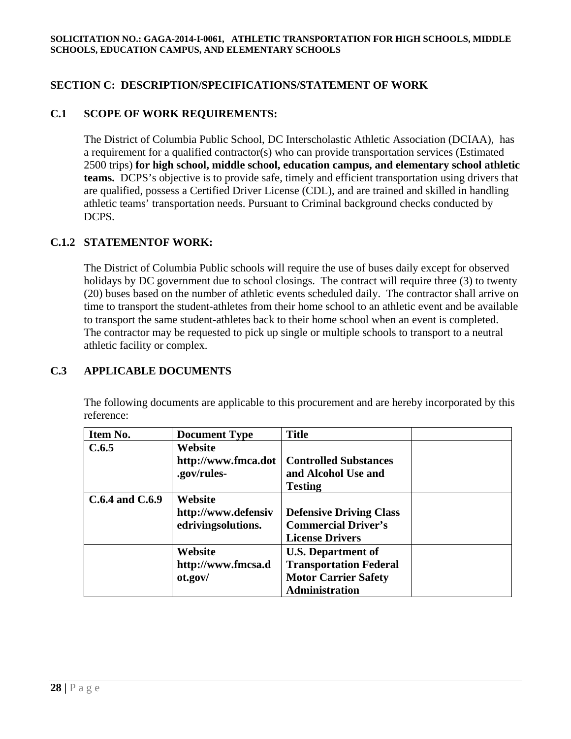## SECTION C: DESCRIPTION/SPECIFICATIONS/STATEMENT OF WORK

### C.1 SCOPE OF WORK REQUIREMENTS:

The District of Columbia Public School, DC Interscholastic Athletic Association (DCIAA), has a requirement for a qualified contractor(s) who can provide transportation services (Estimated 2500 trips) **for high school, middle school, education campus, and elementary school athletic teams.** DCPS's objective is to provide safe, timely and efficient transportation using drivers that are qualified, possess a Certified Driver License (CDL), and are trained and skilled in handling athletic teams' transportation needs. Pursuant to Criminal background checks conducted by DCPS.

### C.1.2 STATEMENTOF WORK:

The District of Columbia Public schools will require the use of buses daily except for observed holidays by DC government due to school closings. The contract will require three (3) to twenty (20) buses based on the number of athletic events scheduled daily. The contractor shall arrive on time to transport the student-athletes from their home school to an athletic event and be available to transport the same student-athletes back to their home school when an event is completed. The contractor may be requested to pick up single or multiple schools to transport to a neutral athletic facility or complex.

### C.3 APPLICABLE DOCUMENTS

The following documents are applicable to this procurement and are hereby incorporated by this reference:

| Item No. | Document Type | Title | |
|---|---|---|---|
| C.6.5 | Website http://www.fmca.dot.gov/rules- | Controlled Substances and Alcohol Use and Testing | |
| C.6.4 and C.6.9 | Website http://www.defensivedrivingsolutions. | Defensive Driving Class Commercial Driver's License Drivers | |
| | Website http://www.fmcsa.dot.gov/ | U.S. Department of Transportation Federal Motor Carrier Safety Administration | |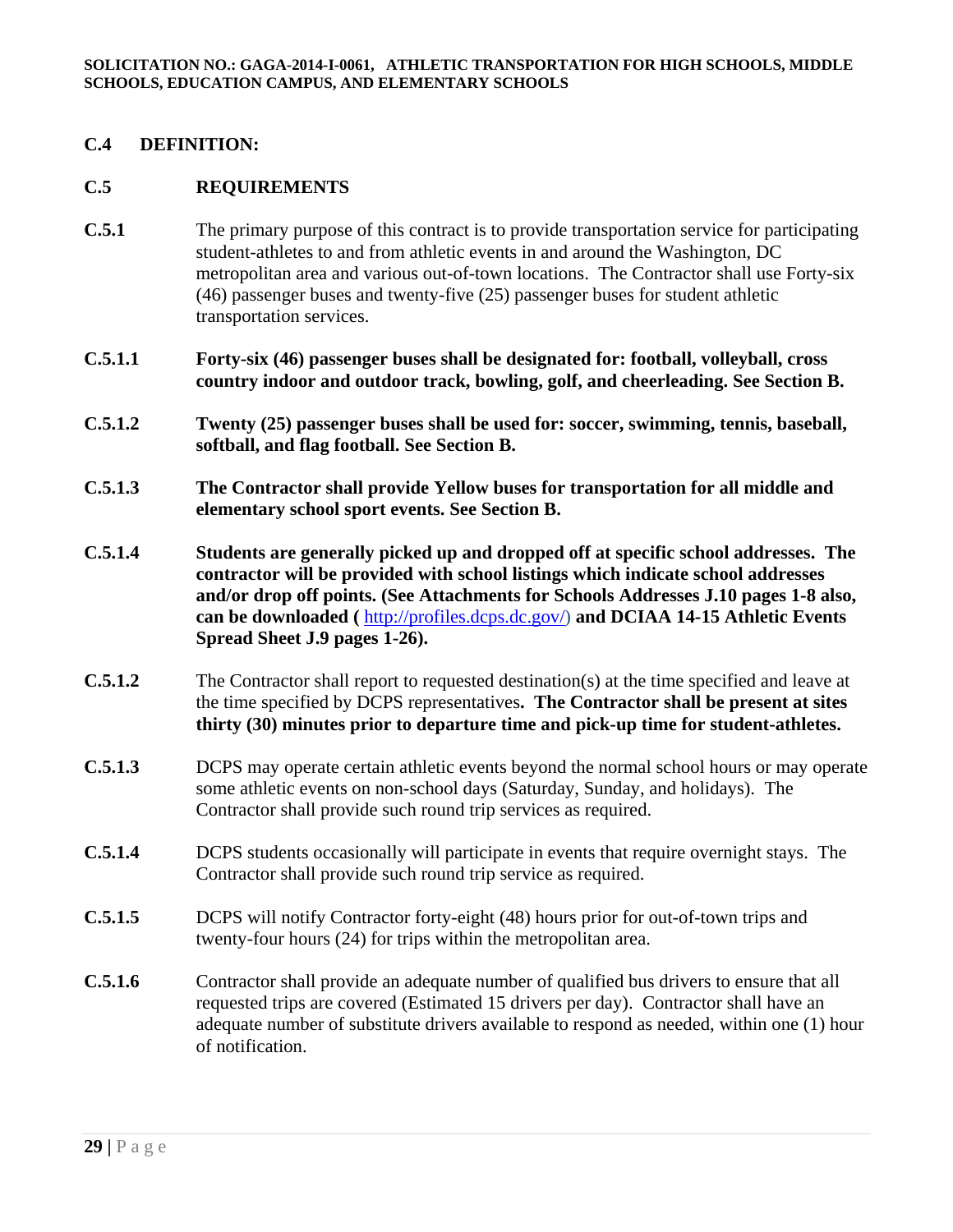## C.4 DEFINITION:

## C.5 REQUIREMENTS

**C.5.1** The primary purpose of this contract is to provide transportation service for participating student-athletes to and from athletic events in and around the Washington, DC metropolitan area and various out-of-town locations. The Contractor shall use Forty-six (46) passenger buses and twenty-five (25) passenger buses for student athletic transportation services.

**C.5.1.1** **Forty-six (46) passenger buses shall be designated for: football, volleyball, cross country indoor and outdoor track, bowling, golf, and cheerleading. See Section B.**

**C.5.1.2** **Twenty (25) passenger buses shall be used for: soccer, swimming, tennis, baseball, softball, and flag football. See Section B.**

**C.5.1.3** **The Contractor shall provide Yellow buses for transportation for all middle and elementary school sport events. See Section B.**

**C.5.1.4** **Students are generally picked up and dropped off at specific school addresses. The contractor will be provided with school listings which indicate school addresses and/or drop off points. (See Attachments for Schools Addresses J.10 pages 1-8 also, can be downloaded (** http://profiles.dcps.dc.gov/) **and DCIAA 14-15 Athletic Events Spread Sheet J.9 pages 1-26).**

**C.5.1.2** The Contractor shall report to requested destination(s) at the time specified and leave at the time specified by DCPS representatives**. The Contractor shall be present at sites thirty (30) minutes prior to departure time and pick-up time for student-athletes.**

**C.5.1.3** DCPS may operate certain athletic events beyond the normal school hours or may operate some athletic events on non-school days (Saturday, Sunday, and holidays). The Contractor shall provide such round trip services as required.

**C.5.1.4** DCPS students occasionally will participate in events that require overnight stays. The Contractor shall provide such round trip service as required.

**C.5.1.5** DCPS will notify Contractor forty-eight (48) hours prior for out-of-town trips and twenty-four hours (24) for trips within the metropolitan area.

**C.5.1.6** Contractor shall provide an adequate number of qualified bus drivers to ensure that all requested trips are covered (Estimated 15 drivers per day). Contractor shall have an adequate number of substitute drivers available to respond as needed, within one (1) hour of notification.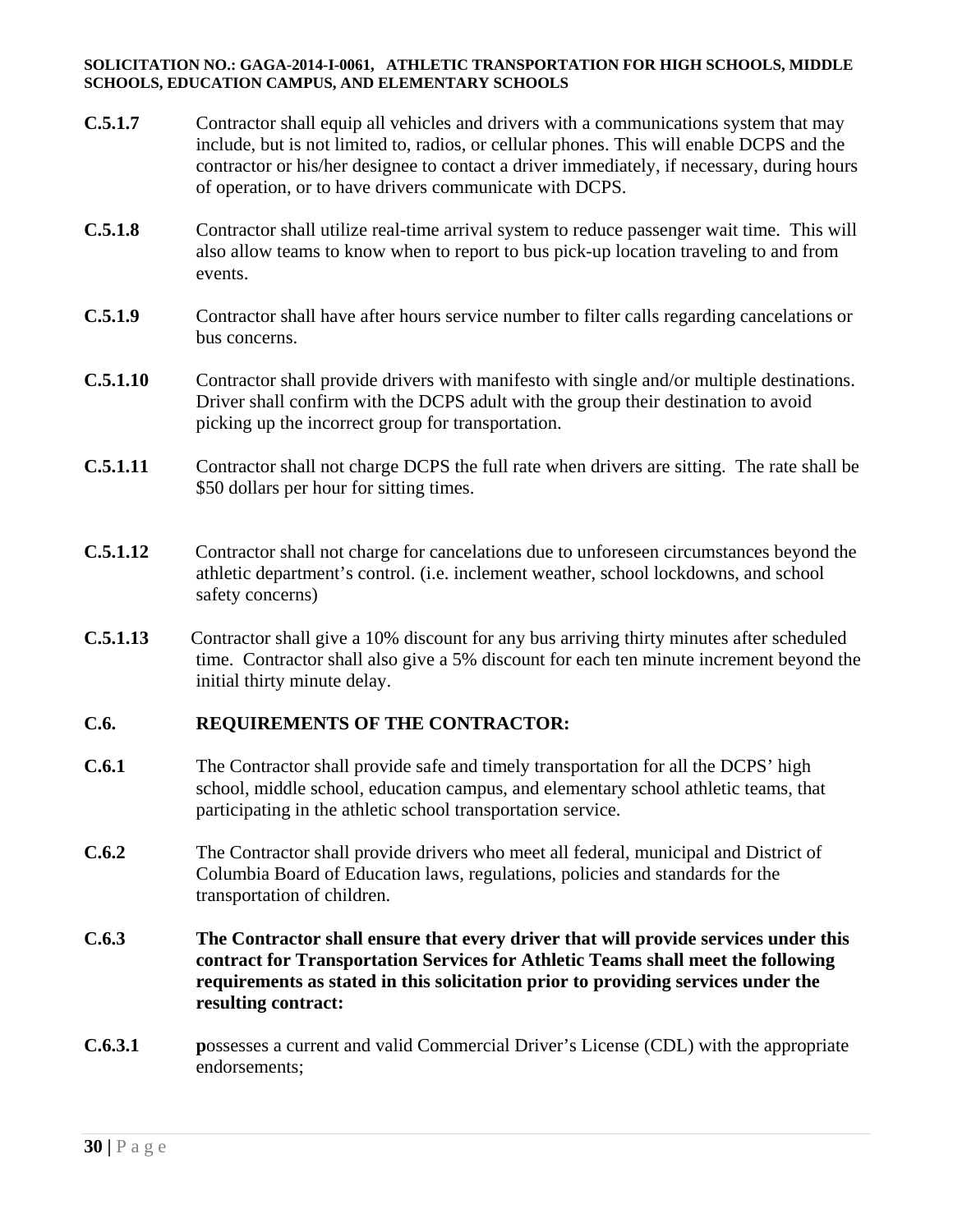**C.5.1.7** Contractor shall equip all vehicles and drivers with a communications system that may include, but is not limited to, radios, or cellular phones. This will enable DCPS and the contractor or his/her designee to contact a driver immediately, if necessary, during hours of operation, or to have drivers communicate with DCPS.

**C.5.1.8** Contractor shall utilize real-time arrival system to reduce passenger wait time. This will also allow teams to know when to report to bus pick-up location traveling to and from events.

**C.5.1.9** Contractor shall have after hours service number to filter calls regarding cancelations or bus concerns.

**C.5.1.10** Contractor shall provide drivers with manifesto with single and/or multiple destinations. Driver shall confirm with the DCPS adult with the group their destination to avoid picking up the incorrect group for transportation.

**C.5.1.11** Contractor shall not charge DCPS the full rate when drivers are sitting. The rate shall be $50 dollars per hour for sitting times.

**C.5.1.12** Contractor shall not charge for cancelations due to unforeseen circumstances beyond the athletic department's control. (i.e. inclement weather, school lockdowns, and school safety concerns)

**C.5.1.13** Contractor shall give a 10% discount for any bus arriving thirty minutes after scheduled time. Contractor shall also give a 5% discount for each ten minute increment beyond the initial thirty minute delay.

## C.6. REQUIREMENTS OF THE CONTRACTOR:

**C.6.1** The Contractor shall provide safe and timely transportation for all the DCPS' high school, middle school, education campus, and elementary school athletic teams, that participating in the athletic school transportation service.

**C.6.2** The Contractor shall provide drivers who meet all federal, municipal and District of Columbia Board of Education laws, regulations, policies and standards for the transportation of children.

**C.6.3** **The Contractor shall ensure that every driver that will provide services under this contract for Transportation Services for Athletic Teams shall meet the following requirements as stated in this solicitation prior to providing services under the resulting contract:**

**C.6.3.1** **p**ossesses a current and valid Commercial Driver's License (CDL) with the appropriate endorsements;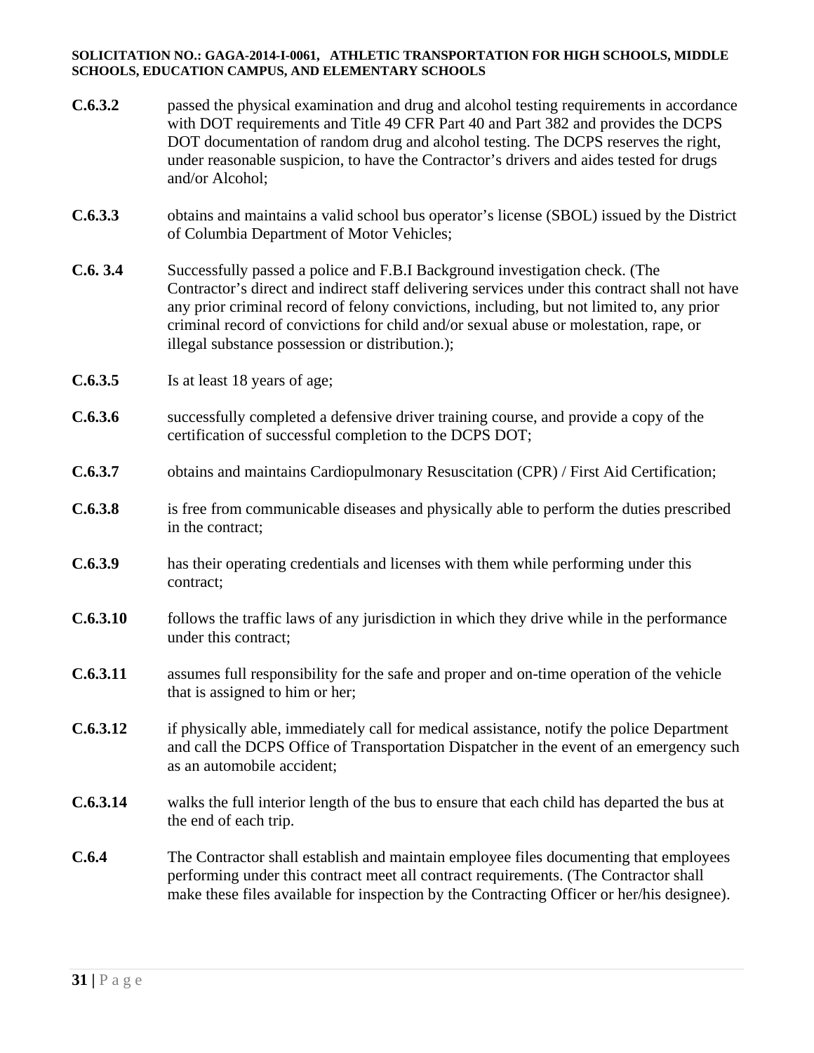**C.6.3.2** passed the physical examination and drug and alcohol testing requirements in accordance with DOT requirements and Title 49 CFR Part 40 and Part 382 and provides the DCPS DOT documentation of random drug and alcohol testing. The DCPS reserves the right, under reasonable suspicion, to have the Contractor's drivers and aides tested for drugs and/or Alcohol;

**C.6.3.3** obtains and maintains a valid school bus operator's license (SBOL) issued by the District of Columbia Department of Motor Vehicles;

**C.6. 3.4** Successfully passed a police and F.B.I Background investigation check. (The Contractor's direct and indirect staff delivering services under this contract shall not have any prior criminal record of felony convictions, including, but not limited to, any prior criminal record of convictions for child and/or sexual abuse or molestation, rape, or illegal substance possession or distribution.);

**C.6.3.5** Is at least 18 years of age;

**C.6.3.6** successfully completed a defensive driver training course, and provide a copy of the certification of successful completion to the DCPS DOT;

**C.6.3.7** obtains and maintains Cardiopulmonary Resuscitation (CPR) / First Aid Certification;

**C.6.3.8** is free from communicable diseases and physically able to perform the duties prescribed in the contract;

**C.6.3.9** has their operating credentials and licenses with them while performing under this contract;

**C.6.3.10** follows the traffic laws of any jurisdiction in which they drive while in the performance under this contract;

**C.6.3.11** assumes full responsibility for the safe and proper and on-time operation of the vehicle that is assigned to him or her;

**C.6.3.12** if physically able, immediately call for medical assistance, notify the police Department and call the DCPS Office of Transportation Dispatcher in the event of an emergency such as an automobile accident;

**C.6.3.14** walks the full interior length of the bus to ensure that each child has departed the bus at the end of each trip.

**C.6.4** The Contractor shall establish and maintain employee files documenting that employees performing under this contract meet all contract requirements. (The Contractor shall make these files available for inspection by the Contracting Officer or her/his designee).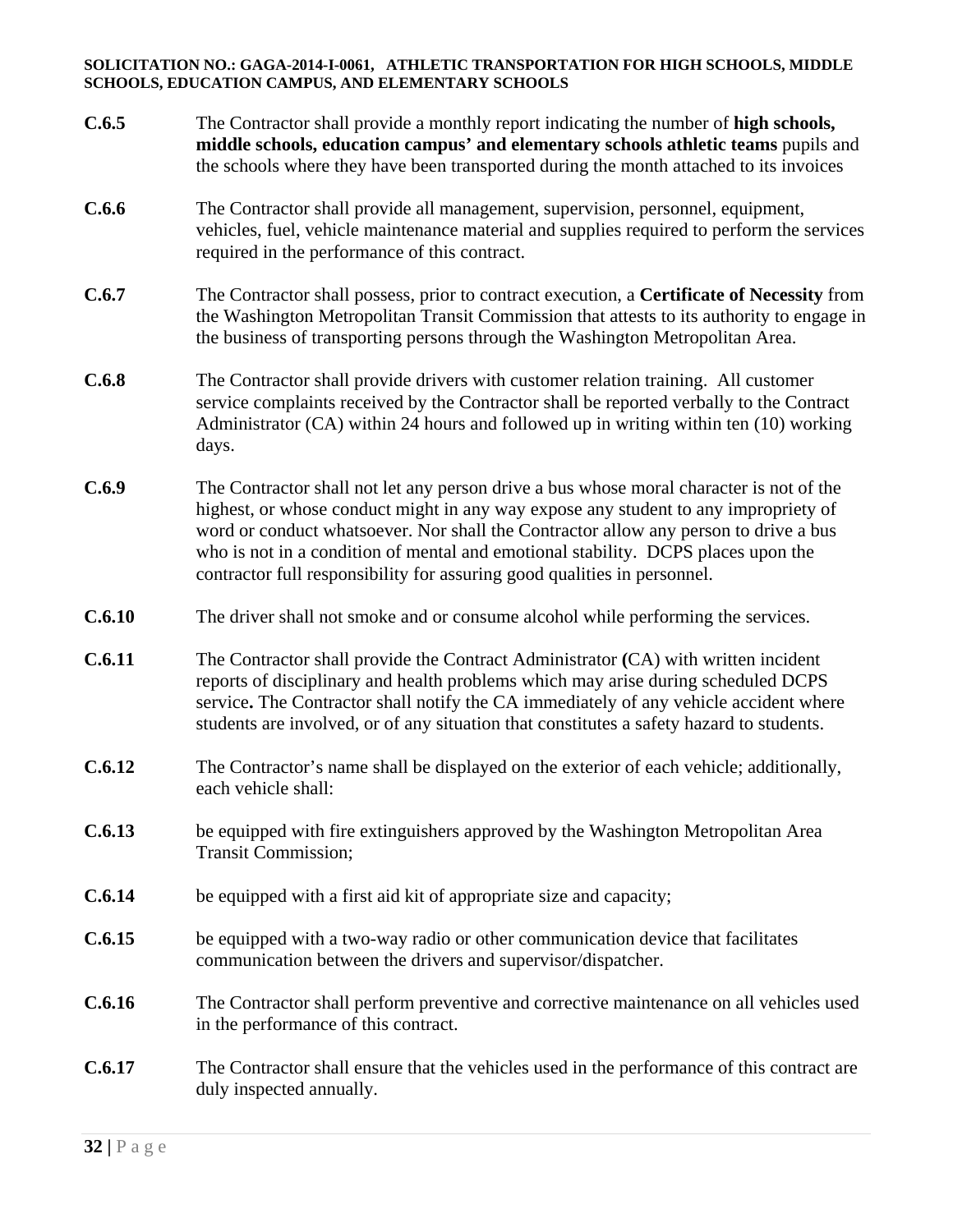**C.6.5** The Contractor shall provide a monthly report indicating the number of **high schools, middle schools, education campus' and elementary schools athletic teams** pupils and the schools where they have been transported during the month attached to its invoices

**C.6.6** The Contractor shall provide all management, supervision, personnel, equipment, vehicles, fuel, vehicle maintenance material and supplies required to perform the services required in the performance of this contract.

**C.6.7** The Contractor shall possess, prior to contract execution, a **Certificate of Necessity** from the Washington Metropolitan Transit Commission that attests to its authority to engage in the business of transporting persons through the Washington Metropolitan Area.

**C.6.8** The Contractor shall provide drivers with customer relation training. All customer service complaints received by the Contractor shall be reported verbally to the Contract Administrator (CA) within 24 hours and followed up in writing within ten (10) working days.

**C.6.9** The Contractor shall not let any person drive a bus whose moral character is not of the highest, or whose conduct might in any way expose any student to any impropriety of word or conduct whatsoever. Nor shall the Contractor allow any person to drive a bus who is not in a condition of mental and emotional stability. DCPS places upon the contractor full responsibility for assuring good qualities in personnel.

**C.6.10** The driver shall not smoke and or consume alcohol while performing the services.

**C.6.11** The Contractor shall provide the Contract Administrator (CA) with written incident reports of disciplinary and health problems which may arise during scheduled DCPS service. The Contractor shall notify the CA immediately of any vehicle accident where students are involved, or of any situation that constitutes a safety hazard to students.

**C.6.12** The Contractor's name shall be displayed on the exterior of each vehicle; additionally, each vehicle shall:

**C.6.13** be equipped with fire extinguishers approved by the Washington Metropolitan Area Transit Commission;

**C.6.14** be equipped with a first aid kit of appropriate size and capacity;

**C.6.15** be equipped with a two-way radio or other communication device that facilitates communication between the drivers and supervisor/dispatcher.

**C.6.16** The Contractor shall perform preventive and corrective maintenance on all vehicles used in the performance of this contract.

**C.6.17** The Contractor shall ensure that the vehicles used in the performance of this contract are duly inspected annually.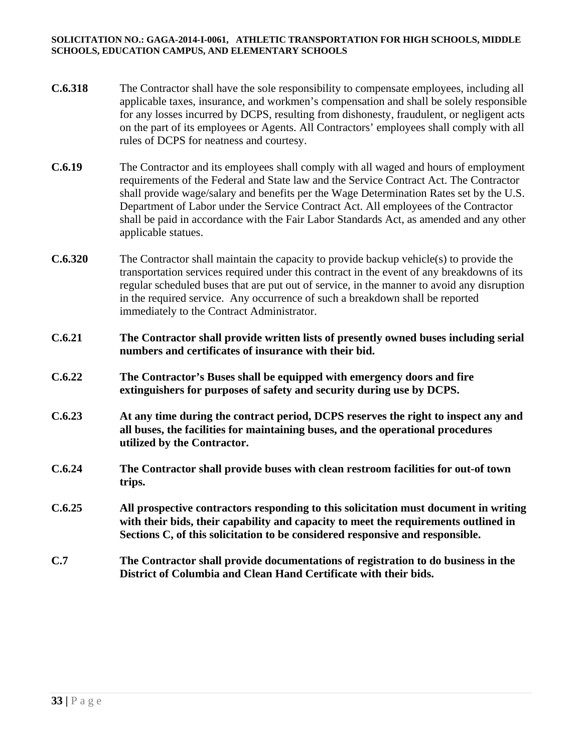**C.6.318** The Contractor shall have the sole responsibility to compensate employees, including all applicable taxes, insurance, and workmen's compensation and shall be solely responsible for any losses incurred by DCPS, resulting from dishonesty, fraudulent, or negligent acts on the part of its employees or Agents. All Contractors' employees shall comply with all rules of DCPS for neatness and courtesy.

**C.6.19** The Contractor and its employees shall comply with all waged and hours of employment requirements of the Federal and State law and the Service Contract Act. The Contractor shall provide wage/salary and benefits per the Wage Determination Rates set by the U.S. Department of Labor under the Service Contract Act. All employees of the Contractor shall be paid in accordance with the Fair Labor Standards Act, as amended and any other applicable statues.

**C.6.320** The Contractor shall maintain the capacity to provide backup vehicle(s) to provide the transportation services required under this contract in the event of any breakdowns of its regular scheduled buses that are put out of service, in the manner to avoid any disruption in the required service. Any occurrence of such a breakdown shall be reported immediately to the Contract Administrator.

**C.6.21 The Contractor shall provide written lists of presently owned buses including serial numbers and certificates of insurance with their bid.**

**C.6.22 The Contractor's Buses shall be equipped with emergency doors and fire extinguishers for purposes of safety and security during use by DCPS.**

**C.6.23 At any time during the contract period, DCPS reserves the right to inspect any and all buses, the facilities for maintaining buses, and the operational procedures utilized by the Contractor.**

**C.6.24 The Contractor shall provide buses with clean restroom facilities for out-of town trips.**

**C.6.25 All prospective contractors responding to this solicitation must document in writing with their bids, their capability and capacity to meet the requirements outlined in Sections C, of this solicitation to be considered responsive and responsible.**

**C.7 The Contractor shall provide documentations of registration to do business in the District of Columbia and Clean Hand Certificate with their bids.**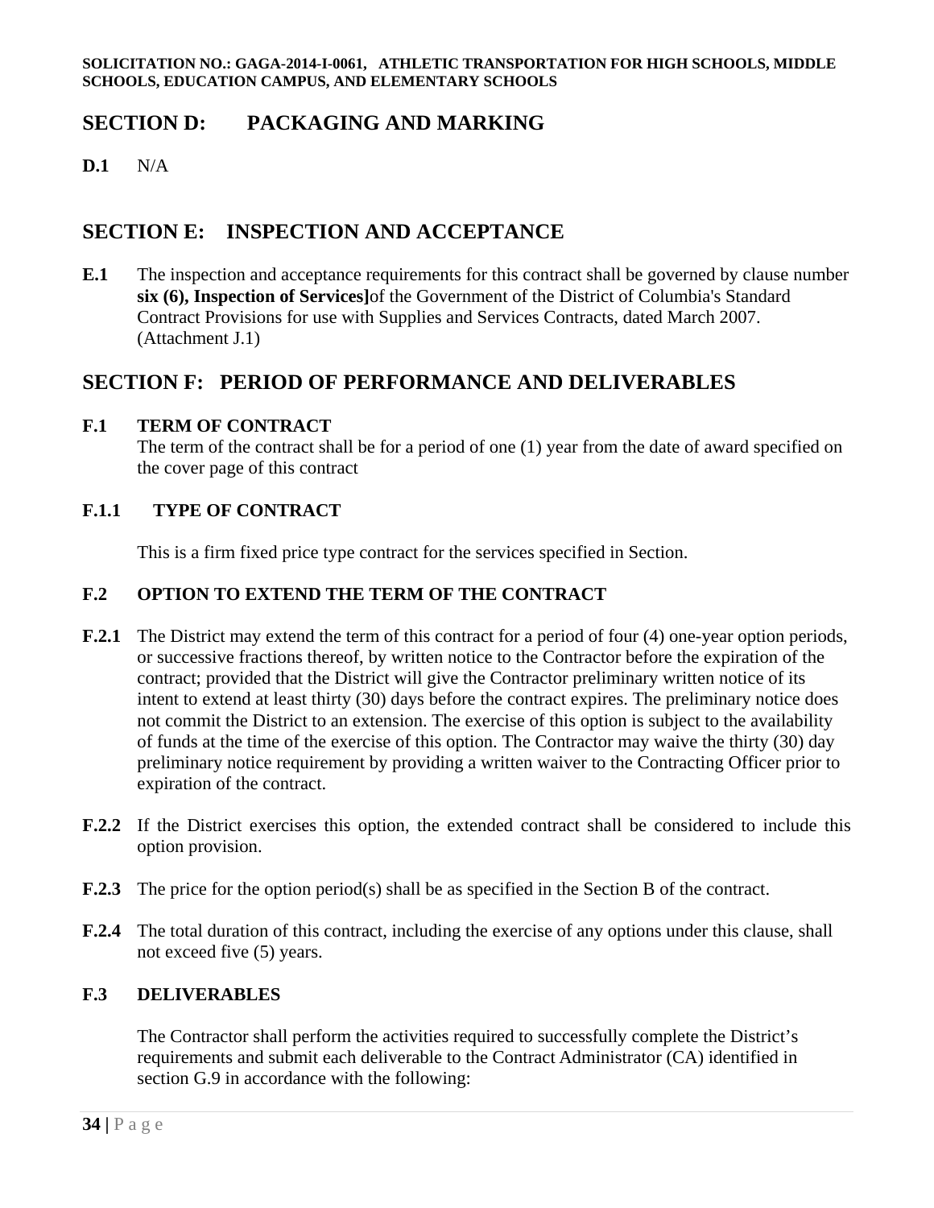## SECTION D: PACKAGING AND MARKING

**D.1** N/A

## SECTION E: INSPECTION AND ACCEPTANCE

**E.1** The inspection and acceptance requirements for this contract shall be governed by clause number **six (6), Inspection of Services]**of the Government of the District of Columbia's Standard Contract Provisions for use with Supplies and Services Contracts, dated March 2007. (Attachment J.1)

## SECTION F: PERIOD OF PERFORMANCE AND DELIVERABLES

**F.1 TERM OF CONTRACT**

The term of the contract shall be for a period of one (1) year from the date of award specified on the cover page of this contract

**F.1.1 TYPE OF CONTRACT**

This is a firm fixed price type contract for the services specified in Section.

**F.2 OPTION TO EXTEND THE TERM OF THE CONTRACT**

**F.2.1** The District may extend the term of this contract for a period of four (4) one-year option periods, or successive fractions thereof, by written notice to the Contractor before the expiration of the contract; provided that the District will give the Contractor preliminary written notice of its intent to extend at least thirty (30) days before the contract expires. The preliminary notice does not commit the District to an extension. The exercise of this option is subject to the availability of funds at the time of the exercise of this option. The Contractor may waive the thirty (30) day preliminary notice requirement by providing a written waiver to the Contracting Officer prior to expiration of the contract.

**F.2.2** If the District exercises this option, the extended contract shall be considered to include this option provision.

**F.2.3** The price for the option period(s) shall be as specified in the Section B of the contract.

**F.2.4** The total duration of this contract, including the exercise of any options under this clause, shall not exceed five (5) years.

**F.3 DELIVERABLES**

The Contractor shall perform the activities required to successfully complete the District's requirements and submit each deliverable to the Contract Administrator (CA) identified in section G.9 in accordance with the following: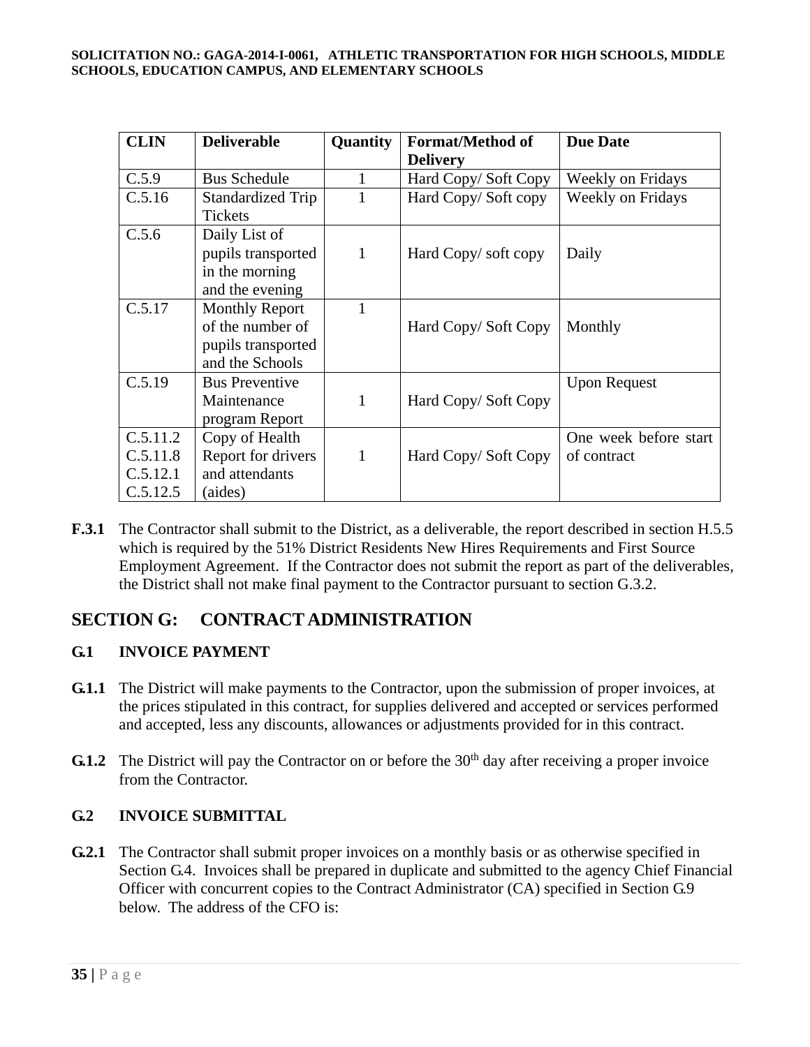| CLIN | Deliverable | Quantity | Format/Method of Delivery | Due Date |
|---|---|---|---|---|
| C.5.9 | Bus Schedule | 1 | Hard Copy/ Soft Copy | Weekly on Fridays |
| C.5.16 | Standardized Trip Tickets | 1 | Hard Copy/ Soft copy | Weekly on Fridays |
| C.5.6 | Daily List of pupils transported in the morning and the evening | 1 | Hard Copy/ soft copy | Daily |
| C.5.17 | Monthly Report of the number of pupils transported and the Schools | 1 | Hard Copy/ Soft Copy | Monthly |
| C.5.19 | Bus Preventive Maintenance program Report | 1 | Hard Copy/ Soft Copy | Upon Request |
| C.5.11.2 C.5.11.8 C.5.12.1 C.5.12.5 | Copy of Health Report for drivers and attendants (aides) | 1 | Hard Copy/ Soft Copy | One week before start of contract |

**F.3.1** The Contractor shall submit to the District, as a deliverable, the report described in section H.5.5 which is required by the 51% District Residents New Hires Requirements and First Source Employment Agreement. If the Contractor does not submit the report as part of the deliverables, the District shall not make final payment to the Contractor pursuant to section G.3.2.

## SECTION G: CONTRACT ADMINISTRATION

### G.1 INVOICE PAYMENT

**G.1.1** The District will make payments to the Contractor, upon the submission of proper invoices, at the prices stipulated in this contract, for supplies delivered and accepted or services performed and accepted, less any discounts, allowances or adjustments provided for in this contract.

**G.1.2** The District will pay the Contractor on or before the 30th day after receiving a proper invoice from the Contractor.

### G.2 INVOICE SUBMITTAL

**G.2.1** The Contractor shall submit proper invoices on a monthly basis or as otherwise specified in Section G.4. Invoices shall be prepared in duplicate and submitted to the agency Chief Financial Officer with concurrent copies to the Contract Administrator (CA) specified in Section G.9 below. The address of the CFO is: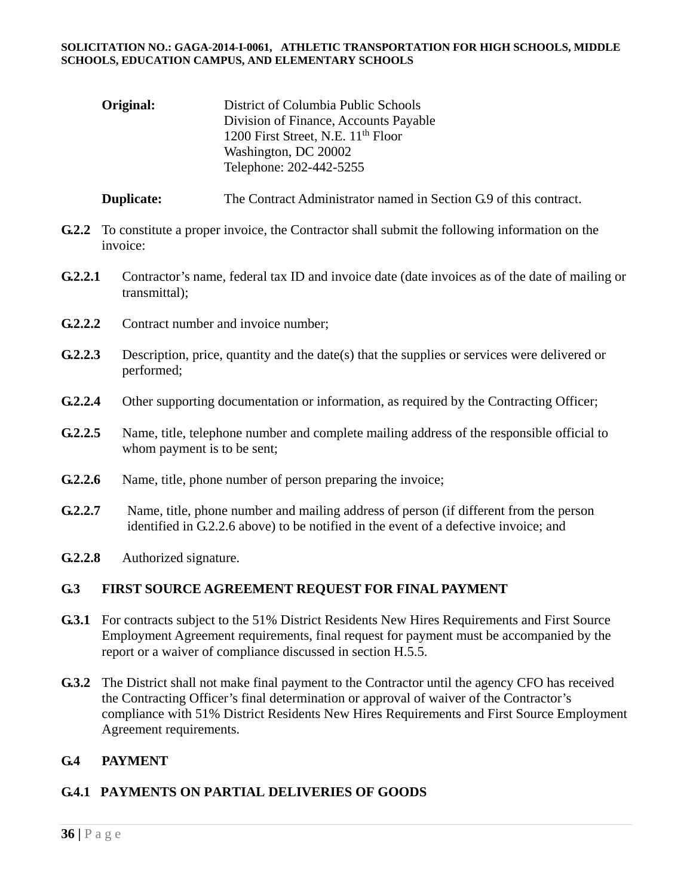**Original:** District of Columbia Public Schools
Division of Finance, Accounts Payable
1200 First Street, N.E. 11th Floor
Washington, DC 20002
Telephone: 202-442-5255

**Duplicate:** The Contract Administrator named in Section G.9 of this contract.

**G.2.2** To constitute a proper invoice, the Contractor shall submit the following information on the invoice:

**G.2.2.1** Contractor's name, federal tax ID and invoice date (date invoices as of the date of mailing or transmittal);

**G.2.2.2** Contract number and invoice number;

**G.2.2.3** Description, price, quantity and the date(s) that the supplies or services were delivered or performed;

**G.2.2.4** Other supporting documentation or information, as required by the Contracting Officer;

**G.2.2.5** Name, title, telephone number and complete mailing address of the responsible official to whom payment is to be sent;

**G.2.2.6** Name, title, phone number of person preparing the invoice;

**G.2.2.7** Name, title, phone number and mailing address of person (if different from the person identified in G.2.2.6 above) to be notified in the event of a defective invoice; and

**G.2.2.8** Authorized signature.

## G.3 FIRST SOURCE AGREEMENT REQUEST FOR FINAL PAYMENT

**G.3.1** For contracts subject to the 51% District Residents New Hires Requirements and First Source Employment Agreement requirements, final request for payment must be accompanied by the report or a waiver of compliance discussed in section H.5.5.

**G.3.2** The District shall not make final payment to the Contractor until the agency CFO has received the Contracting Officer's final determination or approval of waiver of the Contractor's compliance with 51% District Residents New Hires Requirements and First Source Employment Agreement requirements.

## G.4 PAYMENT

### G.4.1 PAYMENTS ON PARTIAL DELIVERIES OF GOODS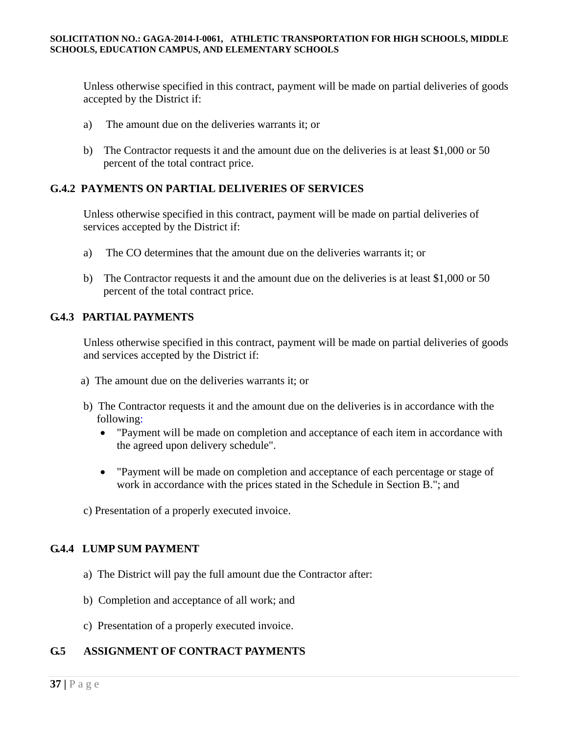Unless otherwise specified in this contract, payment will be made on partial deliveries of goods accepted by the District if:

a) The amount due on the deliveries warrants it; or

b) The Contractor requests it and the amount due on the deliveries is at least $1,000 or 50 percent of the total contract price.

### G.4.2 PAYMENTS ON PARTIAL DELIVERIES OF SERVICES

Unless otherwise specified in this contract, payment will be made on partial deliveries of services accepted by the District if:

a) The CO determines that the amount due on the deliveries warrants it; or

b) The Contractor requests it and the amount due on the deliveries is at least $1,000 or 50 percent of the total contract price.

### G.4.3 PARTIAL PAYMENTS

Unless otherwise specified in this contract, payment will be made on partial deliveries of goods and services accepted by the District if:

a) The amount due on the deliveries warrants it; or

b) The Contractor requests it and the amount due on the deliveries is in accordance with the following:

- "Payment will be made on completion and acceptance of each item in accordance with the agreed upon delivery schedule".
- "Payment will be made on completion and acceptance of each percentage or stage of work in accordance with the prices stated in the Schedule in Section B."; and

c) Presentation of a properly executed invoice.

### G.4.4 LUMP SUM PAYMENT

a) The District will pay the full amount due the Contractor after:

b) Completion and acceptance of all work; and

c) Presentation of a properly executed invoice.

## G.5 ASSIGNMENT OF CONTRACT PAYMENTS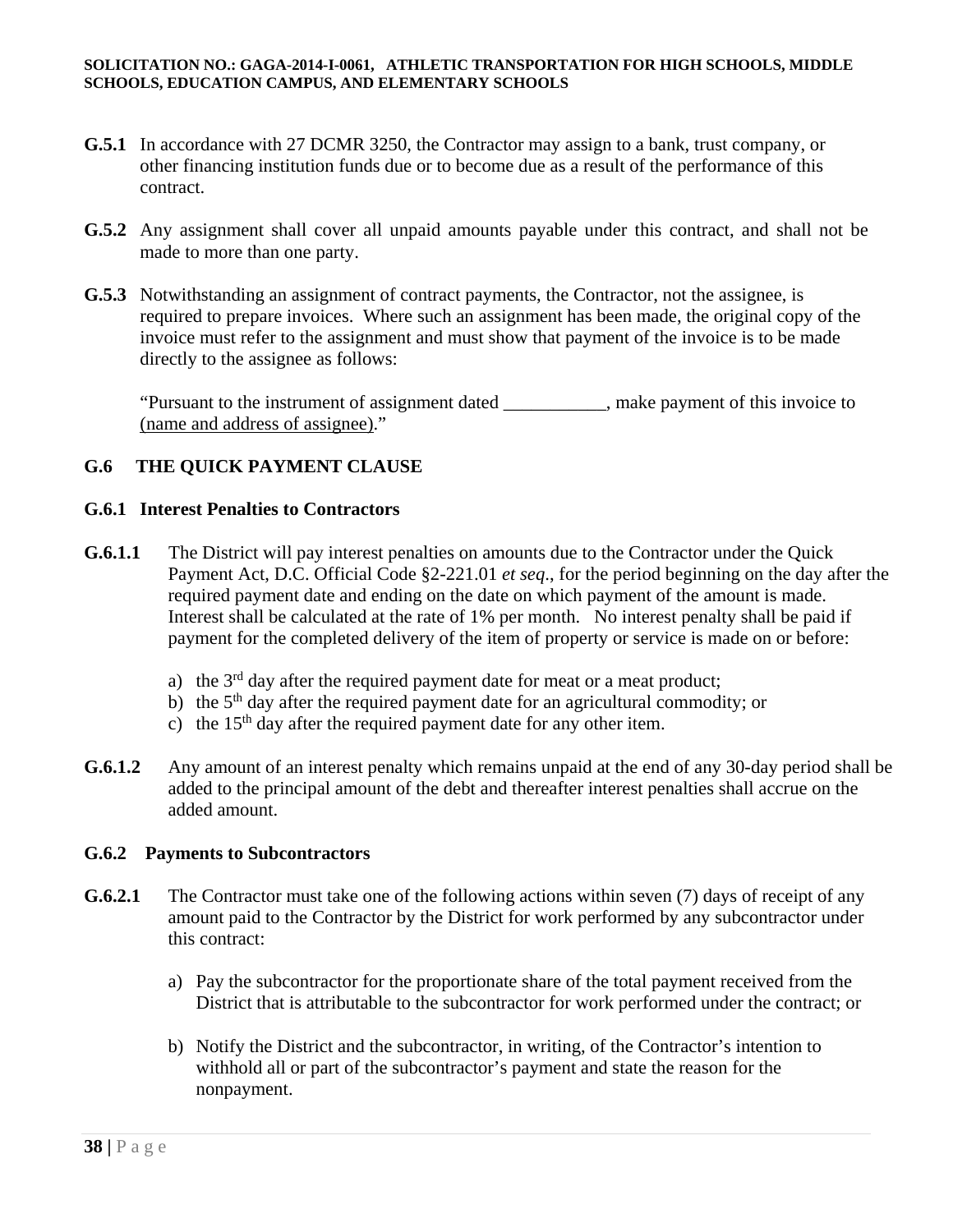**G.5.1** In accordance with 27 DCMR 3250, the Contractor may assign to a bank, trust company, or other financing institution funds due or to become due as a result of the performance of this contract.

**G.5.2** Any assignment shall cover all unpaid amounts payable under this contract, and shall not be made to more than one party.

**G.5.3** Notwithstanding an assignment of contract payments, the Contractor, not the assignee, is required to prepare invoices. Where such an assignment has been made, the original copy of the invoice must refer to the assignment and must show that payment of the invoice is to be made directly to the assignee as follows:

"Pursuant to the instrument of assignment dated ___________, make payment of this invoice to (name and address of assignee)."

## G.6 THE QUICK PAYMENT CLAUSE

### G.6.1 Interest Penalties to Contractors

**G.6.1.1** The District will pay interest penalties on amounts due to the Contractor under the Quick Payment Act, D.C. Official Code §2-221.01 *et seq*., for the period beginning on the day after the required payment date and ending on the date on which payment of the amount is made. Interest shall be calculated at the rate of 1% per month. No interest penalty shall be paid if payment for the completed delivery of the item of property or service is made on or before:

a) the 3rd day after the required payment date for meat or a meat product;
b) the 5th day after the required payment date for an agricultural commodity; or
c) the 15th day after the required payment date for any other item.

**G.6.1.2** Any amount of an interest penalty which remains unpaid at the end of any 30-day period shall be added to the principal amount of the debt and thereafter interest penalties shall accrue on the added amount.

### G.6.2 Payments to Subcontractors

**G.6.2.1** The Contractor must take one of the following actions within seven (7) days of receipt of any amount paid to the Contractor by the District for work performed by any subcontractor under this contract:

a) Pay the subcontractor for the proportionate share of the total payment received from the District that is attributable to the subcontractor for work performed under the contract; or

b) Notify the District and the subcontractor, in writing, of the Contractor's intention to withhold all or part of the subcontractor's payment and state the reason for the nonpayment.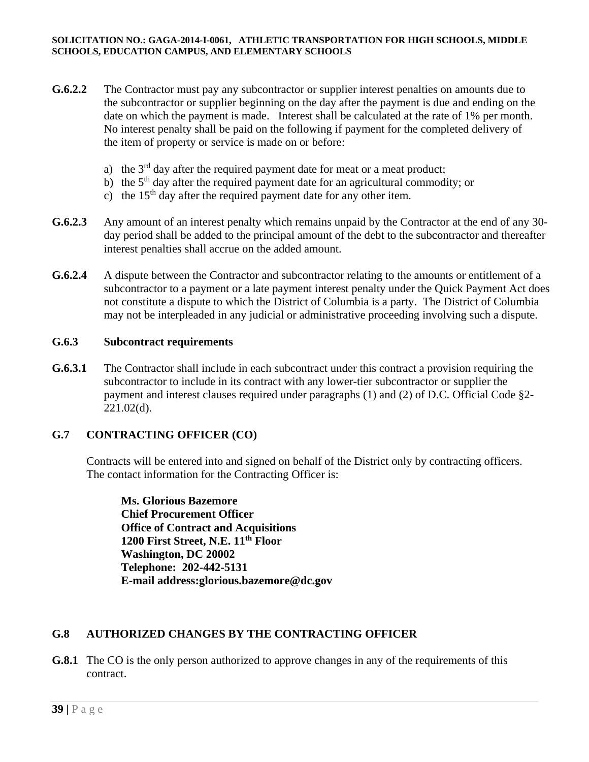**G.6.2.2** The Contractor must pay any subcontractor or supplier interest penalties on amounts due to the subcontractor or supplier beginning on the day after the payment is due and ending on the date on which the payment is made. Interest shall be calculated at the rate of 1% per month. No interest penalty shall be paid on the following if payment for the completed delivery of the item of property or service is made on or before:

a) the 3rd day after the required payment date for meat or a meat product;
b) the 5th day after the required payment date for an agricultural commodity; or
c) the 15th day after the required payment date for any other item.

**G.6.2.3** Any amount of an interest penalty which remains unpaid by the Contractor at the end of any 30-day period shall be added to the principal amount of the debt to the subcontractor and thereafter interest penalties shall accrue on the added amount.

**G.6.2.4** A dispute between the Contractor and subcontractor relating to the amounts or entitlement of a subcontractor to a payment or a late payment interest penalty under the Quick Payment Act does not constitute a dispute to which the District of Columbia is a party. The District of Columbia may not be interpleaded in any judicial or administrative proceeding involving such a dispute.

### G.6.3 Subcontract requirements

**G.6.3.1** The Contractor shall include in each subcontract under this contract a provision requiring the subcontractor to include in its contract with any lower-tier subcontractor or supplier the payment and interest clauses required under paragraphs (1) and (2) of D.C. Official Code §2-221.02(d).

## G.7 CONTRACTING OFFICER (CO)

Contracts will be entered into and signed on behalf of the District only by contracting officers. The contact information for the Contracting Officer is:

**Ms. Glorious Bazemore**
**Chief Procurement Officer**
**Office of Contract and Acquisitions**
**1200 First Street, N.E. 11th Floor**
**Washington, DC 20002**
**Telephone: 202-442-5131**
**E-mail address:glorious.bazemore@dc.gov**

## G.8 AUTHORIZED CHANGES BY THE CONTRACTING OFFICER

**G.8.1** The CO is the only person authorized to approve changes in any of the requirements of this contract.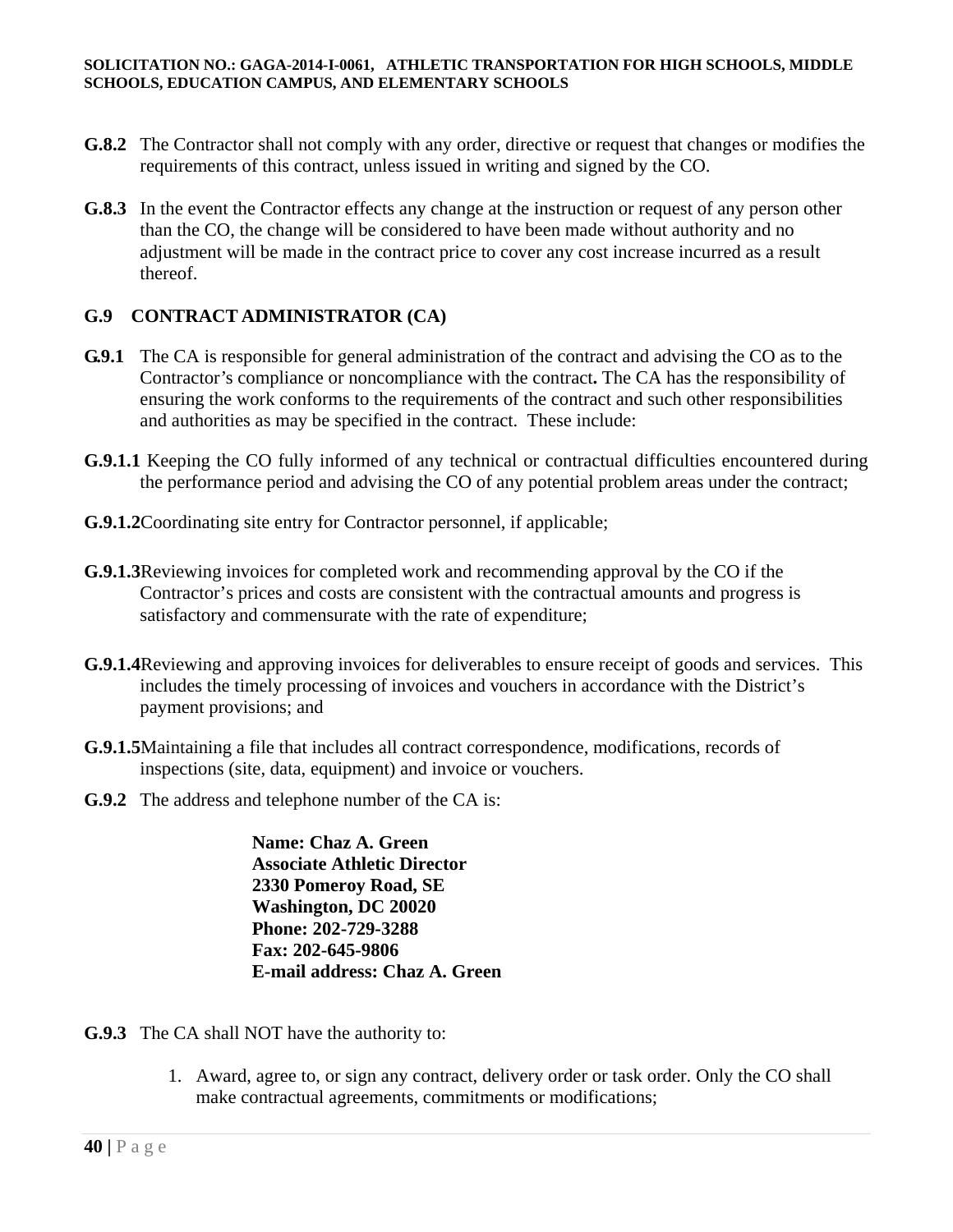**G.8.2** The Contractor shall not comply with any order, directive or request that changes or modifies the requirements of this contract, unless issued in writing and signed by the CO.

**G.8.3** In the event the Contractor effects any change at the instruction or request of any person other than the CO, the change will be considered to have been made without authority and no adjustment will be made in the contract price to cover any cost increase incurred as a result thereof.

## G.9 CONTRACT ADMINISTRATOR (CA)

**G.9.1** The CA is responsible for general administration of the contract and advising the CO as to the Contractor's compliance or noncompliance with the contract**.** The CA has the responsibility of ensuring the work conforms to the requirements of the contract and such other responsibilities and authorities as may be specified in the contract. These include:

**G.9.1.1** Keeping the CO fully informed of any technical or contractual difficulties encountered during the performance period and advising the CO of any potential problem areas under the contract;

**G.9.1.2** Coordinating site entry for Contractor personnel, if applicable;

**G.9.1.3** Reviewing invoices for completed work and recommending approval by the CO if the Contractor's prices and costs are consistent with the contractual amounts and progress is satisfactory and commensurate with the rate of expenditure;

**G.9.1.4** Reviewing and approving invoices for deliverables to ensure receipt of goods and services. This includes the timely processing of invoices and vouchers in accordance with the District's payment provisions; and

**G.9.1.5** Maintaining a file that includes all contract correspondence, modifications, records of inspections (site, data, equipment) and invoice or vouchers.

**G.9.2** The address and telephone number of the CA is:

**Name: Chaz A. Green**
**Associate Athletic Director**
**2330 Pomeroy Road, SE**
**Washington, DC 20020**
**Phone: 202-729-3288**
**Fax: 202-645-9806**
**E-mail address: Chaz A. Green**

**G.9.3** The CA shall NOT have the authority to:

1. Award, agree to, or sign any contract, delivery order or task order. Only the CO shall make contractual agreements, commitments or modifications;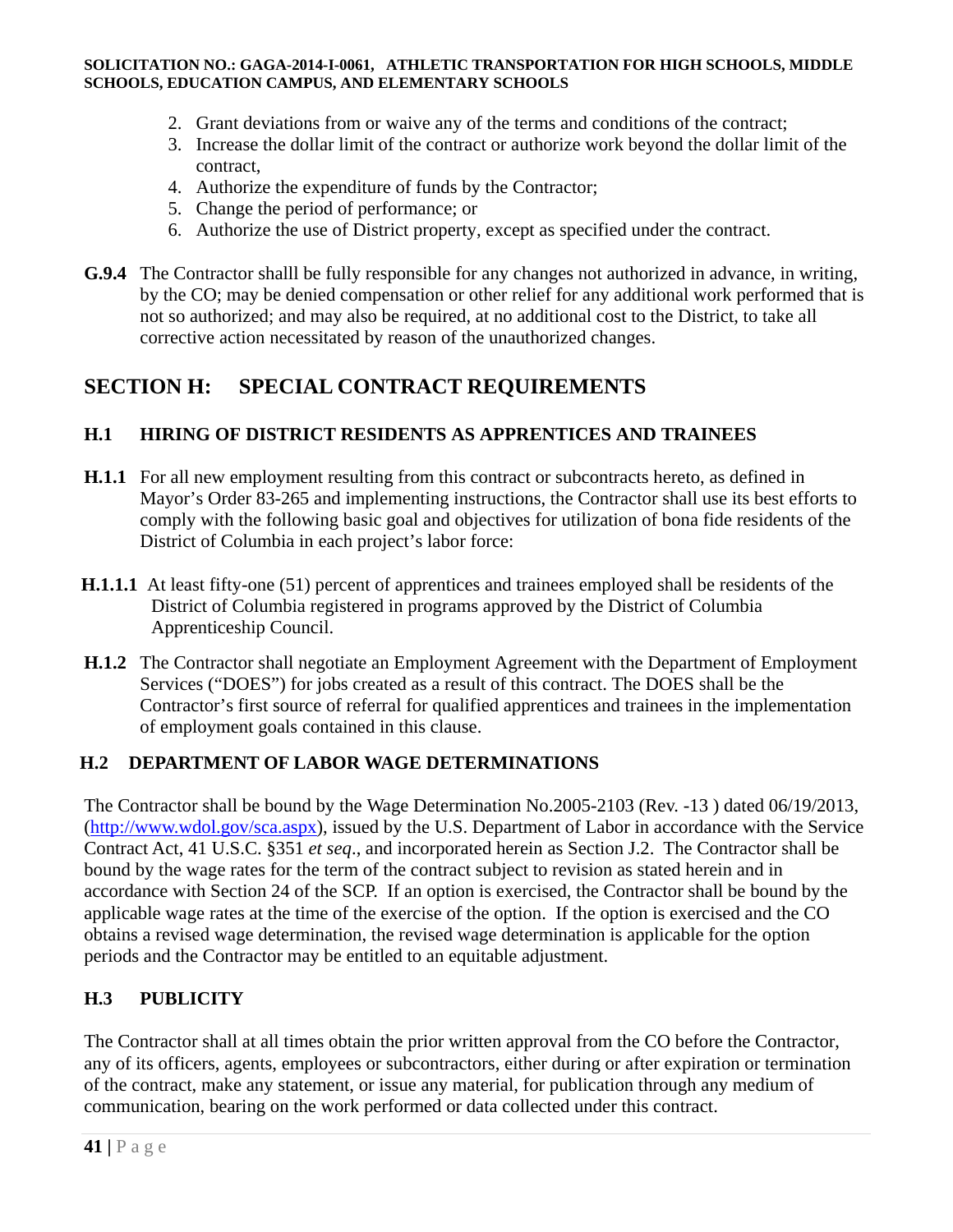2. Grant deviations from or waive any of the terms and conditions of the contract;
3. Increase the dollar limit of the contract or authorize work beyond the dollar limit of the contract,
4. Authorize the expenditure of funds by the Contractor;
5. Change the period of performance; or
6. Authorize the use of District property, except as specified under the contract.

**G.9.4** The Contractor shalll be fully responsible for any changes not authorized in advance, in writing, by the CO; may be denied compensation or other relief for any additional work performed that is not so authorized; and may also be required, at no additional cost to the District, to take all corrective action necessitated by reason of the unauthorized changes.

## SECTION H: SPECIAL CONTRACT REQUIREMENTS

### H.1 HIRING OF DISTRICT RESIDENTS AS APPRENTICES AND TRAINEES

**H.1.1** For all new employment resulting from this contract or subcontracts hereto, as defined in Mayor's Order 83-265 and implementing instructions, the Contractor shall use its best efforts to comply with the following basic goal and objectives for utilization of bona fide residents of the District of Columbia in each project's labor force:

**H.1.1.1** At least fifty-one (51) percent of apprentices and trainees employed shall be residents of the District of Columbia registered in programs approved by the District of Columbia Apprenticeship Council.

**H.1.2** The Contractor shall negotiate an Employment Agreement with the Department of Employment Services ("DOES") for jobs created as a result of this contract. The DOES shall be the Contractor's first source of referral for qualified apprentices and trainees in the implementation of employment goals contained in this clause.

### H.2 DEPARTMENT OF LABOR WAGE DETERMINATIONS

The Contractor shall be bound by the Wage Determination No.2005-2103 (Rev. -13 ) dated 06/19/2013, (http://www.wdol.gov/sca.aspx), issued by the U.S. Department of Labor in accordance with the Service Contract Act, 41 U.S.C. §351 *et seq*., and incorporated herein as Section J.2. The Contractor shall be bound by the wage rates for the term of the contract subject to revision as stated herein and in accordance with Section 24 of the SCP. If an option is exercised, the Contractor shall be bound by the applicable wage rates at the time of the exercise of the option. If the option is exercised and the CO obtains a revised wage determination, the revised wage determination is applicable for the option periods and the Contractor may be entitled to an equitable adjustment.

### H.3 PUBLICITY

The Contractor shall at all times obtain the prior written approval from the CO before the Contractor, any of its officers, agents, employees or subcontractors, either during or after expiration or termination of the contract, make any statement, or issue any material, for publication through any medium of communication, bearing on the work performed or data collected under this contract.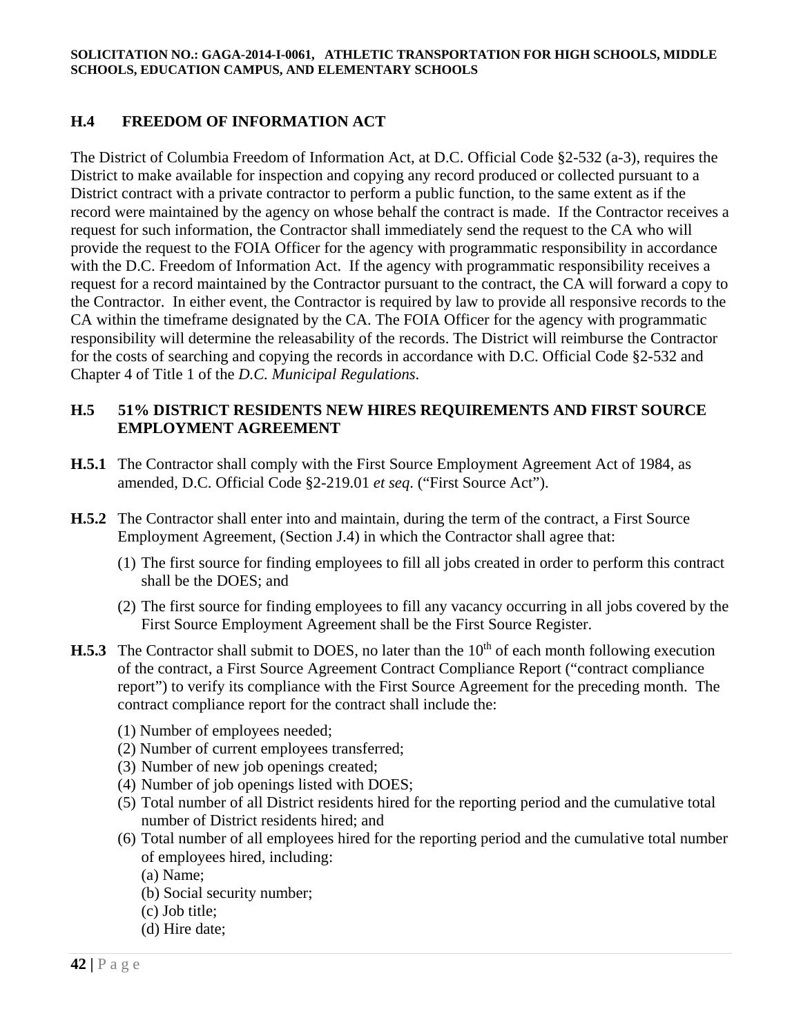## H.4 FREEDOM OF INFORMATION ACT

The District of Columbia Freedom of Information Act, at D.C. Official Code §2-532 (a-3), requires the District to make available for inspection and copying any record produced or collected pursuant to a District contract with a private contractor to perform a public function, to the same extent as if the record were maintained by the agency on whose behalf the contract is made. If the Contractor receives a request for such information, the Contractor shall immediately send the request to the CA who will provide the request to the FOIA Officer for the agency with programmatic responsibility in accordance with the D.C. Freedom of Information Act. If the agency with programmatic responsibility receives a request for a record maintained by the Contractor pursuant to the contract, the CA will forward a copy to the Contractor. In either event, the Contractor is required by law to provide all responsive records to the CA within the timeframe designated by the CA. The FOIA Officer for the agency with programmatic responsibility will determine the releasability of the records. The District will reimburse the Contractor for the costs of searching and copying the records in accordance with D.C. Official Code §2-532 and Chapter 4 of Title 1 of the *D.C. Municipal Regulations*.

## H.5 51% DISTRICT RESIDENTS NEW HIRES REQUIREMENTS AND FIRST SOURCE EMPLOYMENT AGREEMENT

**H.5.1** The Contractor shall comply with the First Source Employment Agreement Act of 1984, as amended, D.C. Official Code §2-219.01 *et seq*. ("First Source Act").

**H.5.2** The Contractor shall enter into and maintain, during the term of the contract, a First Source Employment Agreement, (Section J.4) in which the Contractor shall agree that:

(1) The first source for finding employees to fill all jobs created in order to perform this contract shall be the DOES; and

(2) The first source for finding employees to fill any vacancy occurring in all jobs covered by the First Source Employment Agreement shall be the First Source Register.

**H.5.3** The Contractor shall submit to DOES, no later than the 10th of each month following execution of the contract, a First Source Agreement Contract Compliance Report ("contract compliance report") to verify its compliance with the First Source Agreement for the preceding month. The contract compliance report for the contract shall include the:

(1) Number of employees needed;
(2) Number of current employees transferred;
(3) Number of new job openings created;
(4) Number of job openings listed with DOES;
(5) Total number of all District residents hired for the reporting period and the cumulative total number of District residents hired; and
(6) Total number of all employees hired for the reporting period and the cumulative total number of employees hired, including:
 (a) Name;
 (b) Social security number;
 (c) Job title;
 (d) Hire date;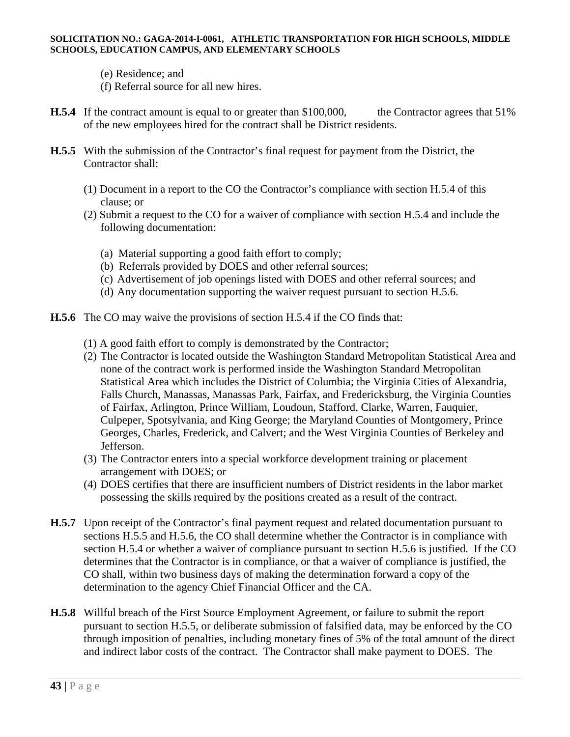(e) Residence; and
(f) Referral source for all new hires.

**H.5.4** If the contract amount is equal to or greater than $100,000, the Contractor agrees that 51% of the new employees hired for the contract shall be District residents.

**H.5.5** With the submission of the Contractor's final request for payment from the District, the Contractor shall:

(1) Document in a report to the CO the Contractor's compliance with section H.5.4 of this clause; or
(2) Submit a request to the CO for a waiver of compliance with section H.5.4 and include the following documentation:

(a) Material supporting a good faith effort to comply;
(b) Referrals provided by DOES and other referral sources;
(c) Advertisement of job openings listed with DOES and other referral sources; and
(d) Any documentation supporting the waiver request pursuant to section H.5.6.

**H.5.6** The CO may waive the provisions of section H.5.4 if the CO finds that:

(1) A good faith effort to comply is demonstrated by the Contractor;
(2) The Contractor is located outside the Washington Standard Metropolitan Statistical Area and none of the contract work is performed inside the Washington Standard Metropolitan Statistical Area which includes the District of Columbia; the Virginia Cities of Alexandria, Falls Church, Manassas, Manassas Park, Fairfax, and Fredericksburg, the Virginia Counties of Fairfax, Arlington, Prince William, Loudoun, Stafford, Clarke, Warren, Fauquier, Culpeper, Spotsylvania, and King George; the Maryland Counties of Montgomery, Prince Georges, Charles, Frederick, and Calvert; and the West Virginia Counties of Berkeley and Jefferson.
(3) The Contractor enters into a special workforce development training or placement arrangement with DOES; or
(4) DOES certifies that there are insufficient numbers of District residents in the labor market possessing the skills required by the positions created as a result of the contract.

**H.5.7** Upon receipt of the Contractor's final payment request and related documentation pursuant to sections H.5.5 and H.5.6, the CO shall determine whether the Contractor is in compliance with section H.5.4 or whether a waiver of compliance pursuant to section H.5.6 is justified. If the CO determines that the Contractor is in compliance, or that a waiver of compliance is justified, the CO shall, within two business days of making the determination forward a copy of the determination to the agency Chief Financial Officer and the CA.

**H.5.8** Willful breach of the First Source Employment Agreement, or failure to submit the report pursuant to section H.5.5, or deliberate submission of falsified data, may be enforced by the CO through imposition of penalties, including monetary fines of 5% of the total amount of the direct and indirect labor costs of the contract. The Contractor shall make payment to DOES. The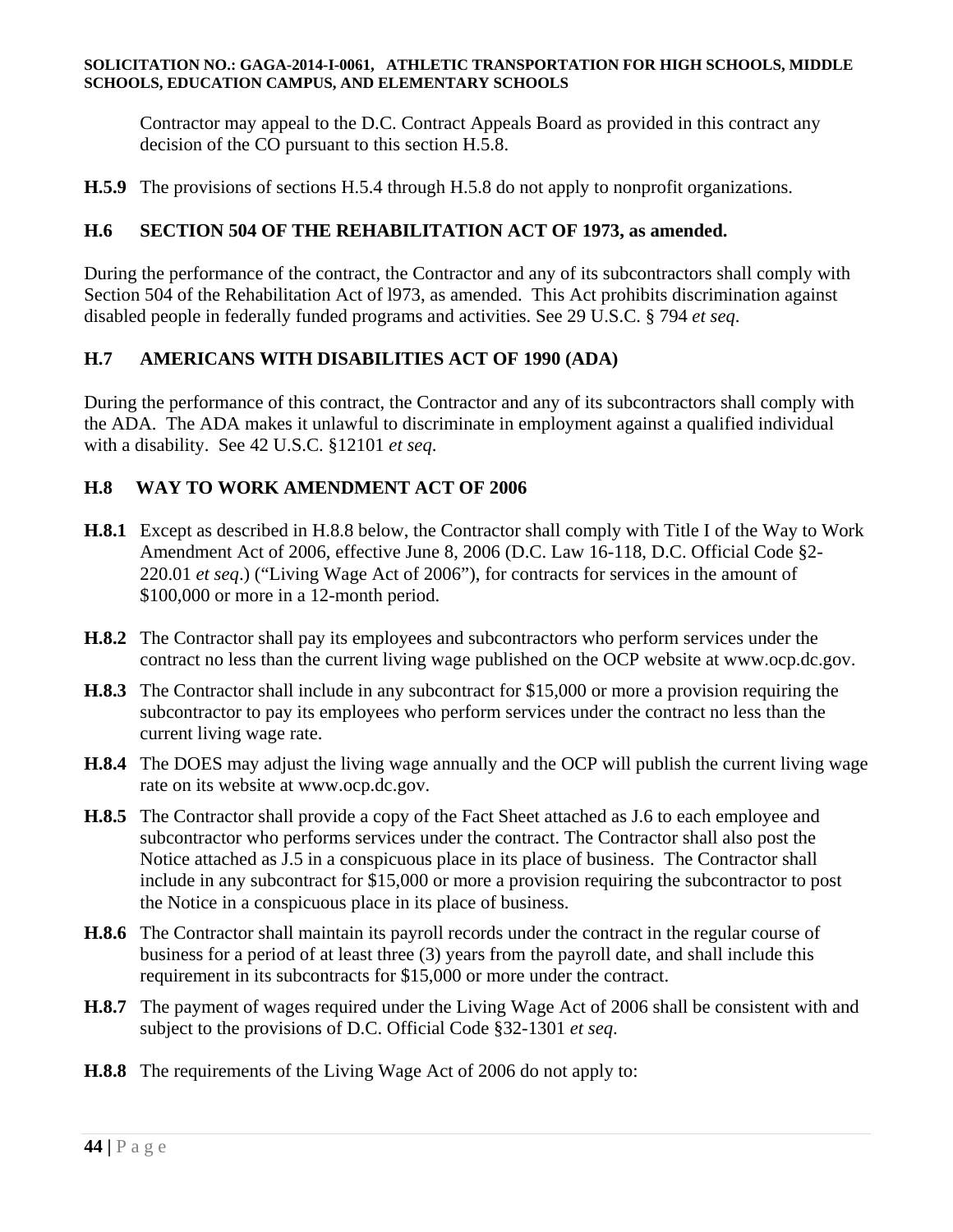Contractor may appeal to the D.C. Contract Appeals Board as provided in this contract any decision of the CO pursuant to this section H.5.8.

**H.5.9** The provisions of sections H.5.4 through H.5.8 do not apply to nonprofit organizations.

## H.6 SECTION 504 OF THE REHABILITATION ACT OF 1973, as amended.

During the performance of the contract, the Contractor and any of its subcontractors shall comply with Section 504 of the Rehabilitation Act of l973, as amended. This Act prohibits discrimination against disabled people in federally funded programs and activities. See 29 U.S.C. § 794 *et seq*.

## H.7 AMERICANS WITH DISABILITIES ACT OF 1990 (ADA)

During the performance of this contract, the Contractor and any of its subcontractors shall comply with the ADA. The ADA makes it unlawful to discriminate in employment against a qualified individual with a disability. See 42 U.S.C. §12101 *et seq*.

## H.8 WAY TO WORK AMENDMENT ACT OF 2006

**H.8.1** Except as described in H.8.8 below, the Contractor shall comply with Title I of the Way to Work Amendment Act of 2006, effective June 8, 2006 (D.C. Law 16-118, D.C. Official Code §2-220.01 *et seq*.) ("Living Wage Act of 2006"), for contracts for services in the amount of $100,000 or more in a 12-month period.

**H.8.2** The Contractor shall pay its employees and subcontractors who perform services under the contract no less than the current living wage published on the OCP website at www.ocp.dc.gov.

**H.8.3** The Contractor shall include in any subcontract for $15,000 or more a provision requiring the subcontractor to pay its employees who perform services under the contract no less than the current living wage rate.

**H.8.4** The DOES may adjust the living wage annually and the OCP will publish the current living wage rate on its website at www.ocp.dc.gov.

**H.8.5** The Contractor shall provide a copy of the Fact Sheet attached as J.6 to each employee and subcontractor who performs services under the contract. The Contractor shall also post the Notice attached as J.5 in a conspicuous place in its place of business. The Contractor shall include in any subcontract for $15,000 or more a provision requiring the subcontractor to post the Notice in a conspicuous place in its place of business.

**H.8.6** The Contractor shall maintain its payroll records under the contract in the regular course of business for a period of at least three (3) years from the payroll date, and shall include this requirement in its subcontracts for $15,000 or more under the contract.

**H.8.7** The payment of wages required under the Living Wage Act of 2006 shall be consistent with and subject to the provisions of D.C. Official Code §32-1301 *et seq*.

**H.8.8** The requirements of the Living Wage Act of 2006 do not apply to: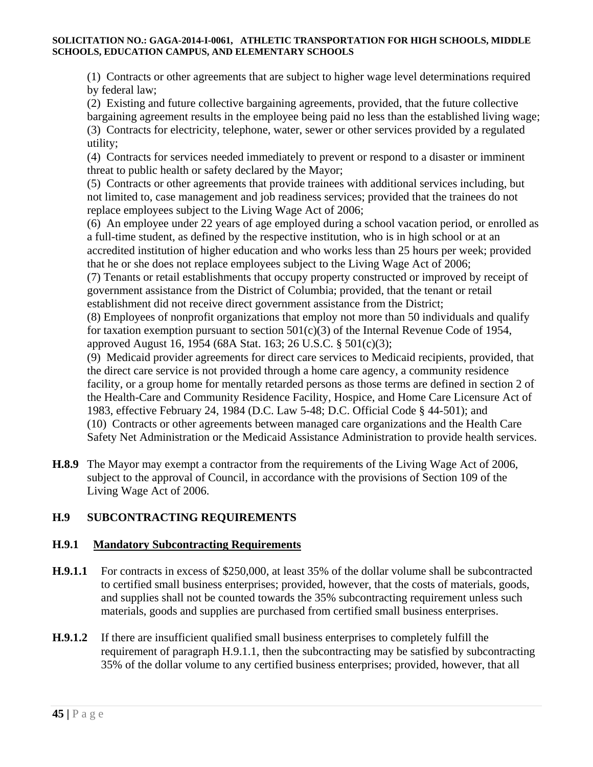(1) Contracts or other agreements that are subject to higher wage level determinations required by federal law;

(2) Existing and future collective bargaining agreements, provided, that the future collective bargaining agreement results in the employee being paid no less than the established living wage;

(3) Contracts for electricity, telephone, water, sewer or other services provided by a regulated utility;

(4) Contracts for services needed immediately to prevent or respond to a disaster or imminent threat to public health or safety declared by the Mayor;

(5) Contracts or other agreements that provide trainees with additional services including, but not limited to, case management and job readiness services; provided that the trainees do not replace employees subject to the Living Wage Act of 2006;

(6) An employee under 22 years of age employed during a school vacation period, or enrolled as a full-time student, as defined by the respective institution, who is in high school or at an accredited institution of higher education and who works less than 25 hours per week; provided that he or she does not replace employees subject to the Living Wage Act of 2006;

(7) Tenants or retail establishments that occupy property constructed or improved by receipt of government assistance from the District of Columbia; provided, that the tenant or retail establishment did not receive direct government assistance from the District;

(8) Employees of nonprofit organizations that employ not more than 50 individuals and qualify for taxation exemption pursuant to section 501(c)(3) of the Internal Revenue Code of 1954, approved August 16, 1954 (68A Stat. 163; 26 U.S.C. § 501(c)(3);

(9) Medicaid provider agreements for direct care services to Medicaid recipients, provided, that the direct care service is not provided through a home care agency, a community residence facility, or a group home for mentally retarded persons as those terms are defined in section 2 of the Health-Care and Community Residence Facility, Hospice, and Home Care Licensure Act of 1983, effective February 24, 1984 (D.C. Law 5-48; D.C. Official Code § 44-501); and

(10) Contracts or other agreements between managed care organizations and the Health Care Safety Net Administration or the Medicaid Assistance Administration to provide health services.

**H.8.9** The Mayor may exempt a contractor from the requirements of the Living Wage Act of 2006, subject to the approval of Council, in accordance with the provisions of Section 109 of the Living Wage Act of 2006.

## H.9 SUBCONTRACTING REQUIREMENTS

### H.9.1 <u>Mandatory Subcontracting Requirements</u>

**H.9.1.1** For contracts in excess of $250,000, at least 35% of the dollar volume shall be subcontracted to certified small business enterprises; provided, however, that the costs of materials, goods, and supplies shall not be counted towards the 35% subcontracting requirement unless such materials, goods and supplies are purchased from certified small business enterprises.

**H.9.1.2** If there are insufficient qualified small business enterprises to completely fulfill the requirement of paragraph H.9.1.1, then the subcontracting may be satisfied by subcontracting 35% of the dollar volume to any certified business enterprises; provided, however, that all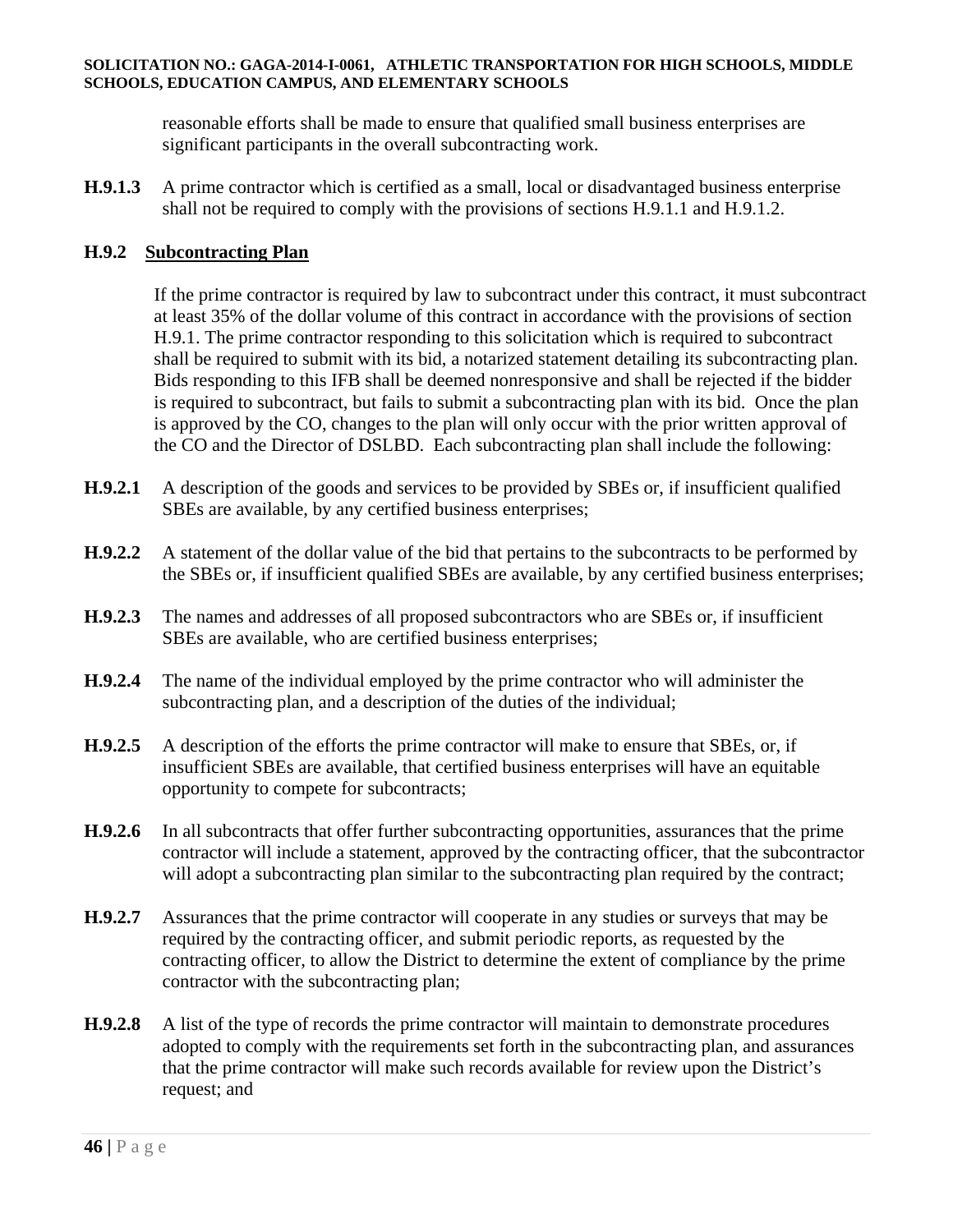reasonable efforts shall be made to ensure that qualified small business enterprises are significant participants in the overall subcontracting work.

**H.9.1.3** A prime contractor which is certified as a small, local or disadvantaged business enterprise shall not be required to comply with the provisions of sections H.9.1.1 and H.9.1.2.

**H.9.2 Subcontracting Plan**

If the prime contractor is required by law to subcontract under this contract, it must subcontract at least 35% of the dollar volume of this contract in accordance with the provisions of section H.9.1. The prime contractor responding to this solicitation which is required to subcontract shall be required to submit with its bid, a notarized statement detailing its subcontracting plan. Bids responding to this IFB shall be deemed nonresponsive and shall be rejected if the bidder is required to subcontract, but fails to submit a subcontracting plan with its bid. Once the plan is approved by the CO, changes to the plan will only occur with the prior written approval of the CO and the Director of DSLBD. Each subcontracting plan shall include the following:

**H.9.2.1** A description of the goods and services to be provided by SBEs or, if insufficient qualified SBEs are available, by any certified business enterprises;

**H.9.2.2** A statement of the dollar value of the bid that pertains to the subcontracts to be performed by the SBEs or, if insufficient qualified SBEs are available, by any certified business enterprises;

**H.9.2.3** The names and addresses of all proposed subcontractors who are SBEs or, if insufficient SBEs are available, who are certified business enterprises;

**H.9.2.4** The name of the individual employed by the prime contractor who will administer the subcontracting plan, and a description of the duties of the individual;

**H.9.2.5** A description of the efforts the prime contractor will make to ensure that SBEs, or, if insufficient SBEs are available, that certified business enterprises will have an equitable opportunity to compete for subcontracts;

**H.9.2.6** In all subcontracts that offer further subcontracting opportunities, assurances that the prime contractor will include a statement, approved by the contracting officer, that the subcontractor will adopt a subcontracting plan similar to the subcontracting plan required by the contract;

**H.9.2.7** Assurances that the prime contractor will cooperate in any studies or surveys that may be required by the contracting officer, and submit periodic reports, as requested by the contracting officer, to allow the District to determine the extent of compliance by the prime contractor with the subcontracting plan;

**H.9.2.8** A list of the type of records the prime contractor will maintain to demonstrate procedures adopted to comply with the requirements set forth in the subcontracting plan, and assurances that the prime contractor will make such records available for review upon the District's request; and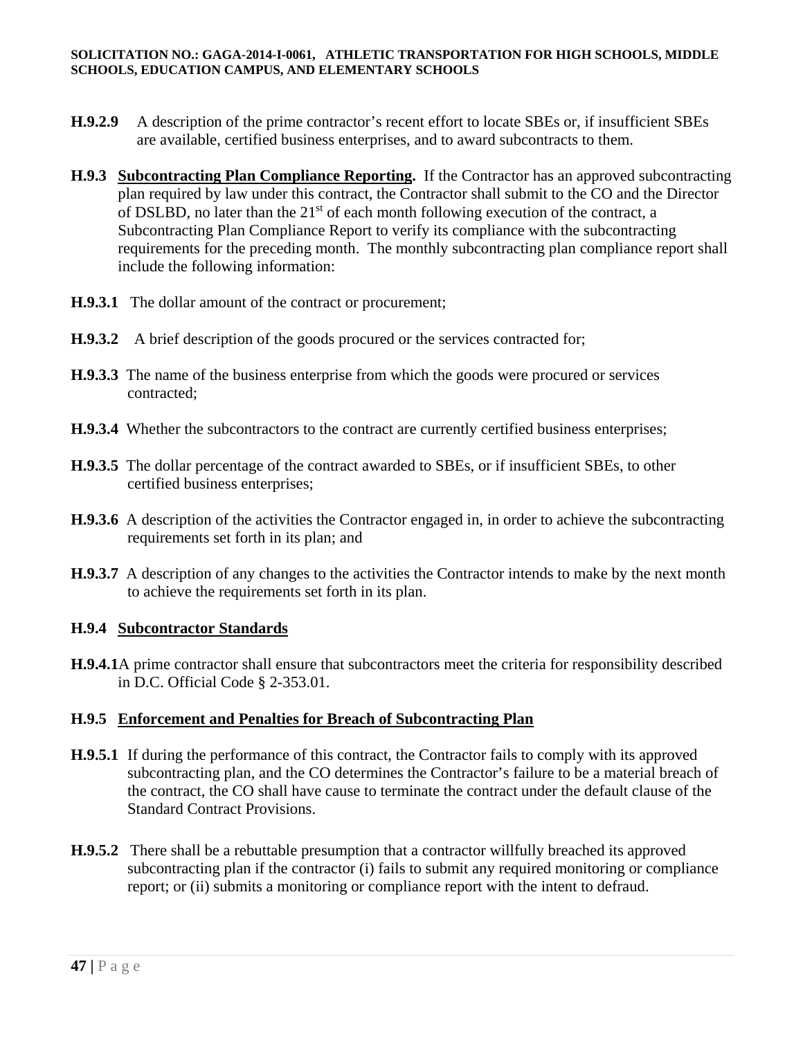**H.9.2.9** A description of the prime contractor's recent effort to locate SBEs or, if insufficient SBEs are available, certified business enterprises, and to award subcontracts to them.

**H.9.3** **Subcontracting Plan Compliance Reporting.** If the Contractor has an approved subcontracting plan required by law under this contract, the Contractor shall submit to the CO and the Director of DSLBD, no later than the 21st of each month following execution of the contract, a Subcontracting Plan Compliance Report to verify its compliance with the subcontracting requirements for the preceding month. The monthly subcontracting plan compliance report shall include the following information:

**H.9.3.1** The dollar amount of the contract or procurement;

**H.9.3.2** A brief description of the goods procured or the services contracted for;

**H.9.3.3** The name of the business enterprise from which the goods were procured or services contracted;

**H.9.3.4** Whether the subcontractors to the contract are currently certified business enterprises;

**H.9.3.5** The dollar percentage of the contract awarded to SBEs, or if insufficient SBEs, to other certified business enterprises;

**H.9.3.6** A description of the activities the Contractor engaged in, in order to achieve the subcontracting requirements set forth in its plan; and

**H.9.3.7** A description of any changes to the activities the Contractor intends to make by the next month to achieve the requirements set forth in its plan.

**H.9.4** **Subcontractor Standards**

**H.9.4.1** A prime contractor shall ensure that subcontractors meet the criteria for responsibility described in D.C. Official Code § 2-353.01.

**H.9.5** **Enforcement and Penalties for Breach of Subcontracting Plan**

**H.9.5.1** If during the performance of this contract, the Contractor fails to comply with its approved subcontracting plan, and the CO determines the Contractor's failure to be a material breach of the contract, the CO shall have cause to terminate the contract under the default clause of the Standard Contract Provisions.

**H.9.5.2** There shall be a rebuttable presumption that a contractor willfully breached its approved subcontracting plan if the contractor (i) fails to submit any required monitoring or compliance report; or (ii) submits a monitoring or compliance report with the intent to defraud.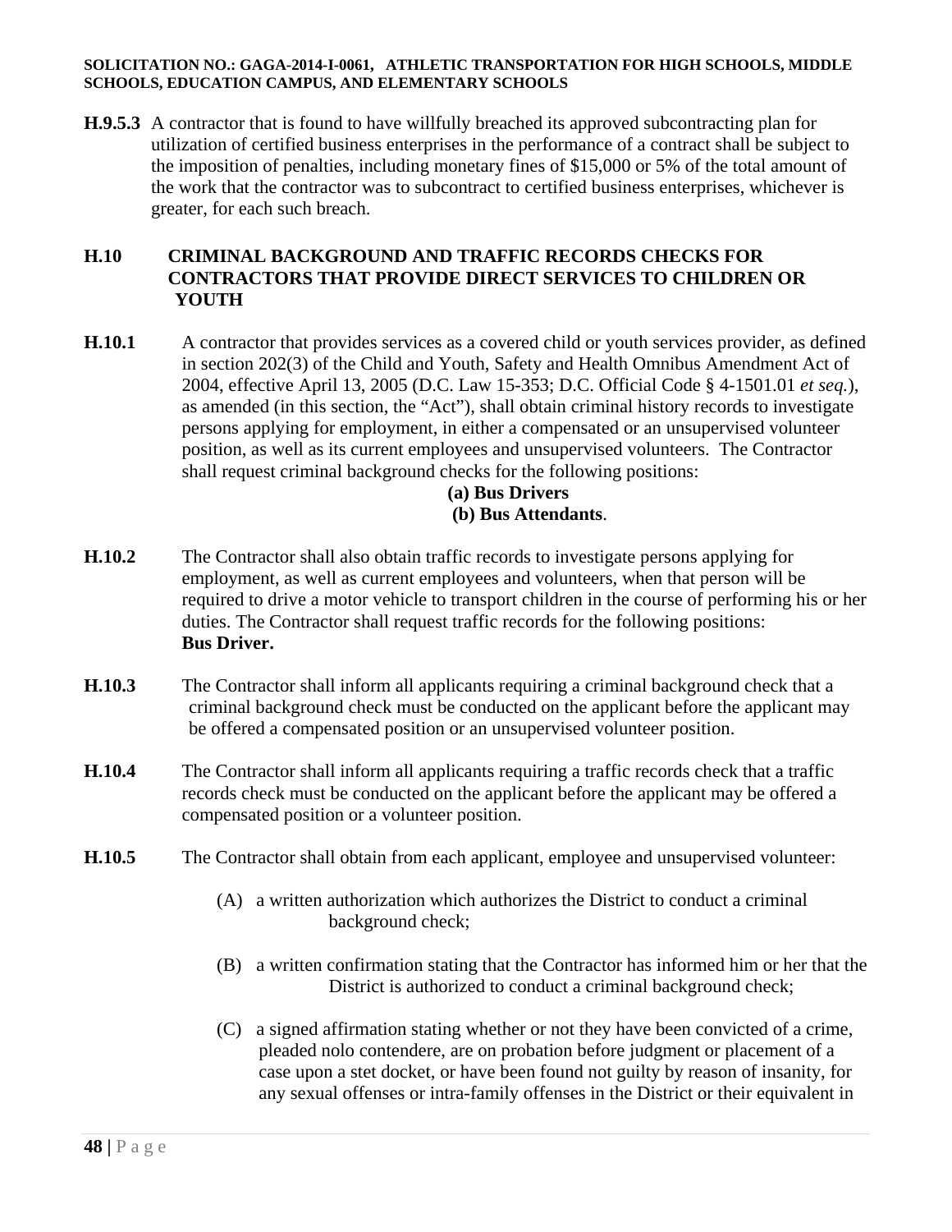**H.9.5.3** A contractor that is found to have willfully breached its approved subcontracting plan for utilization of certified business enterprises in the performance of a contract shall be subject to the imposition of penalties, including monetary fines of $15,000 or 5% of the total amount of the work that the contractor was to subcontract to certified business enterprises, whichever is greater, for each such breach.

## H.10 CRIMINAL BACKGROUND AND TRAFFIC RECORDS CHECKS FOR CONTRACTORS THAT PROVIDE DIRECT SERVICES TO CHILDREN OR YOUTH

**H.10.1** A contractor that provides services as a covered child or youth services provider, as defined in section 202(3) of the Child and Youth, Safety and Health Omnibus Amendment Act of 2004, effective April 13, 2005 (D.C. Law 15-353; D.C. Official Code § 4-1501.01 *et seq.*), as amended (in this section, the "Act"), shall obtain criminal history records to investigate persons applying for employment, in either a compensated or an unsupervised volunteer position, as well as its current employees and unsupervised volunteers. The Contractor shall request criminal background checks for the following positions:

**(a) Bus Drivers**

**(b) Bus Attendants**.

**H.10.2** The Contractor shall also obtain traffic records to investigate persons applying for employment, as well as current employees and volunteers, when that person will be required to drive a motor vehicle to transport children in the course of performing his or her duties. The Contractor shall request traffic records for the following positions: **Bus Driver.**

**H.10.3** The Contractor shall inform all applicants requiring a criminal background check that a criminal background check must be conducted on the applicant before the applicant may be offered a compensated position or an unsupervised volunteer position.

**H.10.4** The Contractor shall inform all applicants requiring a traffic records check that a traffic records check must be conducted on the applicant before the applicant may be offered a compensated position or a volunteer position.

**H.10.5** The Contractor shall obtain from each applicant, employee and unsupervised volunteer:

(A) a written authorization which authorizes the District to conduct a criminal background check;

(B) a written confirmation stating that the Contractor has informed him or her that the District is authorized to conduct a criminal background check;

(C) a signed affirmation stating whether or not they have been convicted of a crime, pleaded nolo contendere, are on probation before judgment or placement of a case upon a stet docket, or have been found not guilty by reason of insanity, for any sexual offenses or intra-family offenses in the District or their equivalent in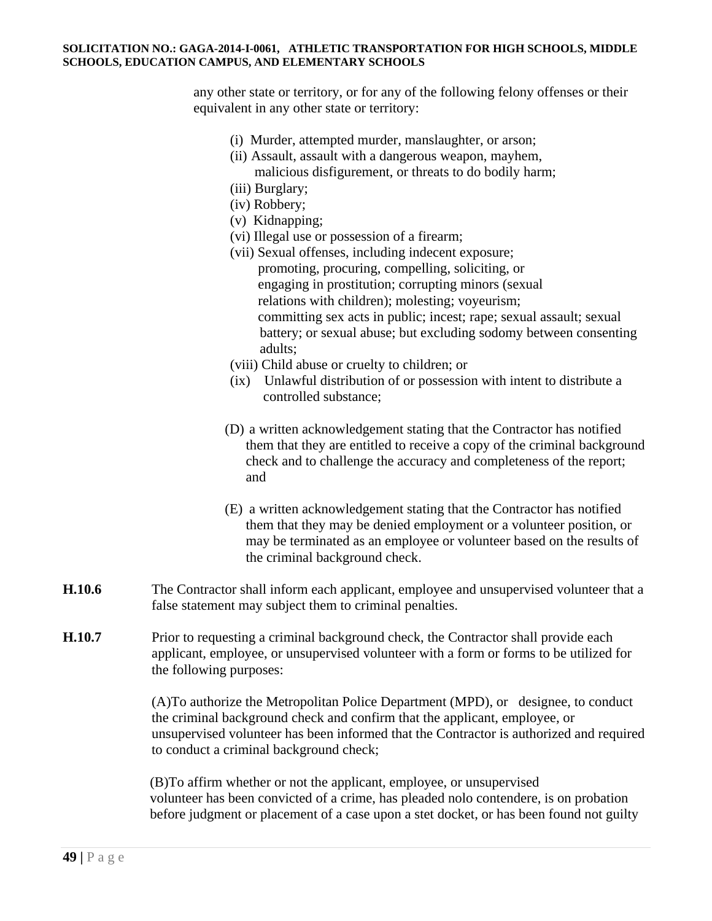any other state or territory, or for any of the following felony offenses or their equivalent in any other state or territory:

(i) Murder, attempted murder, manslaughter, or arson;
(ii) Assault, assault with a dangerous weapon, mayhem, malicious disfigurement, or threats to do bodily harm;
(iii) Burglary;
(iv) Robbery;
(v) Kidnapping;
(vi) Illegal use or possession of a firearm;
(vii) Sexual offenses, including indecent exposure; promoting, procuring, compelling, soliciting, or engaging in prostitution; corrupting minors (sexual relations with children); molesting; voyeurism; committing sex acts in public; incest; rape; sexual assault; sexual battery; or sexual abuse; but excluding sodomy between consenting adults;
(viii) Child abuse or cruelty to children; or
(ix) Unlawful distribution of or possession with intent to distribute a controlled substance;

(D) a written acknowledgement stating that the Contractor has notified them that they are entitled to receive a copy of the criminal background check and to challenge the accuracy and completeness of the report; and

(E) a written acknowledgement stating that the Contractor has notified them that they may be denied employment or a volunteer position, or may be terminated as an employee or volunteer based on the results of the criminal background check.

**H.10.6** The Contractor shall inform each applicant, employee and unsupervised volunteer that a false statement may subject them to criminal penalties.

**H.10.7** Prior to requesting a criminal background check, the Contractor shall provide each applicant, employee, or unsupervised volunteer with a form or forms to be utilized for the following purposes:

(A)To authorize the Metropolitan Police Department (MPD), or designee, to conduct the criminal background check and confirm that the applicant, employee, or unsupervised volunteer has been informed that the Contractor is authorized and required to conduct a criminal background check;

(B)To affirm whether or not the applicant, employee, or unsupervised volunteer has been convicted of a crime, has pleaded nolo contendere, is on probation before judgment or placement of a case upon a stet docket, or has been found not guilty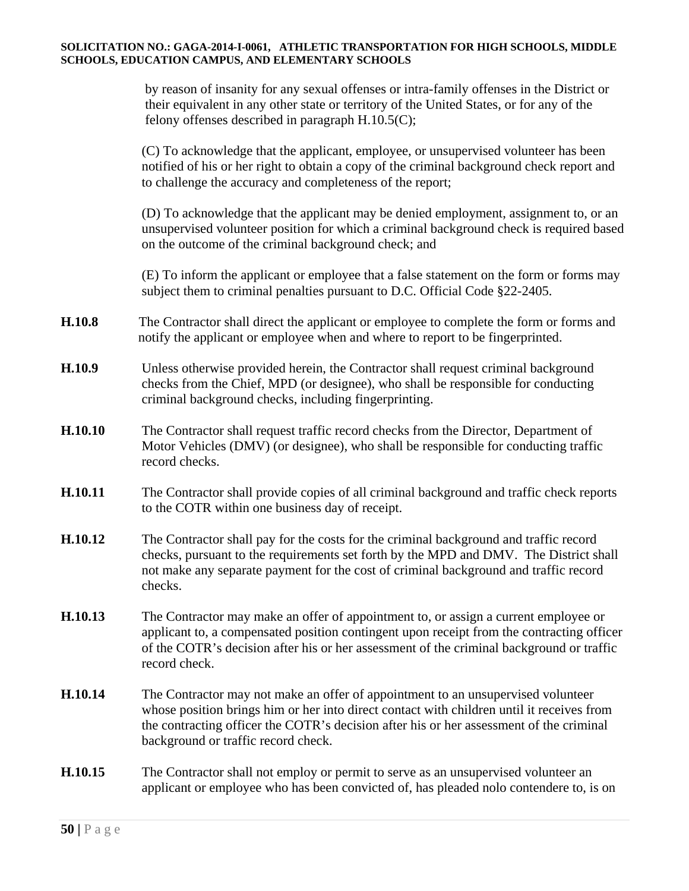by reason of insanity for any sexual offenses or intra-family offenses in the District or their equivalent in any other state or territory of the United States, or for any of the felony offenses described in paragraph H.10.5(C);

(C) To acknowledge that the applicant, employee, or unsupervised volunteer has been notified of his or her right to obtain a copy of the criminal background check report and to challenge the accuracy and completeness of the report;

(D) To acknowledge that the applicant may be denied employment, assignment to, or an unsupervised volunteer position for which a criminal background check is required based on the outcome of the criminal background check; and

(E) To inform the applicant or employee that a false statement on the form or forms may subject them to criminal penalties pursuant to D.C. Official Code §22-2405.

**H.10.8** The Contractor shall direct the applicant or employee to complete the form or forms and notify the applicant or employee when and where to report to be fingerprinted.

**H.10.9** Unless otherwise provided herein, the Contractor shall request criminal background checks from the Chief, MPD (or designee), who shall be responsible for conducting criminal background checks, including fingerprinting.

**H.10.10** The Contractor shall request traffic record checks from the Director, Department of Motor Vehicles (DMV) (or designee), who shall be responsible for conducting traffic record checks.

**H.10.11** The Contractor shall provide copies of all criminal background and traffic check reports to the COTR within one business day of receipt.

**H.10.12** The Contractor shall pay for the costs for the criminal background and traffic record checks, pursuant to the requirements set forth by the MPD and DMV. The District shall not make any separate payment for the cost of criminal background and traffic record checks.

**H.10.13** The Contractor may make an offer of appointment to, or assign a current employee or applicant to, a compensated position contingent upon receipt from the contracting officer of the COTR's decision after his or her assessment of the criminal background or traffic record check.

**H.10.14** The Contractor may not make an offer of appointment to an unsupervised volunteer whose position brings him or her into direct contact with children until it receives from the contracting officer the COTR's decision after his or her assessment of the criminal background or traffic record check.

**H.10.15** The Contractor shall not employ or permit to serve as an unsupervised volunteer an applicant or employee who has been convicted of, has pleaded nolo contendere to, is on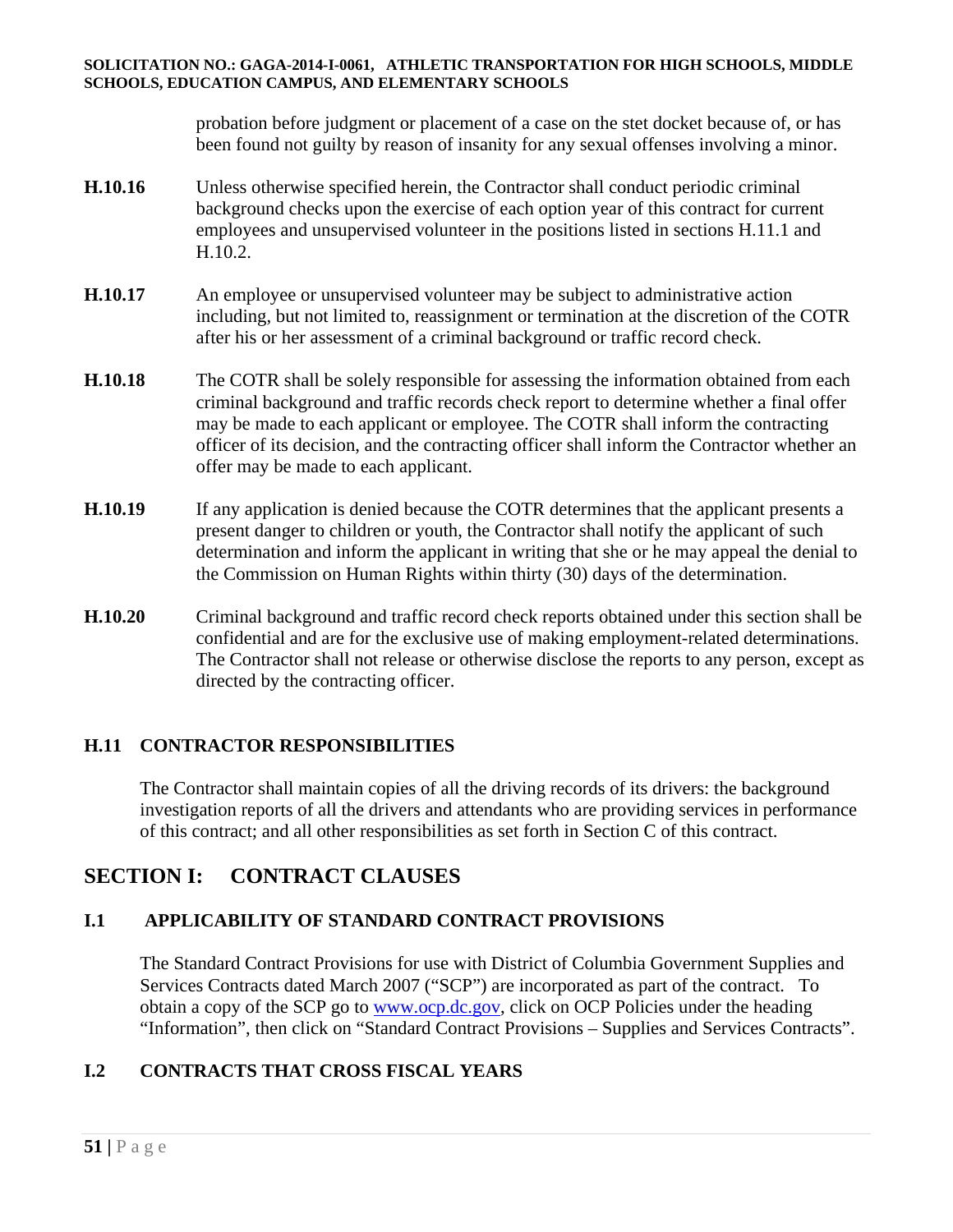probation before judgment or placement of a case on the stet docket because of, or has been found not guilty by reason of insanity for any sexual offenses involving a minor.

**H.10.16** Unless otherwise specified herein, the Contractor shall conduct periodic criminal background checks upon the exercise of each option year of this contract for current employees and unsupervised volunteer in the positions listed in sections H.11.1 and H.10.2.

**H.10.17** An employee or unsupervised volunteer may be subject to administrative action including, but not limited to, reassignment or termination at the discretion of the COTR after his or her assessment of a criminal background or traffic record check.

**H.10.18** The COTR shall be solely responsible for assessing the information obtained from each criminal background and traffic records check report to determine whether a final offer may be made to each applicant or employee. The COTR shall inform the contracting officer of its decision, and the contracting officer shall inform the Contractor whether an offer may be made to each applicant.

**H.10.19** If any application is denied because the COTR determines that the applicant presents a present danger to children or youth, the Contractor shall notify the applicant of such determination and inform the applicant in writing that she or he may appeal the denial to the Commission on Human Rights within thirty (30) days of the determination.

**H.10.20** Criminal background and traffic record check reports obtained under this section shall be confidential and are for the exclusive use of making employment-related determinations. The Contractor shall not release or otherwise disclose the reports to any person, except as directed by the contracting officer.

### H.11 CONTRACTOR RESPONSIBILITIES

The Contractor shall maintain copies of all the driving records of its drivers: the background investigation reports of all the drivers and attendants who are providing services in performance of this contract; and all other responsibilities as set forth in Section C of this contract.

## SECTION I: CONTRACT CLAUSES

### I.1 APPLICABILITY OF STANDARD CONTRACT PROVISIONS

The Standard Contract Provisions for use with District of Columbia Government Supplies and Services Contracts dated March 2007 ("SCP") are incorporated as part of the contract. To obtain a copy of the SCP go to www.ocp.dc.gov, click on OCP Policies under the heading "Information", then click on "Standard Contract Provisions – Supplies and Services Contracts".

### I.2 CONTRACTS THAT CROSS FISCAL YEARS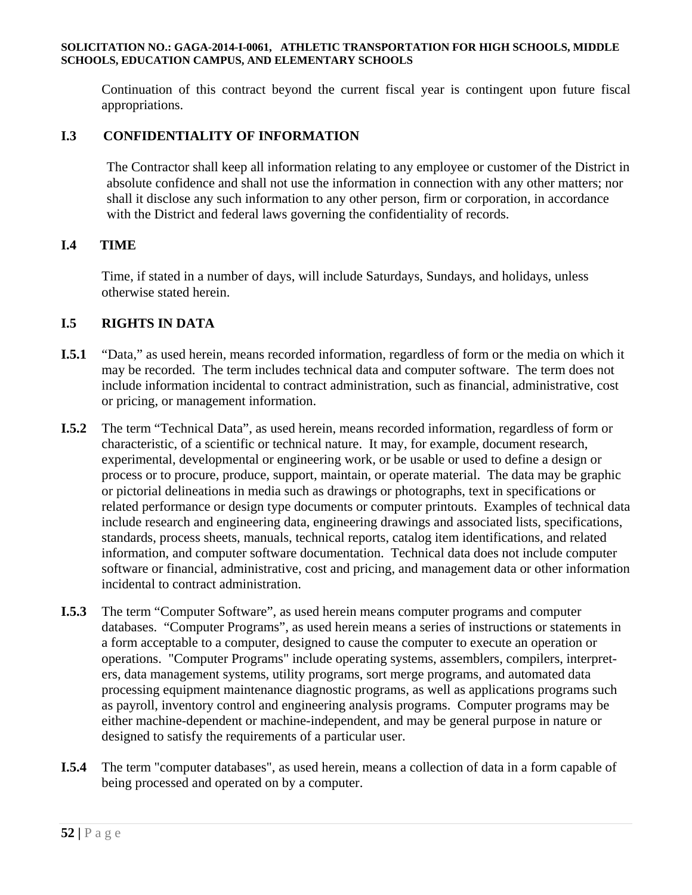Continuation of this contract beyond the current fiscal year is contingent upon future fiscal appropriations.

## I.3 CONFIDENTIALITY OF INFORMATION

The Contractor shall keep all information relating to any employee or customer of the District in absolute confidence and shall not use the information in connection with any other matters; nor shall it disclose any such information to any other person, firm or corporation, in accordance with the District and federal laws governing the confidentiality of records.

## I.4 TIME

Time, if stated in a number of days, will include Saturdays, Sundays, and holidays, unless otherwise stated herein.

## I.5 RIGHTS IN DATA

**I.5.1** "Data," as used herein, means recorded information, regardless of form or the media on which it may be recorded. The term includes technical data and computer software. The term does not include information incidental to contract administration, such as financial, administrative, cost or pricing, or management information.

**I.5.2** The term "Technical Data", as used herein, means recorded information, regardless of form or characteristic, of a scientific or technical nature. It may, for example, document research, experimental, developmental or engineering work, or be usable or used to define a design or process or to procure, produce, support, maintain, or operate material. The data may be graphic or pictorial delineations in media such as drawings or photographs, text in specifications or related performance or design type documents or computer printouts. Examples of technical data include research and engineering data, engineering drawings and associated lists, specifications, standards, process sheets, manuals, technical reports, catalog item identifications, and related information, and computer software documentation. Technical data does not include computer software or financial, administrative, cost and pricing, and management data or other information incidental to contract administration.

**I.5.3** The term "Computer Software", as used herein means computer programs and computer databases. "Computer Programs", as used herein means a series of instructions or statements in a form acceptable to a computer, designed to cause the computer to execute an operation or operations. "Computer Programs" include operating systems, assemblers, compilers, interpreters, data management systems, utility programs, sort merge programs, and automated data processing equipment maintenance diagnostic programs, as well as applications programs such as payroll, inventory control and engineering analysis programs. Computer programs may be either machine-dependent or machine-independent, and may be general purpose in nature or designed to satisfy the requirements of a particular user.

**I.5.4** The term "computer databases", as used herein, means a collection of data in a form capable of being processed and operated on by a computer.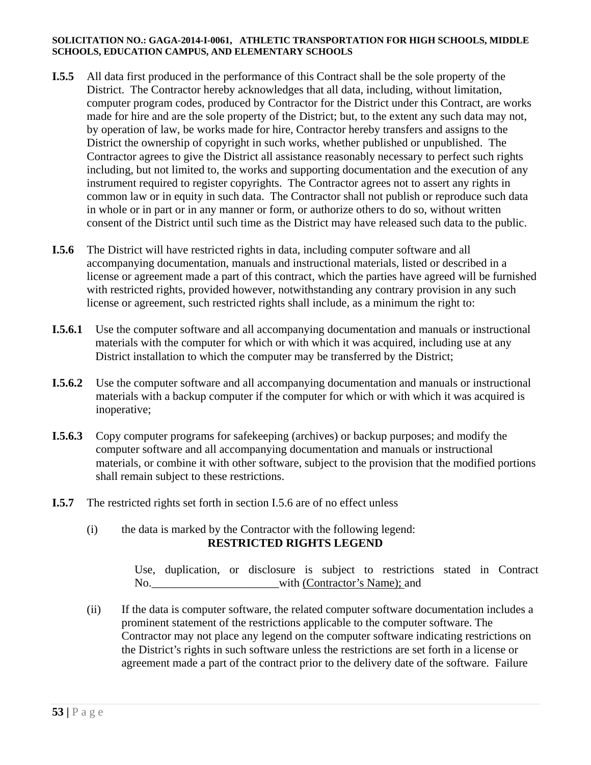**I.5.5** All data first produced in the performance of this Contract shall be the sole property of the District. The Contractor hereby acknowledges that all data, including, without limitation, computer program codes, produced by Contractor for the District under this Contract, are works made for hire and are the sole property of the District; but, to the extent any such data may not, by operation of law, be works made for hire, Contractor hereby transfers and assigns to the District the ownership of copyright in such works, whether published or unpublished. The Contractor agrees to give the District all assistance reasonably necessary to perfect such rights including, but not limited to, the works and supporting documentation and the execution of any instrument required to register copyrights. The Contractor agrees not to assert any rights in common law or in equity in such data. The Contractor shall not publish or reproduce such data in whole or in part or in any manner or form, or authorize others to do so, without written consent of the District until such time as the District may have released such data to the public.

**I.5.6** The District will have restricted rights in data, including computer software and all accompanying documentation, manuals and instructional materials, listed or described in a license or agreement made a part of this contract, which the parties have agreed will be furnished with restricted rights, provided however, notwithstanding any contrary provision in any such license or agreement, such restricted rights shall include, as a minimum the right to:

**I.5.6.1** Use the computer software and all accompanying documentation and manuals or instructional materials with the computer for which or with which it was acquired, including use at any District installation to which the computer may be transferred by the District;

**I.5.6.2** Use the computer software and all accompanying documentation and manuals or instructional materials with a backup computer if the computer for which or with which it was acquired is inoperative;

**I.5.6.3** Copy computer programs for safekeeping (archives) or backup purposes; and modify the computer software and all accompanying documentation and manuals or instructional materials, or combine it with other software, subject to the provision that the modified portions shall remain subject to these restrictions.

**I.5.7** The restricted rights set forth in section I.5.6 are of no effect unless

(i) the data is marked by the Contractor with the following legend:

**RESTRICTED RIGHTS LEGEND**

> Use, duplication, or disclosure is subject to restrictions stated in Contract No.______________________with (Contractor's Name); and

(ii) If the data is computer software, the related computer software documentation includes a prominent statement of the restrictions applicable to the computer software. The Contractor may not place any legend on the computer software indicating restrictions on the District's rights in such software unless the restrictions are set forth in a license or agreement made a part of the contract prior to the delivery date of the software. Failure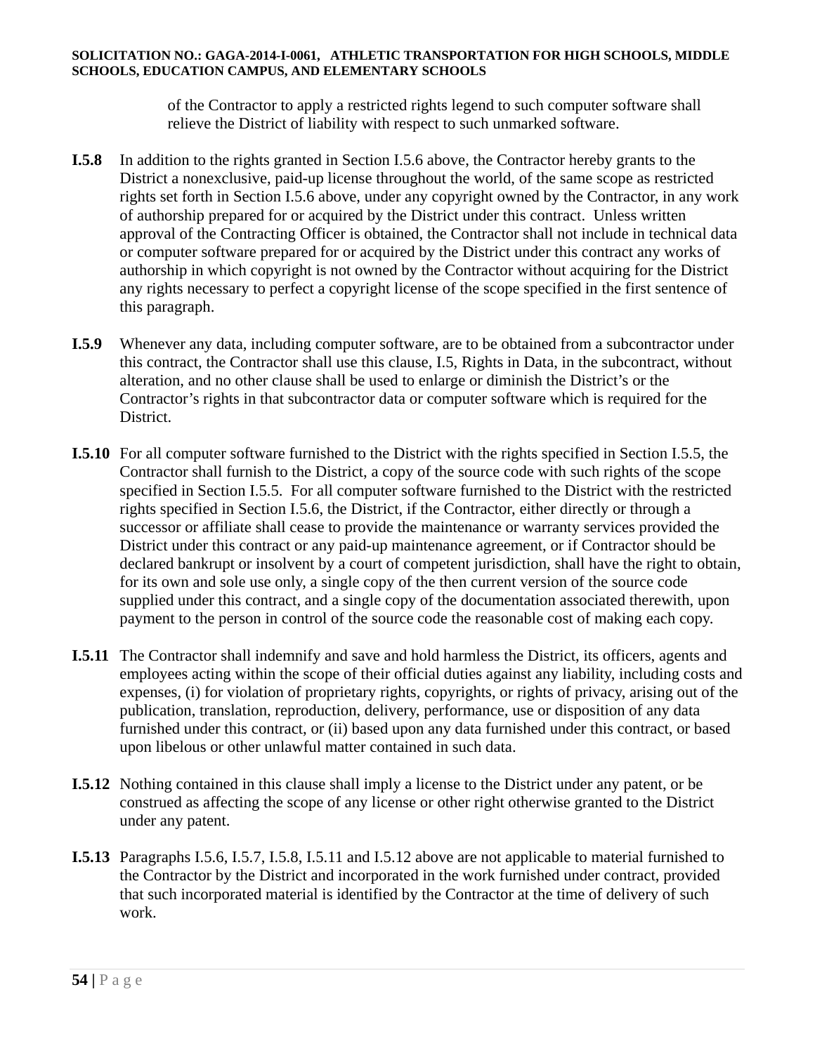of the Contractor to apply a restricted rights legend to such computer software shall relieve the District of liability with respect to such unmarked software.

**I.5.8** In addition to the rights granted in Section I.5.6 above, the Contractor hereby grants to the District a nonexclusive, paid-up license throughout the world, of the same scope as restricted rights set forth in Section I.5.6 above, under any copyright owned by the Contractor, in any work of authorship prepared for or acquired by the District under this contract. Unless written approval of the Contracting Officer is obtained, the Contractor shall not include in technical data or computer software prepared for or acquired by the District under this contract any works of authorship in which copyright is not owned by the Contractor without acquiring for the District any rights necessary to perfect a copyright license of the scope specified in the first sentence of this paragraph.

**I.5.9** Whenever any data, including computer software, are to be obtained from a subcontractor under this contract, the Contractor shall use this clause, I.5, Rights in Data, in the subcontract, without alteration, and no other clause shall be used to enlarge or diminish the District's or the Contractor's rights in that subcontractor data or computer software which is required for the District.

**I.5.10** For all computer software furnished to the District with the rights specified in Section I.5.5, the Contractor shall furnish to the District, a copy of the source code with such rights of the scope specified in Section I.5.5. For all computer software furnished to the District with the restricted rights specified in Section I.5.6, the District, if the Contractor, either directly or through a successor or affiliate shall cease to provide the maintenance or warranty services provided the District under this contract or any paid-up maintenance agreement, or if Contractor should be declared bankrupt or insolvent by a court of competent jurisdiction, shall have the right to obtain, for its own and sole use only, a single copy of the then current version of the source code supplied under this contract, and a single copy of the documentation associated therewith, upon payment to the person in control of the source code the reasonable cost of making each copy.

**I.5.11** The Contractor shall indemnify and save and hold harmless the District, its officers, agents and employees acting within the scope of their official duties against any liability, including costs and expenses, (i) for violation of proprietary rights, copyrights, or rights of privacy, arising out of the publication, translation, reproduction, delivery, performance, use or disposition of any data furnished under this contract, or (ii) based upon any data furnished under this contract, or based upon libelous or other unlawful matter contained in such data.

**I.5.12** Nothing contained in this clause shall imply a license to the District under any patent, or be construed as affecting the scope of any license or other right otherwise granted to the District under any patent.

**I.5.13** Paragraphs I.5.6, I.5.7, I.5.8, I.5.11 and I.5.12 above are not applicable to material furnished to the Contractor by the District and incorporated in the work furnished under contract, provided that such incorporated material is identified by the Contractor at the time of delivery of such work.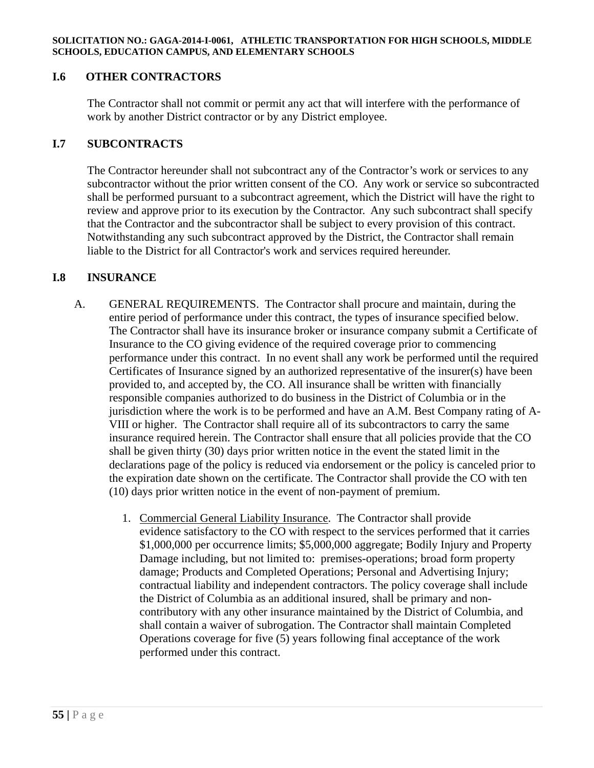### I.6 OTHER CONTRACTORS

The Contractor shall not commit or permit any act that will interfere with the performance of work by another District contractor or by any District employee.

### I.7 SUBCONTRACTS

The Contractor hereunder shall not subcontract any of the Contractor's work or services to any subcontractor without the prior written consent of the CO. Any work or service so subcontracted shall be performed pursuant to a subcontract agreement, which the District will have the right to review and approve prior to its execution by the Contractor. Any such subcontract shall specify that the Contractor and the subcontractor shall be subject to every provision of this contract. Notwithstanding any such subcontract approved by the District, the Contractor shall remain liable to the District for all Contractor's work and services required hereunder.

### I.8 INSURANCE

A. GENERAL REQUIREMENTS. The Contractor shall procure and maintain, during the entire period of performance under this contract, the types of insurance specified below. The Contractor shall have its insurance broker or insurance company submit a Certificate of Insurance to the CO giving evidence of the required coverage prior to commencing performance under this contract. In no event shall any work be performed until the required Certificates of Insurance signed by an authorized representative of the insurer(s) have been provided to, and accepted by, the CO. All insurance shall be written with financially responsible companies authorized to do business in the District of Columbia or in the jurisdiction where the work is to be performed and have an A.M. Best Company rating of A-VIII or higher. The Contractor shall require all of its subcontractors to carry the same insurance required herein. The Contractor shall ensure that all policies provide that the CO shall be given thirty (30) days prior written notice in the event the stated limit in the declarations page of the policy is reduced via endorsement or the policy is canceled prior to the expiration date shown on the certificate. The Contractor shall provide the CO with ten (10) days prior written notice in the event of non-payment of premium.

1. Commercial General Liability Insurance. The Contractor shall provide evidence satisfactory to the CO with respect to the services performed that it carries $1,000,000 per occurrence limits; $5,000,000 aggregate; Bodily Injury and Property Damage including, but not limited to: premises-operations; broad form property damage; Products and Completed Operations; Personal and Advertising Injury; contractual liability and independent contractors. The policy coverage shall include the District of Columbia as an additional insured, shall be primary and non-contributory with any other insurance maintained by the District of Columbia, and shall contain a waiver of subrogation. The Contractor shall maintain Completed Operations coverage for five (5) years following final acceptance of the work performed under this contract.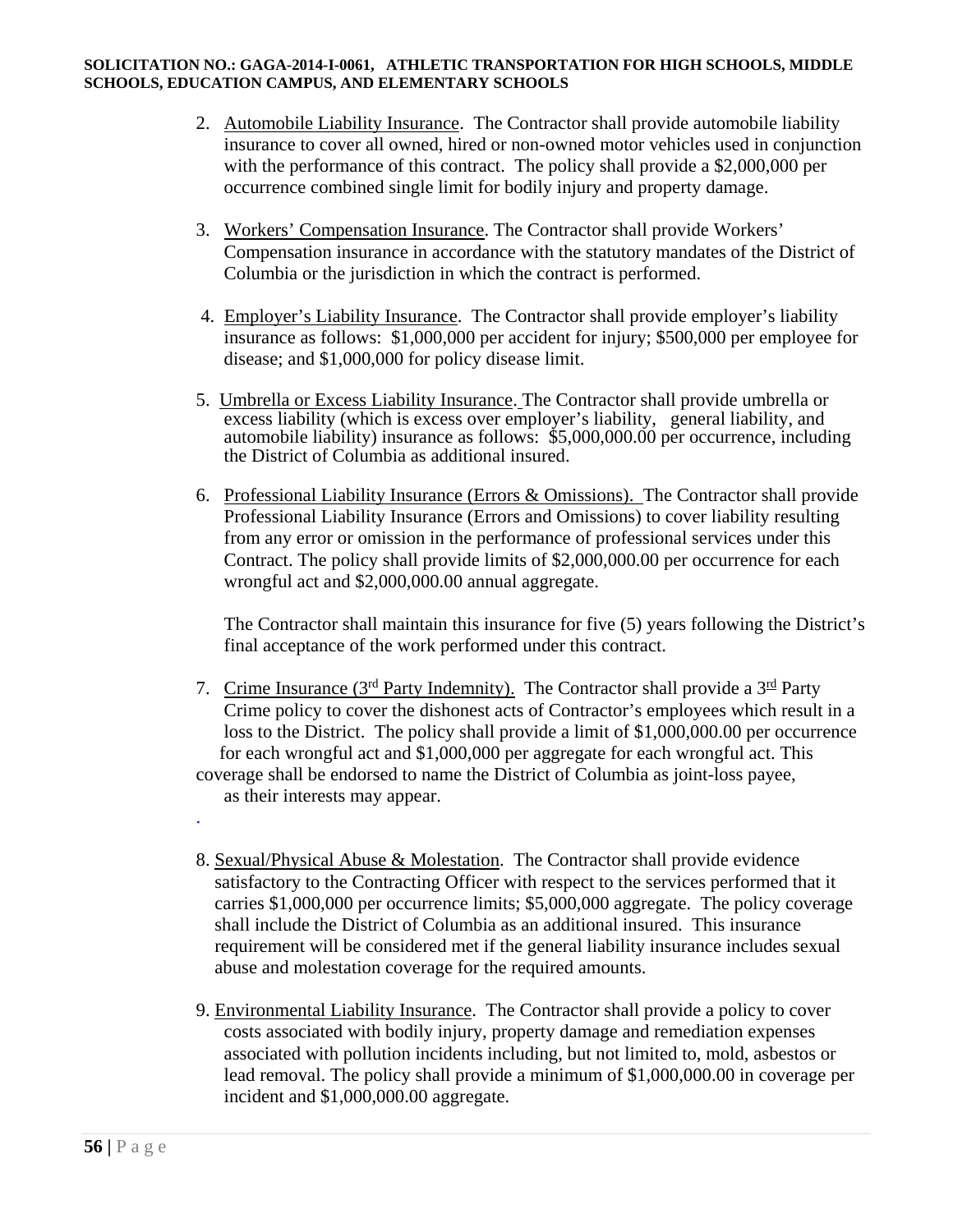2. Automobile Liability Insurance. The Contractor shall provide automobile liability insurance to cover all owned, hired or non-owned motor vehicles used in conjunction with the performance of this contract. The policy shall provide a $2,000,000 per occurrence combined single limit for bodily injury and property damage.

3. Workers' Compensation Insurance. The Contractor shall provide Workers' Compensation insurance in accordance with the statutory mandates of the District of Columbia or the jurisdiction in which the contract is performed.

4. Employer's Liability Insurance. The Contractor shall provide employer's liability insurance as follows: $1,000,000 per accident for injury; $500,000 per employee for disease; and $1,000,000 for policy disease limit.

5. Umbrella or Excess Liability Insurance. The Contractor shall provide umbrella or excess liability (which is excess over employer's liability, general liability, and automobile liability) insurance as follows: $5,000,000.00 per occurrence, including the District of Columbia as additional insured.

6. Professional Liability Insurance (Errors & Omissions). The Contractor shall provide Professional Liability Insurance (Errors and Omissions) to cover liability resulting from any error or omission in the performance of professional services under this Contract. The policy shall provide limits of $2,000,000.00 per occurrence for each wrongful act and $2,000,000.00 annual aggregate.

   The Contractor shall maintain this insurance for five (5) years following the District's final acceptance of the work performed under this contract.

7. Crime Insurance (3rd Party Indemnity). The Contractor shall provide a 3rd Party Crime policy to cover the dishonest acts of Contractor's employees which result in a loss to the District. The policy shall provide a limit of $1,000,000.00 per occurrence for each wrongful act and $1,000,000 per aggregate for each wrongful act. This coverage shall be endorsed to name the District of Columbia as joint-loss payee, as their interests may appear.

8. Sexual/Physical Abuse & Molestation. The Contractor shall provide evidence satisfactory to the Contracting Officer with respect to the services performed that it carries $1,000,000 per occurrence limits; $5,000,000 aggregate. The policy coverage shall include the District of Columbia as an additional insured. This insurance requirement will be considered met if the general liability insurance includes sexual abuse and molestation coverage for the required amounts.

9. Environmental Liability Insurance. The Contractor shall provide a policy to cover costs associated with bodily injury, property damage and remediation expenses associated with pollution incidents including, but not limited to, mold, asbestos or lead removal. The policy shall provide a minimum of $1,000,000.00 in coverage per incident and $1,000,000.00 aggregate.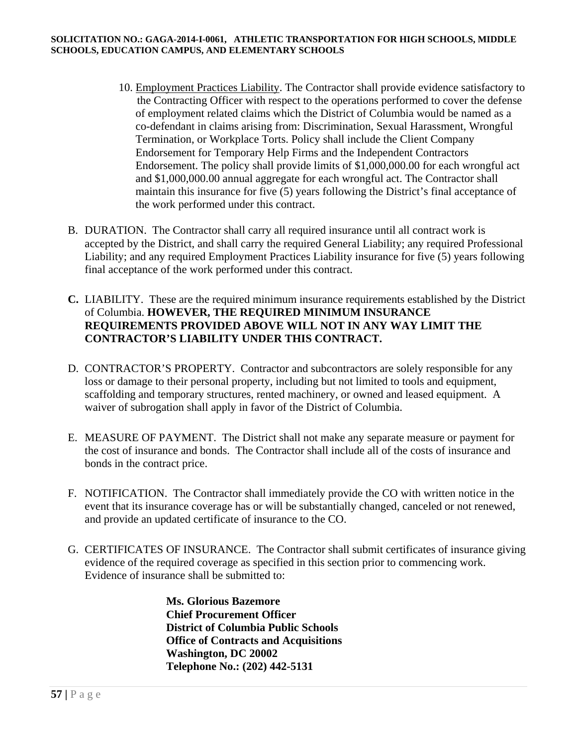10. Employment Practices Liability. The Contractor shall provide evidence satisfactory to the Contracting Officer with respect to the operations performed to cover the defense of employment related claims which the District of Columbia would be named as a co-defendant in claims arising from: Discrimination, Sexual Harassment, Wrongful Termination, or Workplace Torts. Policy shall include the Client Company Endorsement for Temporary Help Firms and the Independent Contractors Endorsement. The policy shall provide limits of $1,000,000.00 for each wrongful act and $1,000,000.00 annual aggregate for each wrongful act. The Contractor shall maintain this insurance for five (5) years following the District's final acceptance of the work performed under this contract.

B. DURATION. The Contractor shall carry all required insurance until all contract work is accepted by the District, and shall carry the required General Liability; any required Professional Liability; and any required Employment Practices Liability insurance for five (5) years following final acceptance of the work performed under this contract.

**C.** LIABILITY. These are the required minimum insurance requirements established by the District of Columbia. **HOWEVER, THE REQUIRED MINIMUM INSURANCE REQUIREMENTS PROVIDED ABOVE WILL NOT IN ANY WAY LIMIT THE CONTRACTOR'S LIABILITY UNDER THIS CONTRACT.**

D. CONTRACTOR'S PROPERTY. Contractor and subcontractors are solely responsible for any loss or damage to their personal property, including but not limited to tools and equipment, scaffolding and temporary structures, rented machinery, or owned and leased equipment. A waiver of subrogation shall apply in favor of the District of Columbia.

E. MEASURE OF PAYMENT. The District shall not make any separate measure or payment for the cost of insurance and bonds. The Contractor shall include all of the costs of insurance and bonds in the contract price.

F. NOTIFICATION. The Contractor shall immediately provide the CO with written notice in the event that its insurance coverage has or will be substantially changed, canceled or not renewed, and provide an updated certificate of insurance to the CO.

G. CERTIFICATES OF INSURANCE. The Contractor shall submit certificates of insurance giving evidence of the required coverage as specified in this section prior to commencing work. Evidence of insurance shall be submitted to:

**Ms. Glorious Bazemore**
**Chief Procurement Officer**
**District of Columbia Public Schools**
**Office of Contracts and Acquisitions**
**Washington, DC 20002**
**Telephone No.: (202) 442-5131**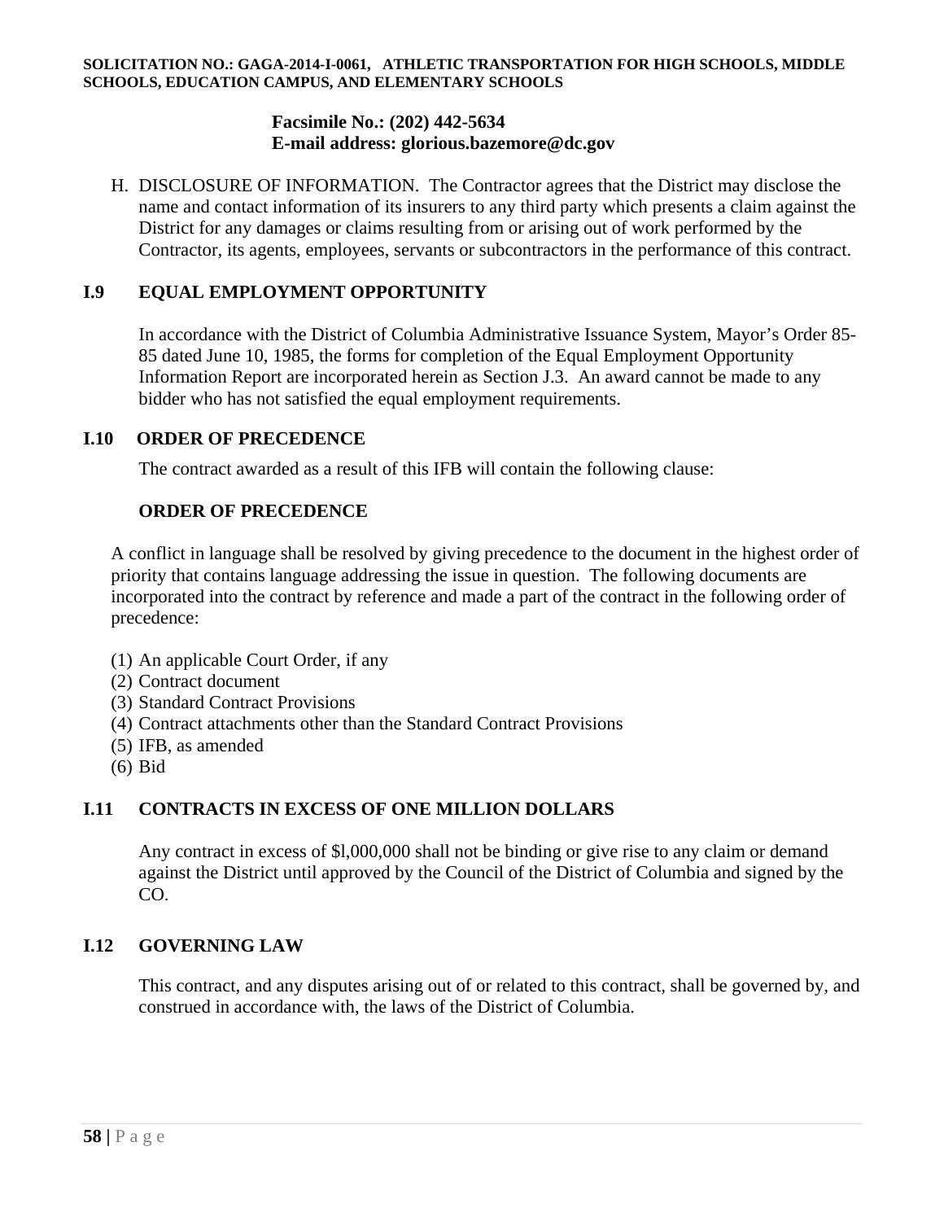**Facsimile No.: (202) 442-5634**
**E-mail address: glorious.bazemore@dc.gov**

H. DISCLOSURE OF INFORMATION. The Contractor agrees that the District may disclose the name and contact information of its insurers to any third party which presents a claim against the District for any damages or claims resulting from or arising out of work performed by the Contractor, its agents, employees, servants or subcontractors in the performance of this contract.

## I.9 EQUAL EMPLOYMENT OPPORTUNITY

In accordance with the District of Columbia Administrative Issuance System, Mayor's Order 85-85 dated June 10, 1985, the forms for completion of the Equal Employment Opportunity Information Report are incorporated herein as Section J.3. An award cannot be made to any bidder who has not satisfied the equal employment requirements.

## I.10 ORDER OF PRECEDENCE

The contract awarded as a result of this IFB will contain the following clause:

**ORDER OF PRECEDENCE**

A conflict in language shall be resolved by giving precedence to the document in the highest order of priority that contains language addressing the issue in question. The following documents are incorporated into the contract by reference and made a part of the contract in the following order of precedence:

(1) An applicable Court Order, if any
(2) Contract document
(3) Standard Contract Provisions
(4) Contract attachments other than the Standard Contract Provisions
(5) IFB, as amended
(6) Bid

## I.11 CONTRACTS IN EXCESS OF ONE MILLION DOLLARS

Any contract in excess of $l,000,000 shall not be binding or give rise to any claim or demand against the District until approved by the Council of the District of Columbia and signed by the CO.

## I.12 GOVERNING LAW

This contract, and any disputes arising out of or related to this contract, shall be governed by, and construed in accordance with, the laws of the District of Columbia.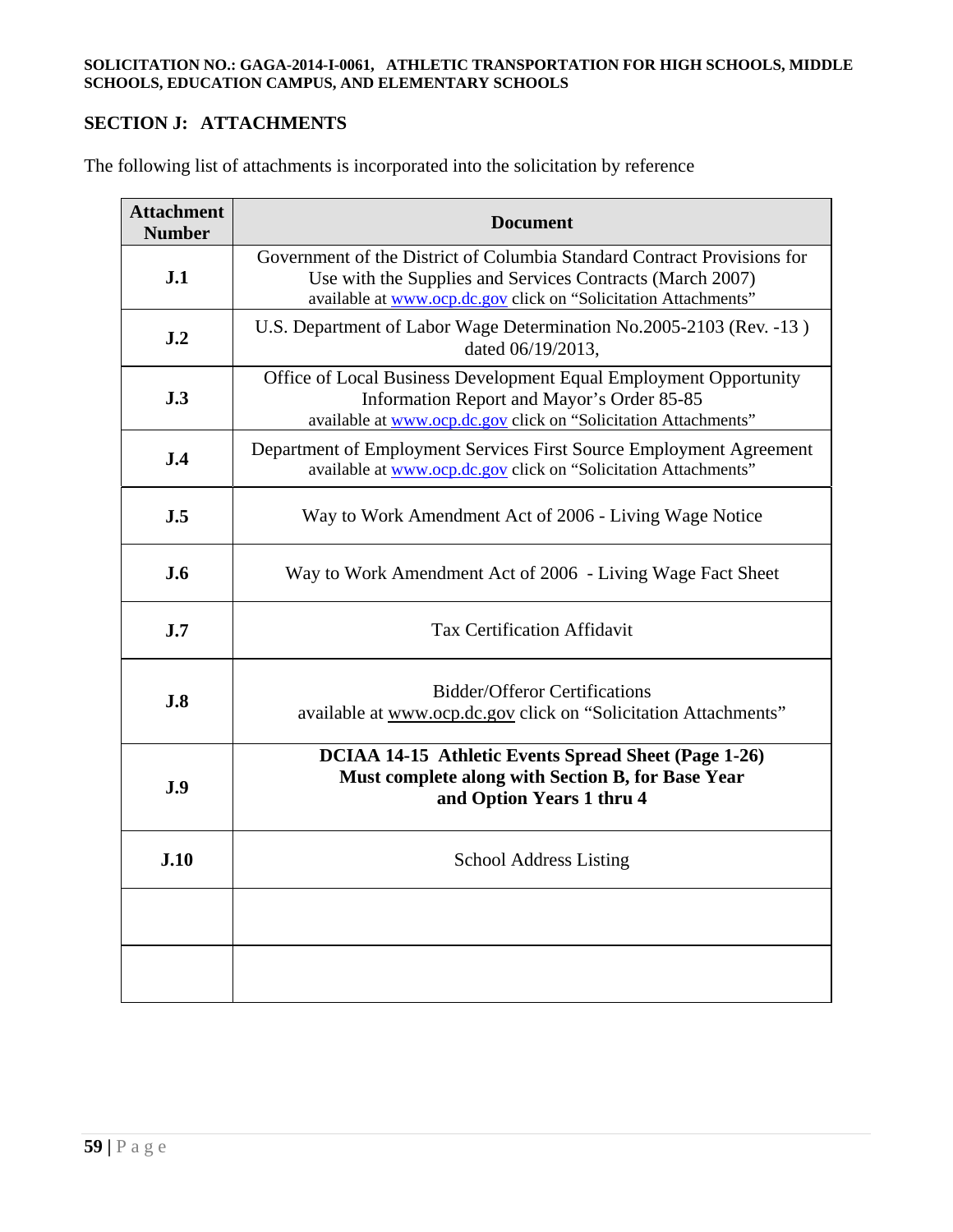## SECTION J: ATTACHMENTS

The following list of attachments is incorporated into the solicitation by reference

| Attachment Number | Document |
|---|---|
| **J.1** | Government of the District of Columbia Standard Contract Provisions for Use with the Supplies and Services Contracts (March 2007) available at www.ocp.dc.gov click on "Solicitation Attachments" |
| **J.2** | U.S. Department of Labor Wage Determination No.2005-2103 (Rev. -13 ) dated 06/19/2013, |
| **J.3** | Office of Local Business Development Equal Employment Opportunity Information Report and Mayor's Order 85-85 available at www.ocp.dc.gov click on "Solicitation Attachments" |
| **J.4** | Department of Employment Services First Source Employment Agreement available at www.ocp.dc.gov click on "Solicitation Attachments" |
| **J.5** | Way to Work Amendment Act of 2006 - Living Wage Notice |
| **J.6** | Way to Work Amendment Act of 2006 - Living Wage Fact Sheet |
| **J.7** | Tax Certification Affidavit |
| **J.8** | Bidder/Offeror Certifications available at www.ocp.dc.gov click on "Solicitation Attachments" |
| **J.9** | **DCIAA 14-15 Athletic Events Spread Sheet (Page 1-26) Must complete along with Section B, for Base Year and Option Years 1 thru 4** |
| **J.10** | School Address Listing |
| | |
| | |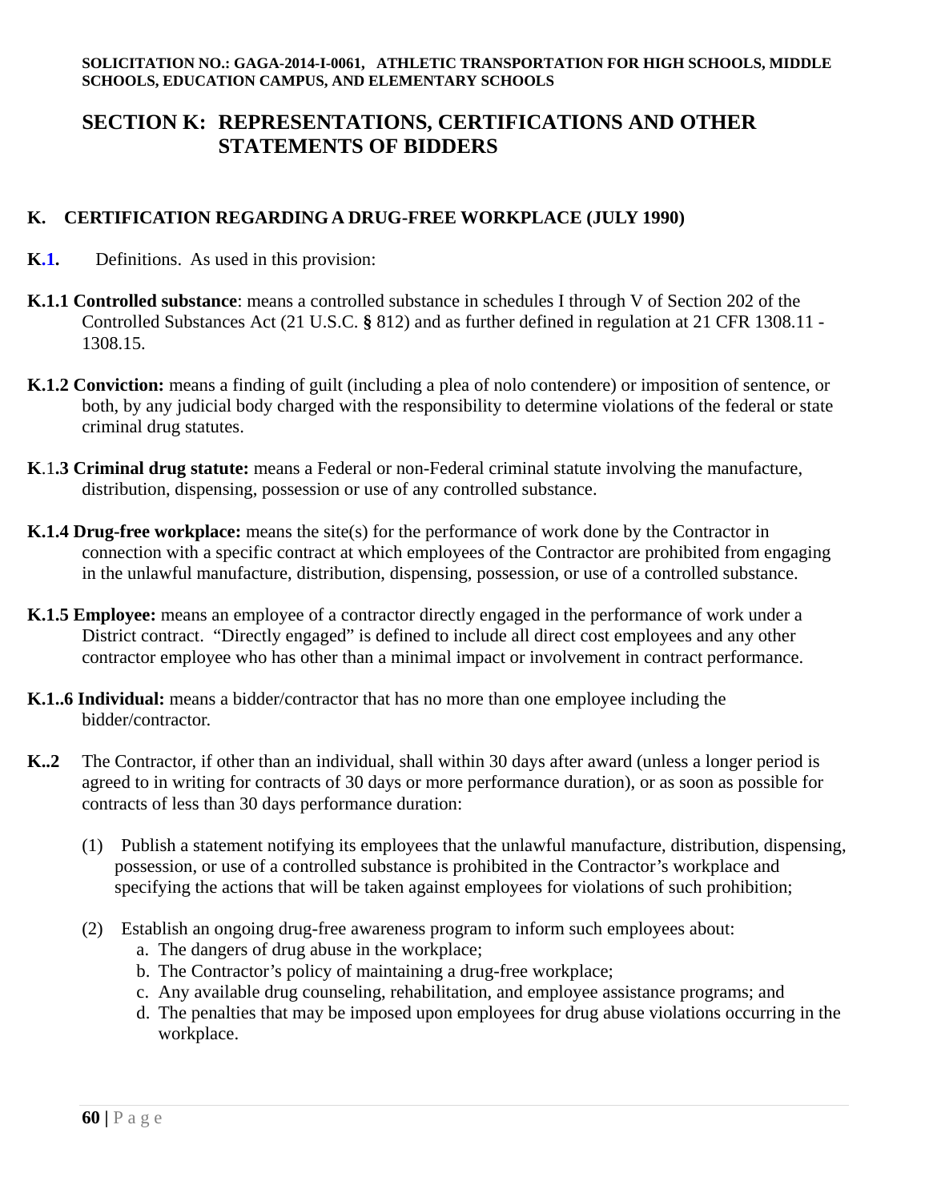## SECTION K: REPRESENTATIONS, CERTIFICATIONS AND OTHER STATEMENTS OF BIDDERS

### K. CERTIFICATION REGARDING A DRUG-FREE WORKPLACE (JULY 1990)

**K.1.** Definitions. As used in this provision:

**K.1.1 Controlled substance**: means a controlled substance in schedules I through V of Section 202 of the Controlled Substances Act (21 U.S.C. **§** 812) and as further defined in regulation at 21 CFR 1308.11 - 1308.15.

**K.1.2 Conviction:** means a finding of guilt (including a plea of nolo contendere) or imposition of sentence, or both, by any judicial body charged with the responsibility to determine violations of the federal or state criminal drug statutes.

**K**.1**.3 Criminal drug statute:** means a Federal or non-Federal criminal statute involving the manufacture, distribution, dispensing, possession or use of any controlled substance.

**K.1.4 Drug-free workplace:** means the site(s) for the performance of work done by the Contractor in connection with a specific contract at which employees of the Contractor are prohibited from engaging in the unlawful manufacture, distribution, dispensing, possession, or use of a controlled substance.

**K.1.5 Employee:** means an employee of a contractor directly engaged in the performance of work under a District contract. "Directly engaged" is defined to include all direct cost employees and any other contractor employee who has other than a minimal impact or involvement in contract performance.

**K.1..6 Individual:** means a bidder/contractor that has no more than one employee including the bidder/contractor.

**K..2** The Contractor, if other than an individual, shall within 30 days after award (unless a longer period is agreed to in writing for contracts of 30 days or more performance duration), or as soon as possible for contracts of less than 30 days performance duration:

(1) Publish a statement notifying its employees that the unlawful manufacture, distribution, dispensing, possession, or use of a controlled substance is prohibited in the Contractor's workplace and specifying the actions that will be taken against employees for violations of such prohibition;

(2) Establish an ongoing drug-free awareness program to inform such employees about:

a. The dangers of drug abuse in the workplace;
b. The Contractor's policy of maintaining a drug-free workplace;
c. Any available drug counseling, rehabilitation, and employee assistance programs; and
d. The penalties that may be imposed upon employees for drug abuse violations occurring in the workplace.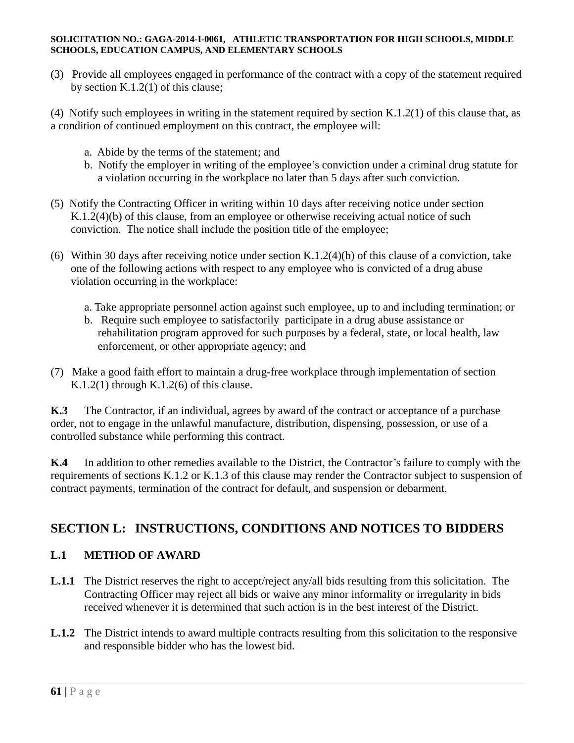(3) Provide all employees engaged in performance of the contract with a copy of the statement required by section K.1.2(1) of this clause;

(4) Notify such employees in writing in the statement required by section K.1.2(1) of this clause that, as a condition of continued employment on this contract, the employee will:

a. Abide by the terms of the statement; and
b. Notify the employer in writing of the employee's conviction under a criminal drug statute for a violation occurring in the workplace no later than 5 days after such conviction.

(5) Notify the Contracting Officer in writing within 10 days after receiving notice under section K.1.2(4)(b) of this clause, from an employee or otherwise receiving actual notice of such conviction. The notice shall include the position title of the employee;

(6) Within 30 days after receiving notice under section K.1.2(4)(b) of this clause of a conviction, take one of the following actions with respect to any employee who is convicted of a drug abuse violation occurring in the workplace:

a. Take appropriate personnel action against such employee, up to and including termination; or
b. Require such employee to satisfactorily participate in a drug abuse assistance or rehabilitation program approved for such purposes by a federal, state, or local health, law enforcement, or other appropriate agency; and

(7) Make a good faith effort to maintain a drug-free workplace through implementation of section K.1.2(1) through K.1.2(6) of this clause.

**K.3** The Contractor, if an individual, agrees by award of the contract or acceptance of a purchase order, not to engage in the unlawful manufacture, distribution, dispensing, possession, or use of a controlled substance while performing this contract.

**K.4** In addition to other remedies available to the District, the Contractor's failure to comply with the requirements of sections K.1.2 or K.1.3 of this clause may render the Contractor subject to suspension of contract payments, termination of the contract for default, and suspension or debarment.

## SECTION L: INSTRUCTIONS, CONDITIONS AND NOTICES TO BIDDERS

### L.1 METHOD OF AWARD

**L.1.1** The District reserves the right to accept/reject any/all bids resulting from this solicitation. The Contracting Officer may reject all bids or waive any minor informality or irregularity in bids received whenever it is determined that such action is in the best interest of the District.

**L.1.2** The District intends to award multiple contracts resulting from this solicitation to the responsive and responsible bidder who has the lowest bid.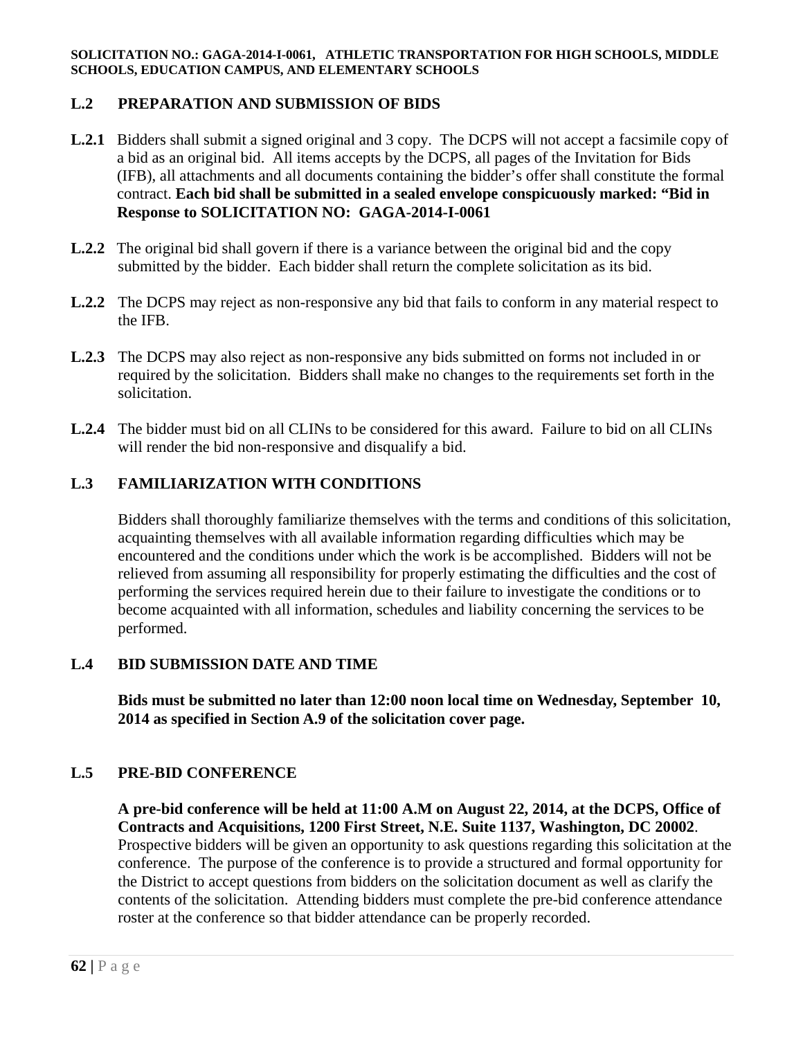## L.2 PREPARATION AND SUBMISSION OF BIDS

**L.2.1** Bidders shall submit a signed original and 3 copy. The DCPS will not accept a facsimile copy of a bid as an original bid. All items accepts by the DCPS, all pages of the Invitation for Bids (IFB), all attachments and all documents containing the bidder's offer shall constitute the formal contract. **Each bid shall be submitted in a sealed envelope conspicuously marked: "Bid in Response to SOLICITATION NO: GAGA-2014-I-0061**

**L.2.2** The original bid shall govern if there is a variance between the original bid and the copy submitted by the bidder. Each bidder shall return the complete solicitation as its bid.

**L.2.2** The DCPS may reject as non-responsive any bid that fails to conform in any material respect to the IFB.

**L.2.3** The DCPS may also reject as non-responsive any bids submitted on forms not included in or required by the solicitation. Bidders shall make no changes to the requirements set forth in the solicitation.

**L.2.4** The bidder must bid on all CLINs to be considered for this award. Failure to bid on all CLINs will render the bid non-responsive and disqualify a bid.

## L.3 FAMILIARIZATION WITH CONDITIONS

Bidders shall thoroughly familiarize themselves with the terms and conditions of this solicitation, acquainting themselves with all available information regarding difficulties which may be encountered and the conditions under which the work is be accomplished. Bidders will not be relieved from assuming all responsibility for properly estimating the difficulties and the cost of performing the services required herein due to their failure to investigate the conditions or to become acquainted with all information, schedules and liability concerning the services to be performed.

## L.4 BID SUBMISSION DATE AND TIME

**Bids must be submitted no later than 12:00 noon local time on Wednesday, September 10, 2014 as specified in Section A.9 of the solicitation cover page.**

## L.5 PRE-BID CONFERENCE

**A pre-bid conference will be held at 11:00 A.M on August 22, 2014, at the DCPS, Office of Contracts and Acquisitions, 1200 First Street, N.E. Suite 1137, Washington, DC 20002**. Prospective bidders will be given an opportunity to ask questions regarding this solicitation at the conference. The purpose of the conference is to provide a structured and formal opportunity for the District to accept questions from bidders on the solicitation document as well as clarify the contents of the solicitation. Attending bidders must complete the pre-bid conference attendance roster at the conference so that bidder attendance can be properly recorded.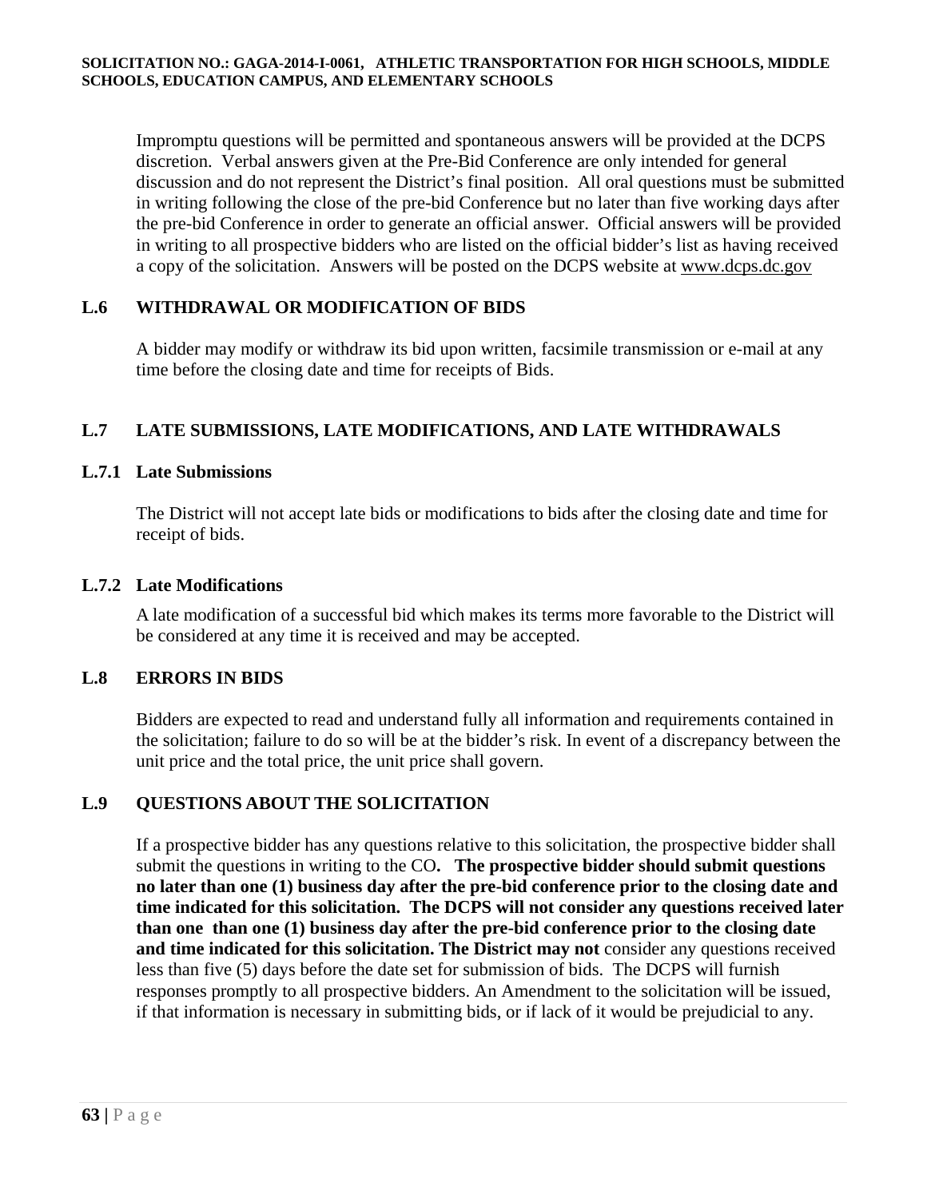Impromptu questions will be permitted and spontaneous answers will be provided at the DCPS discretion. Verbal answers given at the Pre-Bid Conference are only intended for general discussion and do not represent the District's final position. All oral questions must be submitted in writing following the close of the pre-bid Conference but no later than five working days after the pre-bid Conference in order to generate an official answer. Official answers will be provided in writing to all prospective bidders who are listed on the official bidder's list as having received a copy of the solicitation. Answers will be posted on the DCPS website at www.dcps.dc.gov

## L.6 WITHDRAWAL OR MODIFICATION OF BIDS

A bidder may modify or withdraw its bid upon written, facsimile transmission or e-mail at any time before the closing date and time for receipts of Bids.

## L.7 LATE SUBMISSIONS, LATE MODIFICATIONS, AND LATE WITHDRAWALS

### L.7.1 Late Submissions

The District will not accept late bids or modifications to bids after the closing date and time for receipt of bids.

### L.7.2 Late Modifications

A late modification of a successful bid which makes its terms more favorable to the District will be considered at any time it is received and may be accepted.

## L.8 ERRORS IN BIDS

Bidders are expected to read and understand fully all information and requirements contained in the solicitation; failure to do so will be at the bidder's risk. In event of a discrepancy between the unit price and the total price, the unit price shall govern.

## L.9 QUESTIONS ABOUT THE SOLICITATION

If a prospective bidder has any questions relative to this solicitation, the prospective bidder shall submit the questions in writing to the CO**. The prospective bidder should submit questions no later than one (1) business day after the pre-bid conference prior to the closing date and time indicated for this solicitation. The DCPS will not consider any questions received later than one than one (1) business day after the pre-bid conference prior to the closing date and time indicated for this solicitation. The District may not** consider any questions received less than five (5) days before the date set for submission of bids. The DCPS will furnish responses promptly to all prospective bidders. An Amendment to the solicitation will be issued, if that information is necessary in submitting bids, or if lack of it would be prejudicial to any.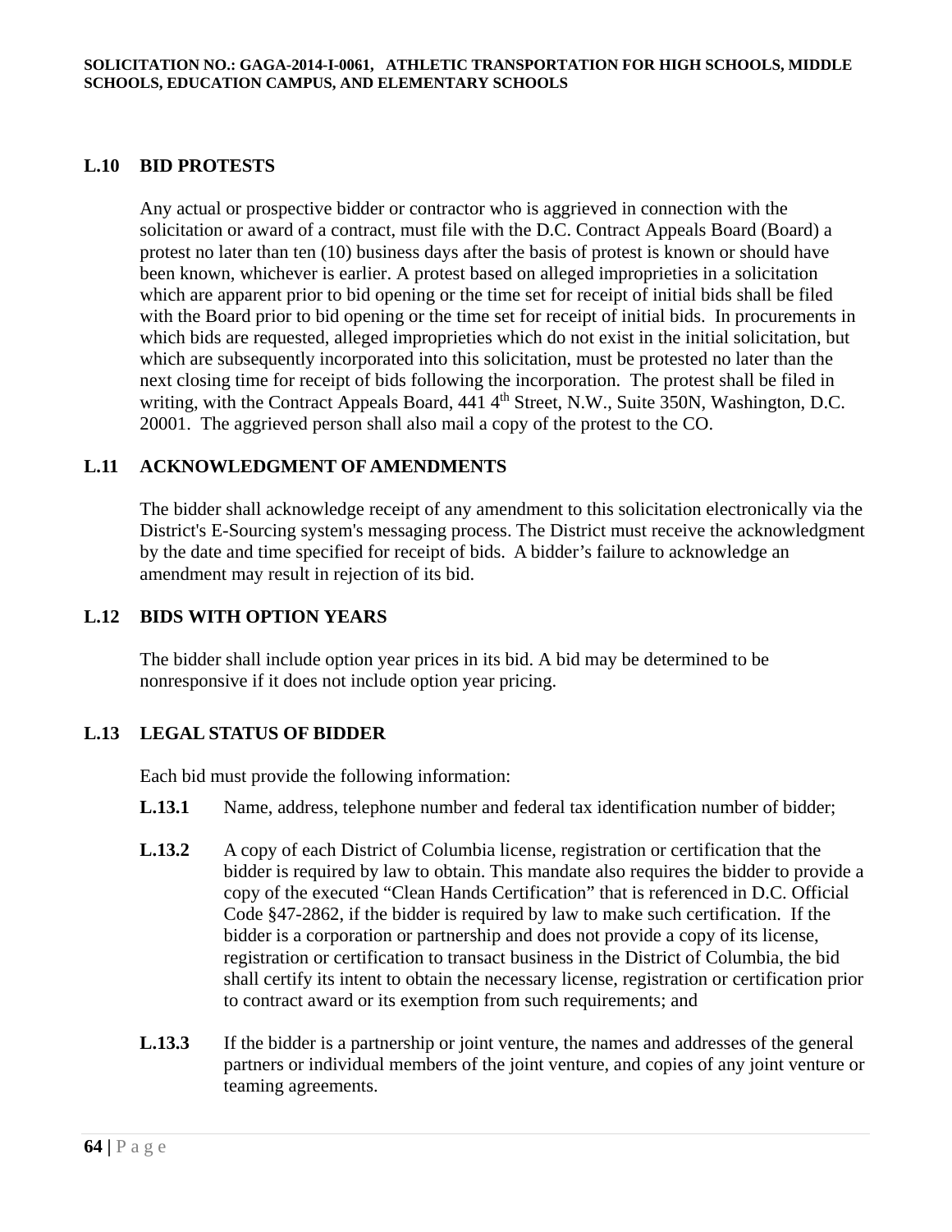### L.10 BID PROTESTS

Any actual or prospective bidder or contractor who is aggrieved in connection with the solicitation or award of a contract, must file with the D.C. Contract Appeals Board (Board) a protest no later than ten (10) business days after the basis of protest is known or should have been known, whichever is earlier. A protest based on alleged improprieties in a solicitation which are apparent prior to bid opening or the time set for receipt of initial bids shall be filed with the Board prior to bid opening or the time set for receipt of initial bids. In procurements in which bids are requested, alleged improprieties which do not exist in the initial solicitation, but which are subsequently incorporated into this solicitation, must be protested no later than the next closing time for receipt of bids following the incorporation. The protest shall be filed in writing, with the Contract Appeals Board, 441 4th Street, N.W., Suite 350N, Washington, D.C. 20001. The aggrieved person shall also mail a copy of the protest to the CO.

### L.11 ACKNOWLEDGMENT OF AMENDMENTS

The bidder shall acknowledge receipt of any amendment to this solicitation electronically via the District's E-Sourcing system's messaging process. The District must receive the acknowledgment by the date and time specified for receipt of bids. A bidder's failure to acknowledge an amendment may result in rejection of its bid.

### L.12 BIDS WITH OPTION YEARS

The bidder shall include option year prices in its bid. A bid may be determined to be nonresponsive if it does not include option year pricing.

### L.13 LEGAL STATUS OF BIDDER

Each bid must provide the following information:

**L.13.1** Name, address, telephone number and federal tax identification number of bidder;

**L.13.2** A copy of each District of Columbia license, registration or certification that the bidder is required by law to obtain. This mandate also requires the bidder to provide a copy of the executed "Clean Hands Certification" that is referenced in D.C. Official Code §47-2862, if the bidder is required by law to make such certification. If the bidder is a corporation or partnership and does not provide a copy of its license, registration or certification to transact business in the District of Columbia, the bid shall certify its intent to obtain the necessary license, registration or certification prior to contract award or its exemption from such requirements; and

**L.13.3** If the bidder is a partnership or joint venture, the names and addresses of the general partners or individual members of the joint venture, and copies of any joint venture or teaming agreements.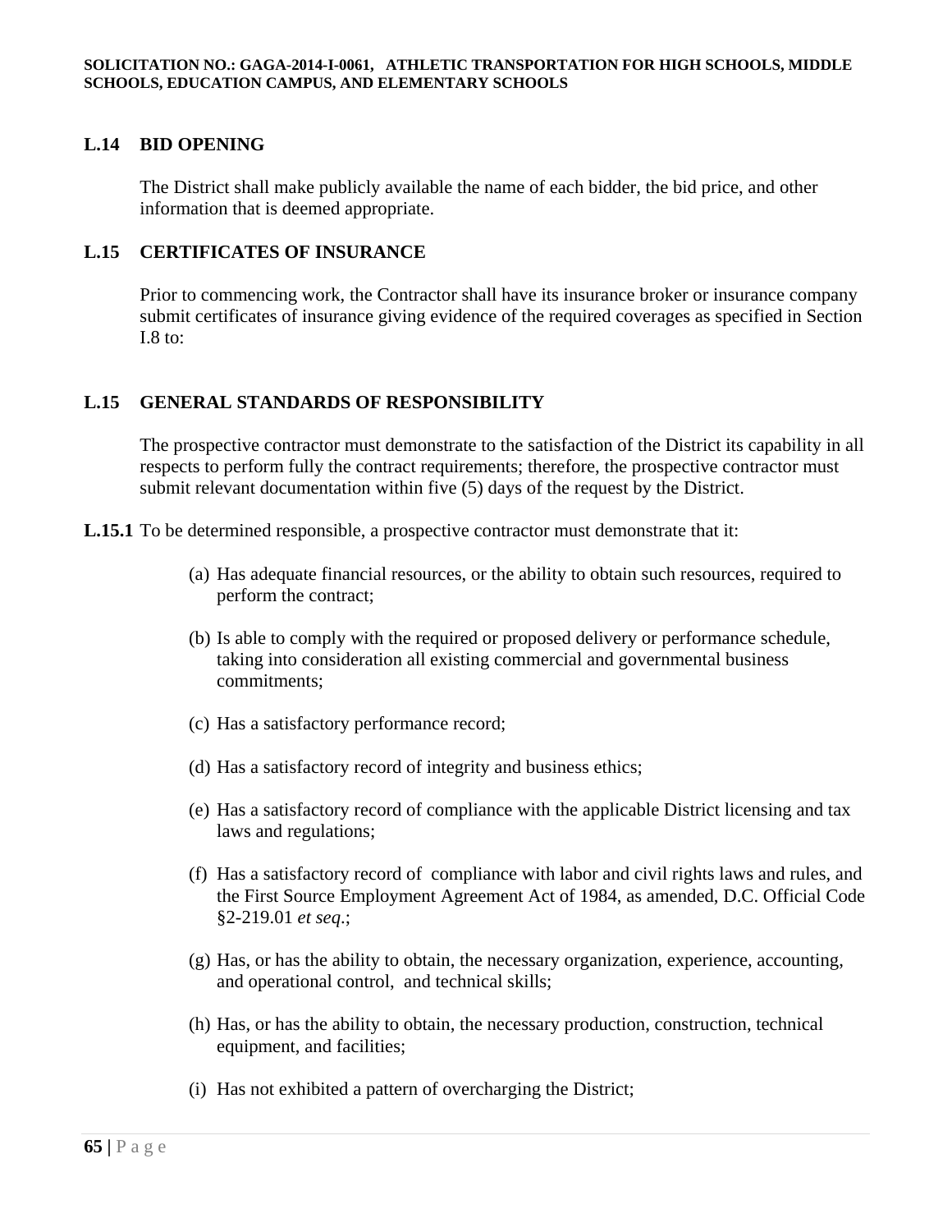## L.14 BID OPENING

The District shall make publicly available the name of each bidder, the bid price, and other information that is deemed appropriate.

## L.15 CERTIFICATES OF INSURANCE

Prior to commencing work, the Contractor shall have its insurance broker or insurance company submit certificates of insurance giving evidence of the required coverages as specified in Section I.8 to:

## L.15 GENERAL STANDARDS OF RESPONSIBILITY

The prospective contractor must demonstrate to the satisfaction of the District its capability in all respects to perform fully the contract requirements; therefore, the prospective contractor must submit relevant documentation within five (5) days of the request by the District.

**L.15.1** To be determined responsible, a prospective contractor must demonstrate that it:

(a) Has adequate financial resources, or the ability to obtain such resources, required to perform the contract;

(b) Is able to comply with the required or proposed delivery or performance schedule, taking into consideration all existing commercial and governmental business commitments;

(c) Has a satisfactory performance record;

(d) Has a satisfactory record of integrity and business ethics;

(e) Has a satisfactory record of compliance with the applicable District licensing and tax laws and regulations;

(f) Has a satisfactory record of compliance with labor and civil rights laws and rules, and the First Source Employment Agreement Act of 1984, as amended, D.C. Official Code §2-219.01 *et seq*.;

(g) Has, or has the ability to obtain, the necessary organization, experience, accounting, and operational control, and technical skills;

(h) Has, or has the ability to obtain, the necessary production, construction, technical equipment, and facilities;

(i) Has not exhibited a pattern of overcharging the District;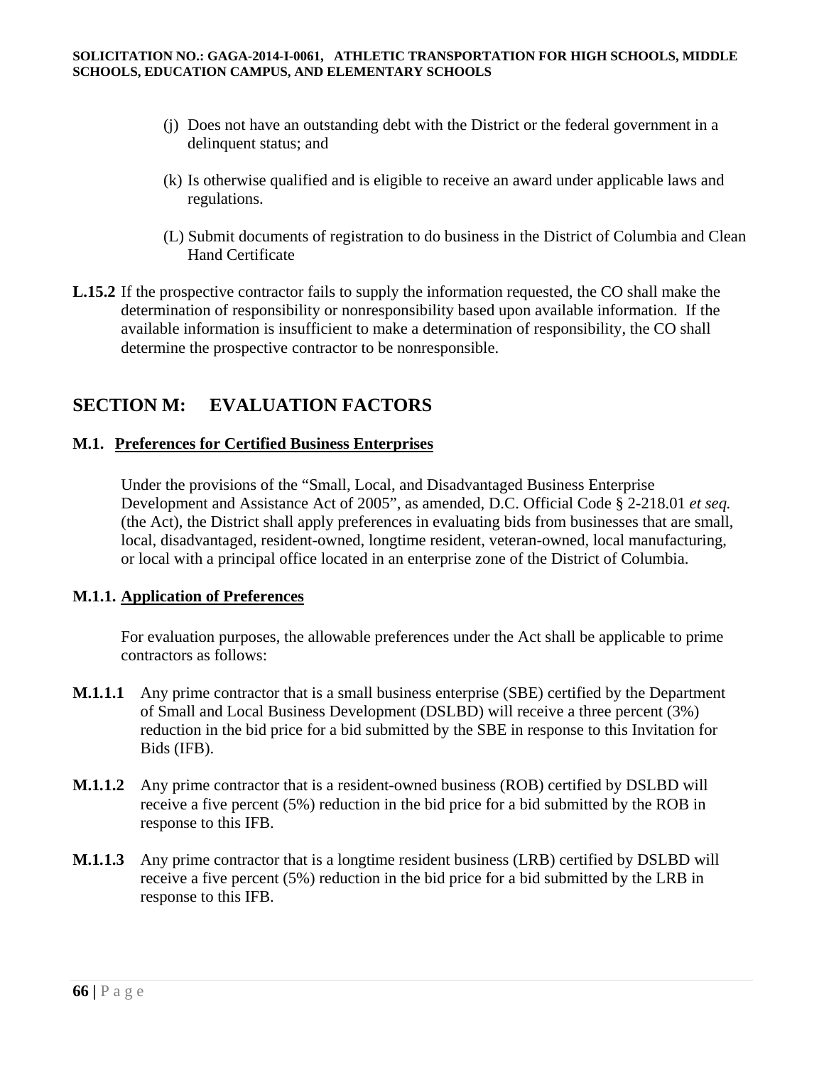(j) Does not have an outstanding debt with the District or the federal government in a delinquent status; and

(k) Is otherwise qualified and is eligible to receive an award under applicable laws and regulations.

(L) Submit documents of registration to do business in the District of Columbia and Clean Hand Certificate

**L.15.2** If the prospective contractor fails to supply the information requested, the CO shall make the determination of responsibility or nonresponsibility based upon available information. If the available information is insufficient to make a determination of responsibility, the CO shall determine the prospective contractor to be nonresponsible.

## SECTION M: EVALUATION FACTORS

### M.1. <u>Preferences for Certified Business Enterprises</u>

Under the provisions of the "Small, Local, and Disadvantaged Business Enterprise Development and Assistance Act of 2005", as amended, D.C. Official Code § 2-218.01 *et seq.* (the Act), the District shall apply preferences in evaluating bids from businesses that are small, local, disadvantaged, resident-owned, longtime resident, veteran-owned, local manufacturing, or local with a principal office located in an enterprise zone of the District of Columbia.

### M.1.1. <u>Application of Preferences</u>

For evaluation purposes, the allowable preferences under the Act shall be applicable to prime contractors as follows:

**M.1.1.1** Any prime contractor that is a small business enterprise (SBE) certified by the Department of Small and Local Business Development (DSLBD) will receive a three percent (3%) reduction in the bid price for a bid submitted by the SBE in response to this Invitation for Bids (IFB).

**M.1.1.2** Any prime contractor that is a resident-owned business (ROB) certified by DSLBD will receive a five percent (5%) reduction in the bid price for a bid submitted by the ROB in response to this IFB.

**M.1.1.3** Any prime contractor that is a longtime resident business (LRB) certified by DSLBD will receive a five percent (5%) reduction in the bid price for a bid submitted by the LRB in response to this IFB.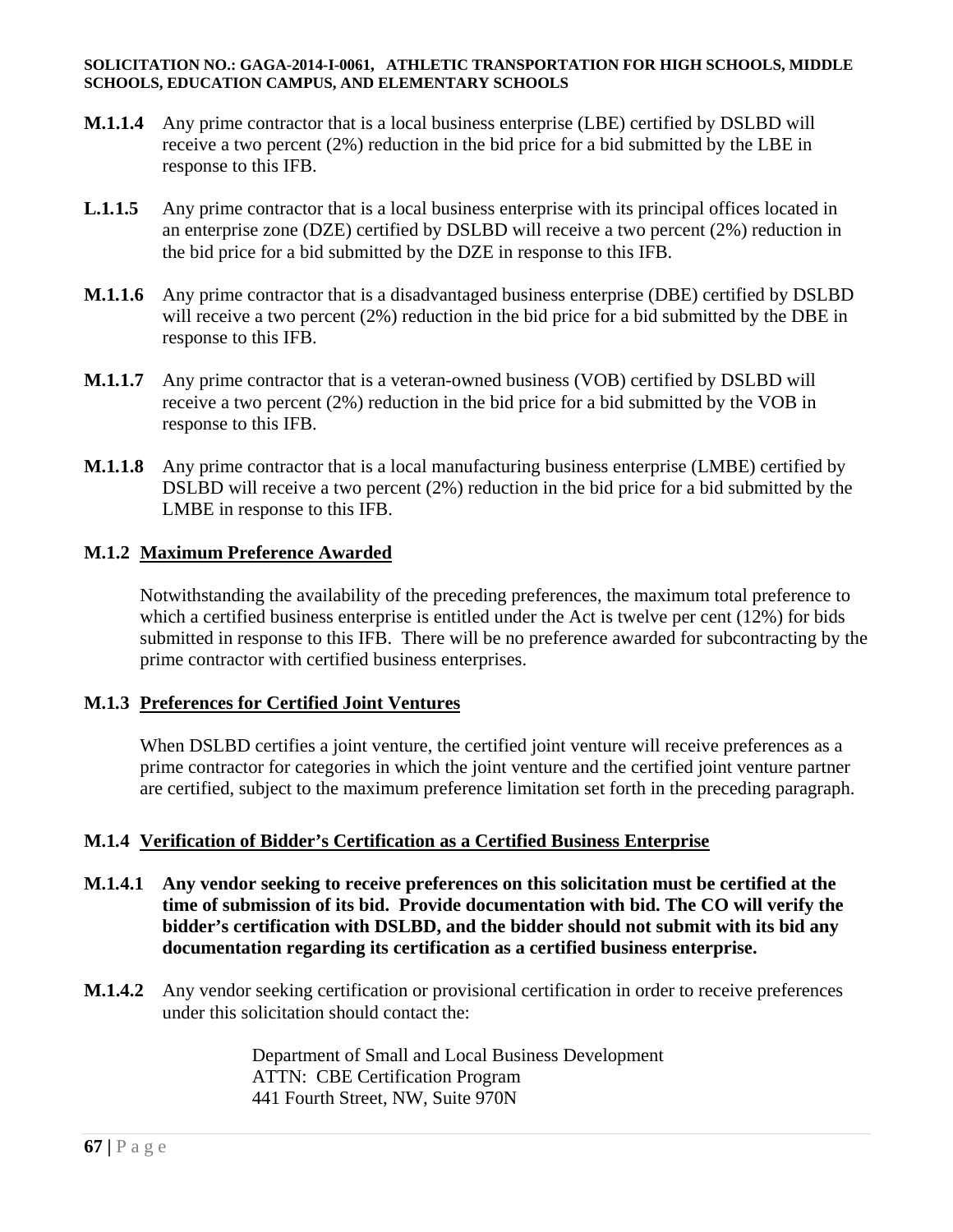**M.1.1.4** Any prime contractor that is a local business enterprise (LBE) certified by DSLBD will receive a two percent (2%) reduction in the bid price for a bid submitted by the LBE in response to this IFB.

**L.1.1.5** Any prime contractor that is a local business enterprise with its principal offices located in an enterprise zone (DZE) certified by DSLBD will receive a two percent (2%) reduction in the bid price for a bid submitted by the DZE in response to this IFB.

**M.1.1.6** Any prime contractor that is a disadvantaged business enterprise (DBE) certified by DSLBD will receive a two percent (2%) reduction in the bid price for a bid submitted by the DBE in response to this IFB.

**M.1.1.7** Any prime contractor that is a veteran-owned business (VOB) certified by DSLBD will receive a two percent (2%) reduction in the bid price for a bid submitted by the VOB in response to this IFB.

**M.1.1.8** Any prime contractor that is a local manufacturing business enterprise (LMBE) certified by DSLBD will receive a two percent (2%) reduction in the bid price for a bid submitted by the LMBE in response to this IFB.

### M.1.2 Maximum Preference Awarded

Notwithstanding the availability of the preceding preferences, the maximum total preference to which a certified business enterprise is entitled under the Act is twelve per cent (12%) for bids submitted in response to this IFB. There will be no preference awarded for subcontracting by the prime contractor with certified business enterprises.

### M.1.3 Preferences for Certified Joint Ventures

When DSLBD certifies a joint venture, the certified joint venture will receive preferences as a prime contractor for categories in which the joint venture and the certified joint venture partner are certified, subject to the maximum preference limitation set forth in the preceding paragraph.

### M.1.4 Verification of Bidder's Certification as a Certified Business Enterprise

**M.1.4.1** **Any vendor seeking to receive preferences on this solicitation must be certified at the time of submission of its bid. Provide documentation with bid. The CO will verify the bidder's certification with DSLBD, and the bidder should not submit with its bid any documentation regarding its certification as a certified business enterprise.**

**M.1.4.2** Any vendor seeking certification or provisional certification in order to receive preferences under this solicitation should contact the:

Department of Small and Local Business Development
ATTN: CBE Certification Program
441 Fourth Street, NW, Suite 970N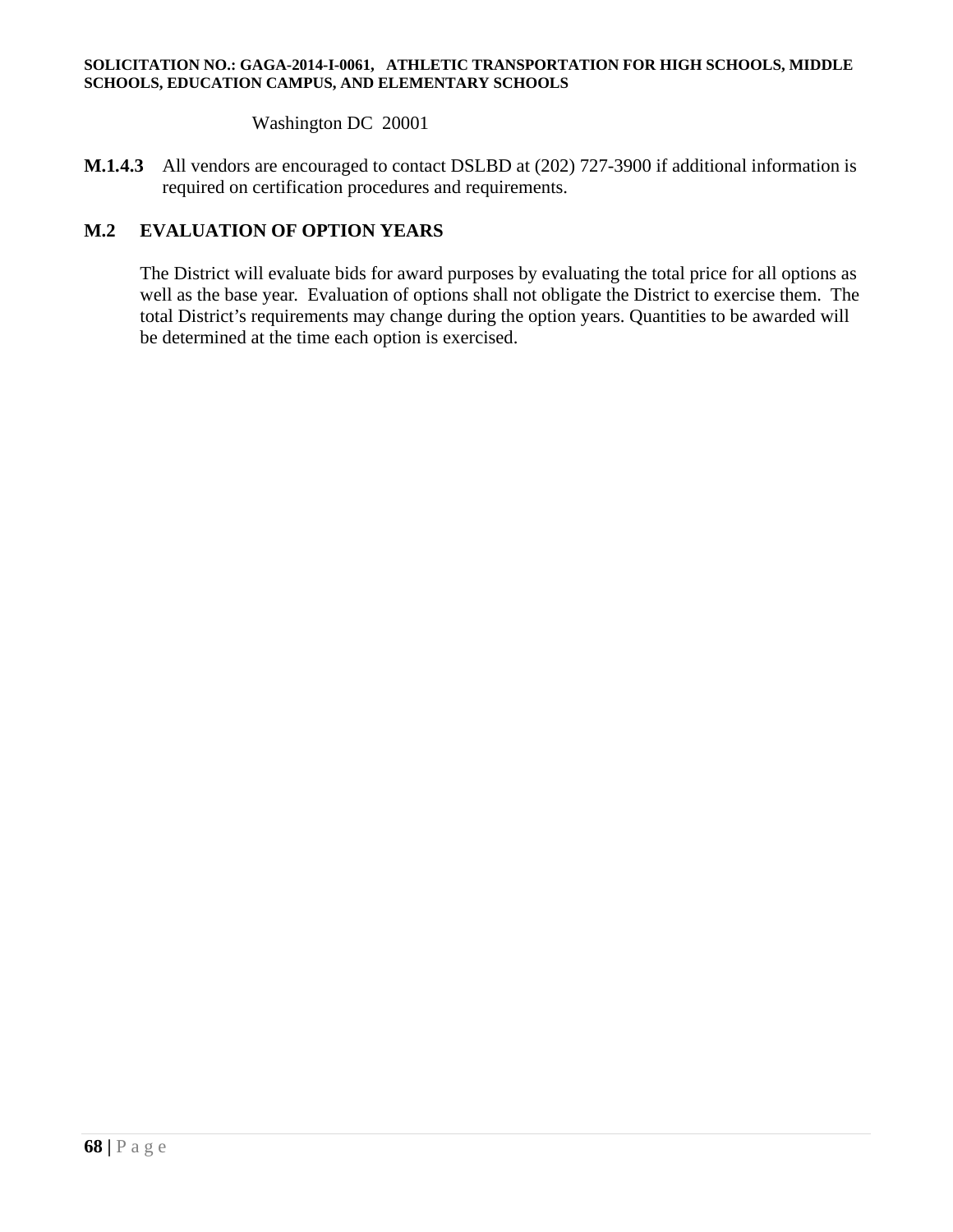Washington DC 20001

**M.1.4.3** All vendors are encouraged to contact DSLBD at (202) 727-3900 if additional information is required on certification procedures and requirements.

## M.2 EVALUATION OF OPTION YEARS

The District will evaluate bids for award purposes by evaluating the total price for all options as well as the base year. Evaluation of options shall not obligate the District to exercise them. The total District's requirements may change during the option years. Quantities to be awarded will be determined at the time each option is exercised.